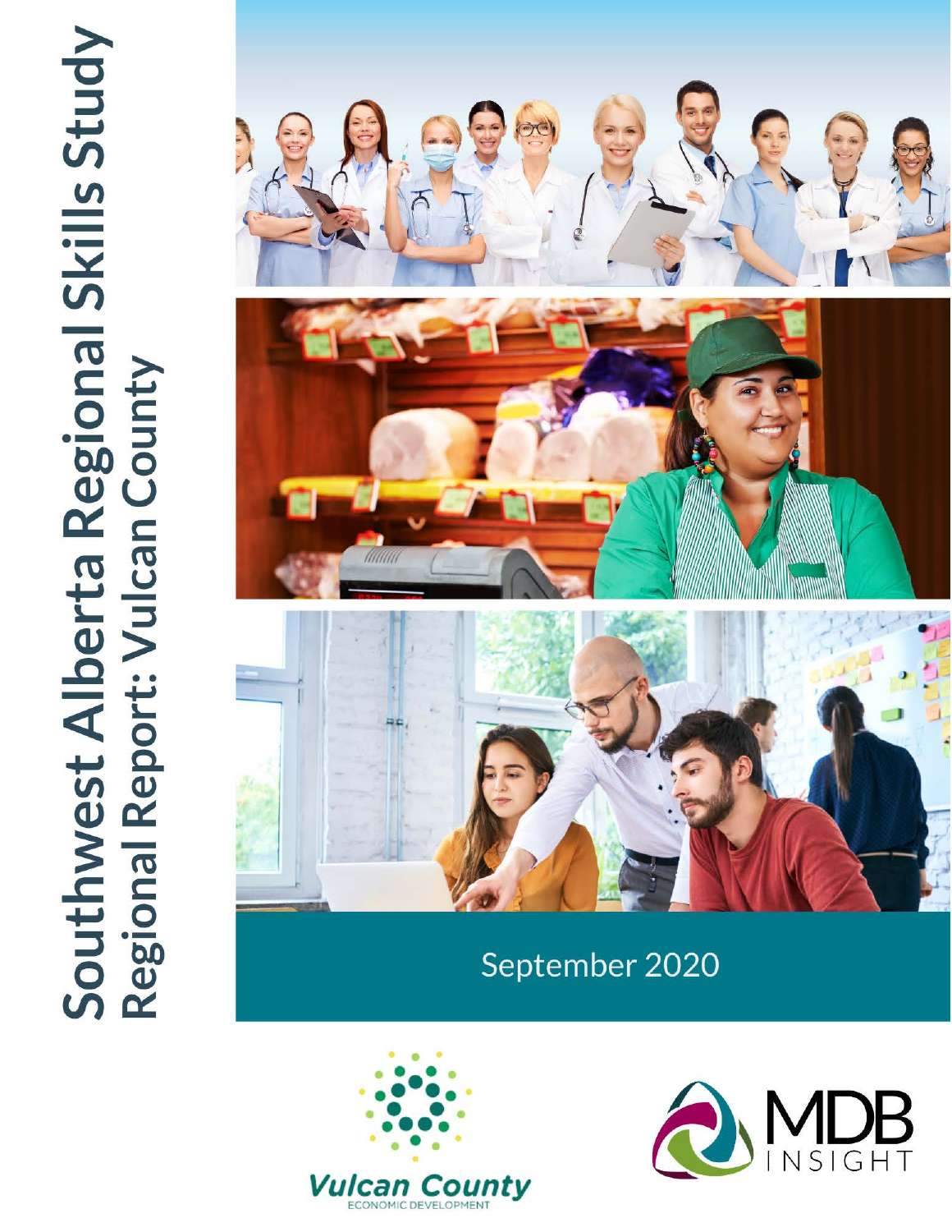# Southwest Alberta Regional Skills Study

## Regional Report: Vulcan County

September 2020

Vulcan County
ECONOMIC DEVELOPMENT

MDB INSIGHT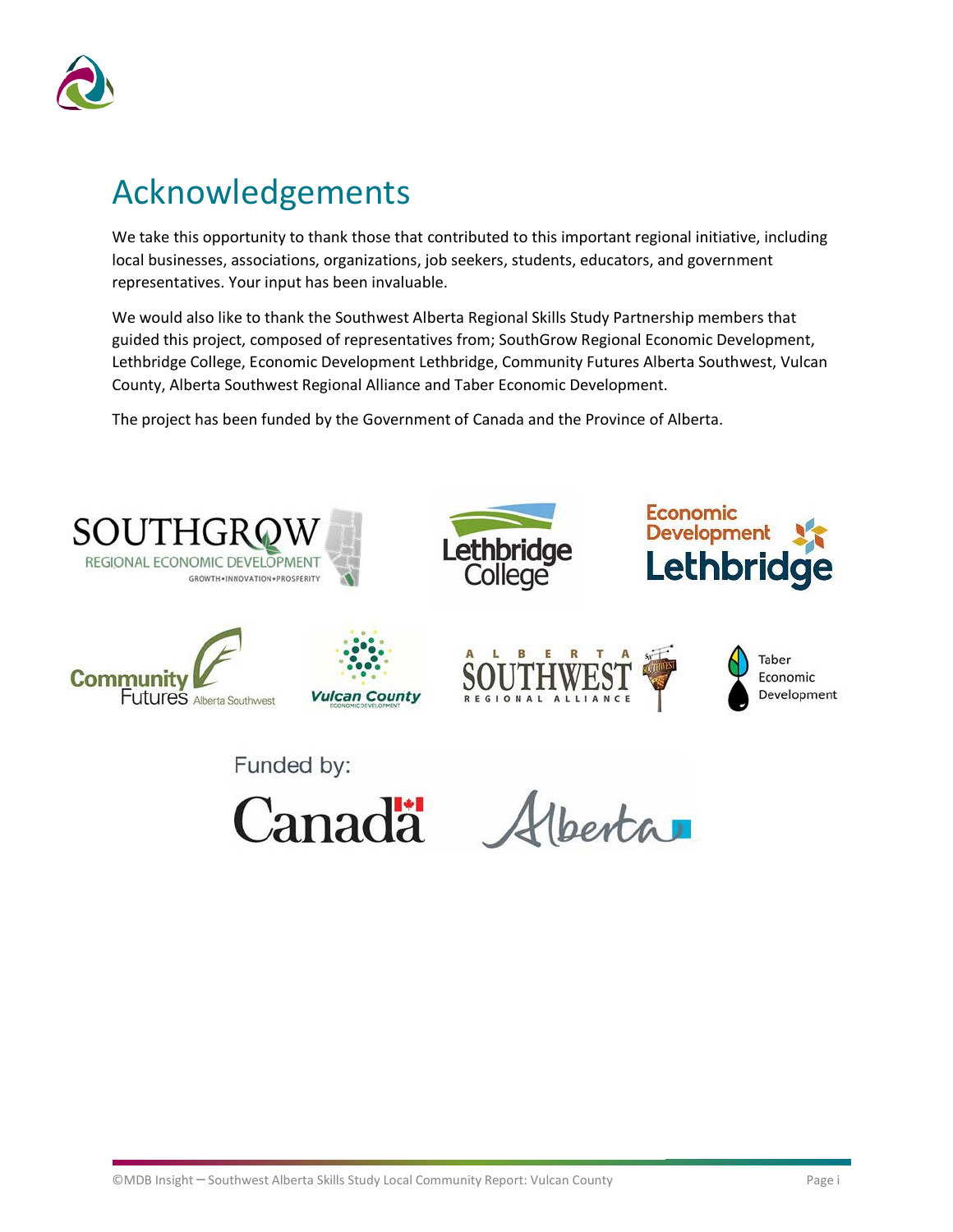# Acknowledgements

We take this opportunity to thank those that contributed to this important regional initiative, including local businesses, associations, organizations, job seekers, students, educators, and government representatives. Your input has been invaluable.

We would also like to thank the Southwest Alberta Regional Skills Study Partnership members that guided this project, composed of representatives from; SouthGrow Regional Economic Development, Lethbridge College, Economic Development Lethbridge, Community Futures Alberta Southwest, Vulcan County, Alberta Southwest Regional Alliance and Taber Economic Development.

The project has been funded by the Government of Canada and the Province of Alberta.

Funded by: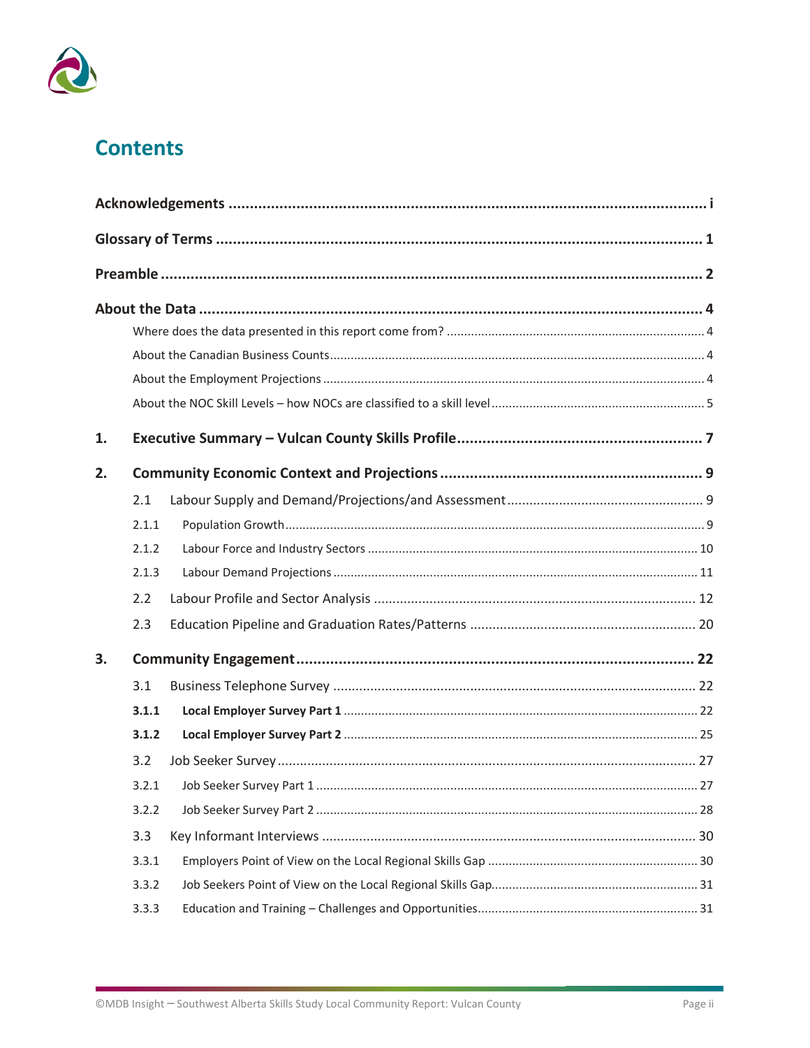# Contents

**Acknowledgements** ..... i

**Glossary of Terms** ..... 1

**Preamble** ..... 2

**About the Data** ..... 4

- Where does the data presented in this report come from? ..... 4
- About the Canadian Business Counts ..... 4
- About the Employment Projections ..... 4
- About the NOC Skill Levels – how NOCs are classified to a skill level ..... 5

**1. Executive Summary – Vulcan County Skills Profile** ..... 7

**2. Community Economic Context and Projections** ..... 9

- 2.1 Labour Supply and Demand/Projections/and Assessment ..... 9
  - 2.1.1 Population Growth ..... 9
  - 2.1.2 Labour Force and Industry Sectors ..... 10
  - 2.1.3 Labour Demand Projections ..... 11
- 2.2 Labour Profile and Sector Analysis ..... 12
- 2.3 Education Pipeline and Graduation Rates/Patterns ..... 20

**3. Community Engagement** ..... 22

- 3.1 Business Telephone Survey ..... 22
  - **3.1.1 Local Employer Survey Part 1** ..... 22
  - **3.1.2 Local Employer Survey Part 2** ..... 25
- 3.2 Job Seeker Survey ..... 27
  - 3.2.1 Job Seeker Survey Part 1 ..... 27
  - 3.2.2 Job Seeker Survey Part 2 ..... 28
- 3.3 Key Informant Interviews ..... 30
  - 3.3.1 Employers Point of View on the Local Regional Skills Gap ..... 30
  - 3.3.2 Job Seekers Point of View on the Local Regional Skills Gap ..... 31
  - 3.3.3 Education and Training – Challenges and Opportunities ..... 31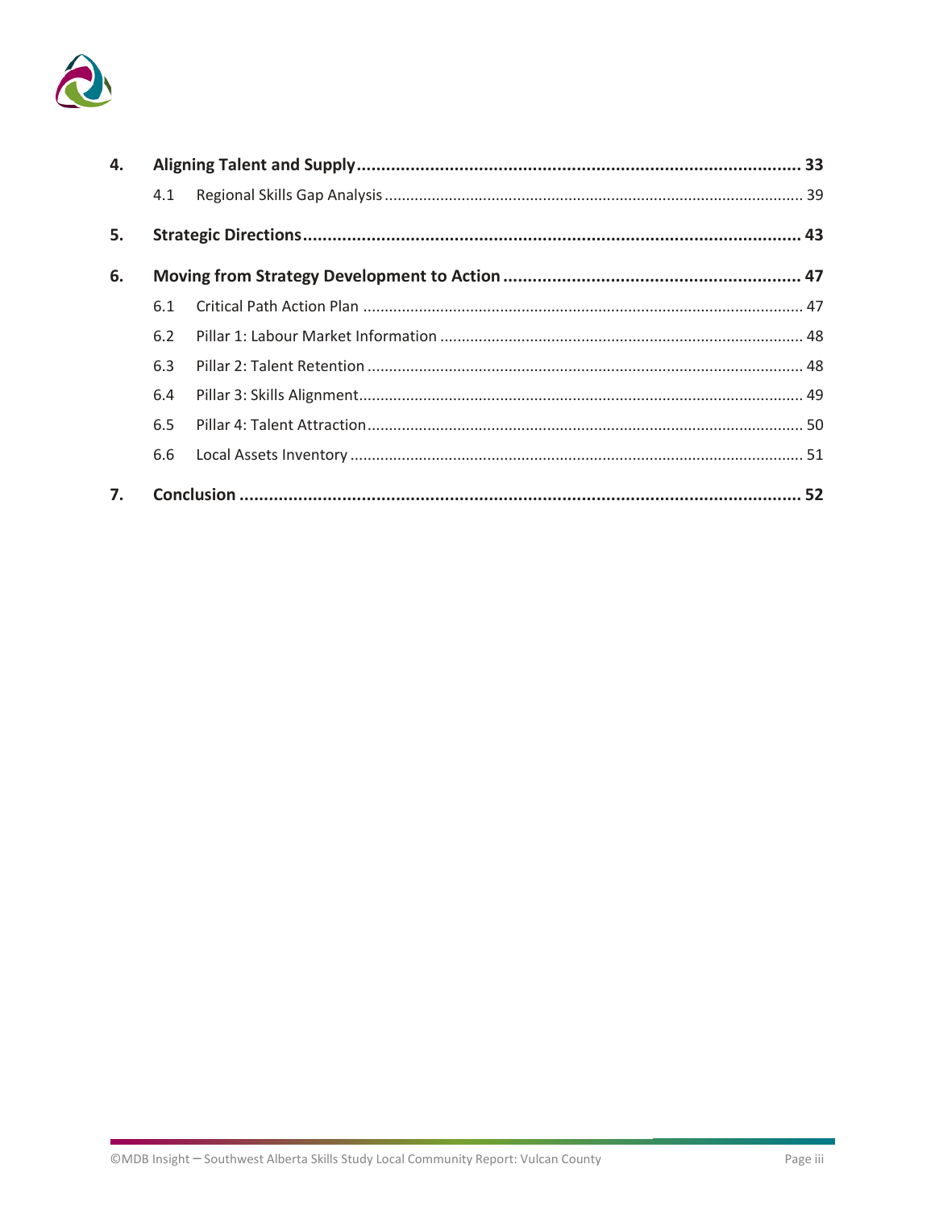| | | | |
|---|---|---|---|
| **4.** | **Aligning Talent and Supply** | | **33** |
| | 4.1 | Regional Skills Gap Analysis | 39 |
| **5.** | **Strategic Directions** | | **43** |
| **6.** | **Moving from Strategy Development to Action** | | **47** |
| | 6.1 | Critical Path Action Plan | 47 |
| | 6.2 | Pillar 1: Labour Market Information | 48 |
| | 6.3 | Pillar 2: Talent Retention | 48 |
| | 6.4 | Pillar 3: Skills Alignment | 49 |
| | 6.5 | Pillar 4: Talent Attraction | 50 |
| | 6.6 | Local Assets Inventory | 51 |
| **7.** | **Conclusion** | | **52** |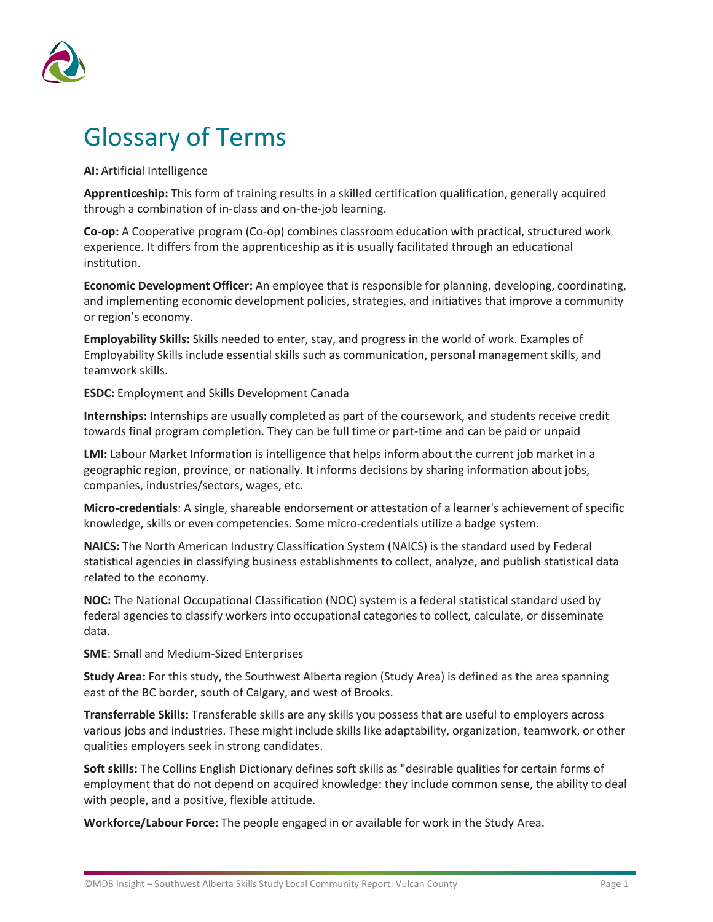# Glossary of Terms

**AI:** Artificial Intelligence

**Apprenticeship:** This form of training results in a skilled certification qualification, generally acquired through a combination of in-class and on-the-job learning.

**Co-op:** A Cooperative program (Co-op) combines classroom education with practical, structured work experience. It differs from the apprenticeship as it is usually facilitated through an educational institution.

**Economic Development Officer:** An employee that is responsible for planning, developing, coordinating, and implementing economic development policies, strategies, and initiatives that improve a community or region's economy.

**Employability Skills:** Skills needed to enter, stay, and progress in the world of work. Examples of Employability Skills include essential skills such as communication, personal management skills, and teamwork skills.

**ESDC:** Employment and Skills Development Canada

**Internships:** Internships are usually completed as part of the coursework, and students receive credit towards final program completion. They can be full time or part-time and can be paid or unpaid

**LMI:** Labour Market Information is intelligence that helps inform about the current job market in a geographic region, province, or nationally. It informs decisions by sharing information about jobs, companies, industries/sectors, wages, etc.

**Micro-credentials**: A single, shareable endorsement or attestation of a learner's achievement of specific knowledge, skills or even competencies. Some micro-credentials utilize a badge system.

**NAICS:** The North American Industry Classification System (NAICS) is the standard used by Federal statistical agencies in classifying business establishments to collect, analyze, and publish statistical data related to the economy.

**NOC:** The National Occupational Classification (NOC) system is a federal statistical standard used by federal agencies to classify workers into occupational categories to collect, calculate, or disseminate data.

**SME**: Small and Medium-Sized Enterprises

**Study Area:** For this study, the Southwest Alberta region (Study Area) is defined as the area spanning east of the BC border, south of Calgary, and west of Brooks.

**Transferrable Skills:** Transferable skills are any skills you possess that are useful to employers across various jobs and industries. These might include skills like adaptability, organization, teamwork, or other qualities employers seek in strong candidates.

**Soft skills:** The Collins English Dictionary defines soft skills as "desirable qualities for certain forms of employment that do not depend on acquired knowledge: they include common sense, the ability to deal with people, and a positive, flexible attitude.

**Workforce/Labour Force:** The people engaged in or available for work in the Study Area.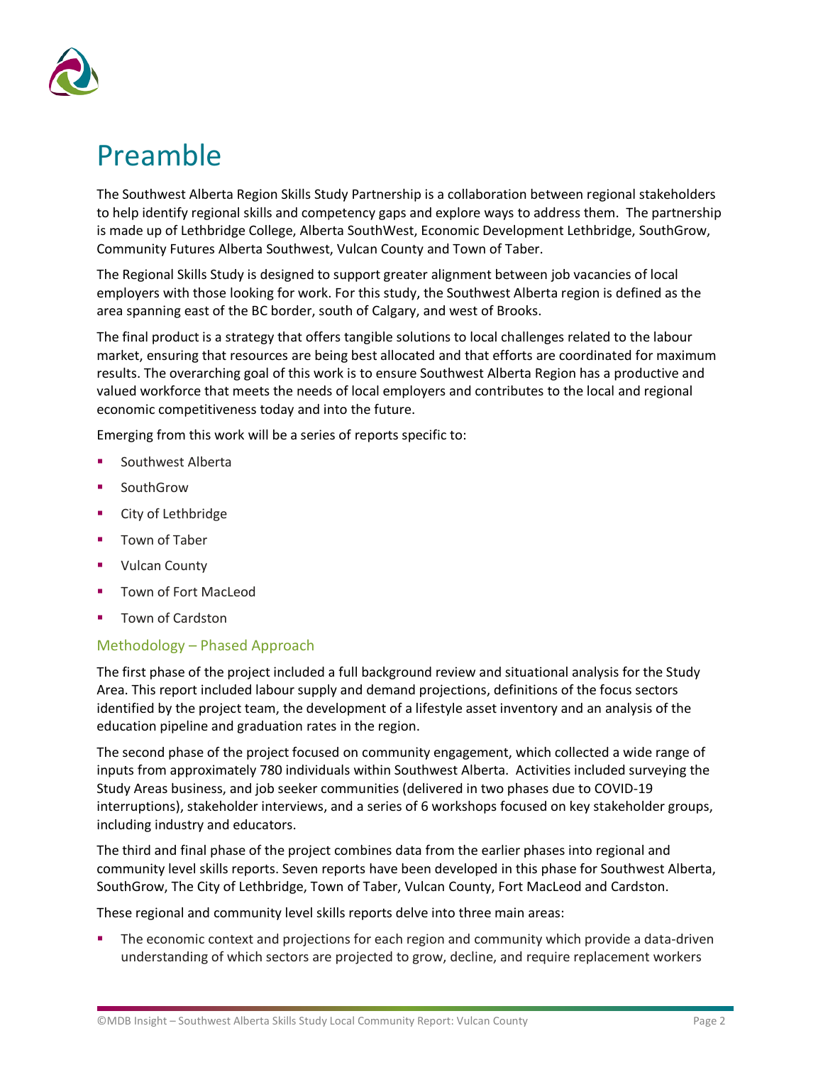# Preamble

The Southwest Alberta Region Skills Study Partnership is a collaboration between regional stakeholders to help identify regional skills and competency gaps and explore ways to address them. The partnership is made up of Lethbridge College, Alberta SouthWest, Economic Development Lethbridge, SouthGrow, Community Futures Alberta Southwest, Vulcan County and Town of Taber.

The Regional Skills Study is designed to support greater alignment between job vacancies of local employers with those looking for work. For this study, the Southwest Alberta region is defined as the area spanning east of the BC border, south of Calgary, and west of Brooks.

The final product is a strategy that offers tangible solutions to local challenges related to the labour market, ensuring that resources are being best allocated and that efforts are coordinated for maximum results. The overarching goal of this work is to ensure Southwest Alberta Region has a productive and valued workforce that meets the needs of local employers and contributes to the local and regional economic competitiveness today and into the future.

Emerging from this work will be a series of reports specific to:

- Southwest Alberta
- SouthGrow
- City of Lethbridge
- Town of Taber
- Vulcan County
- Town of Fort MacLeod
- Town of Cardston

## Methodology – Phased Approach

The first phase of the project included a full background review and situational analysis for the Study Area. This report included labour supply and demand projections, definitions of the focus sectors identified by the project team, the development of a lifestyle asset inventory and an analysis of the education pipeline and graduation rates in the region.

The second phase of the project focused on community engagement, which collected a wide range of inputs from approximately 780 individuals within Southwest Alberta. Activities included surveying the Study Areas business, and job seeker communities (delivered in two phases due to COVID-19 interruptions), stakeholder interviews, and a series of 6 workshops focused on key stakeholder groups, including industry and educators.

The third and final phase of the project combines data from the earlier phases into regional and community level skills reports. Seven reports have been developed in this phase for Southwest Alberta, SouthGrow, The City of Lethbridge, Town of Taber, Vulcan County, Fort MacLeod and Cardston.

These regional and community level skills reports delve into three main areas:

- The economic context and projections for each region and community which provide a data-driven understanding of which sectors are projected to grow, decline, and require replacement workers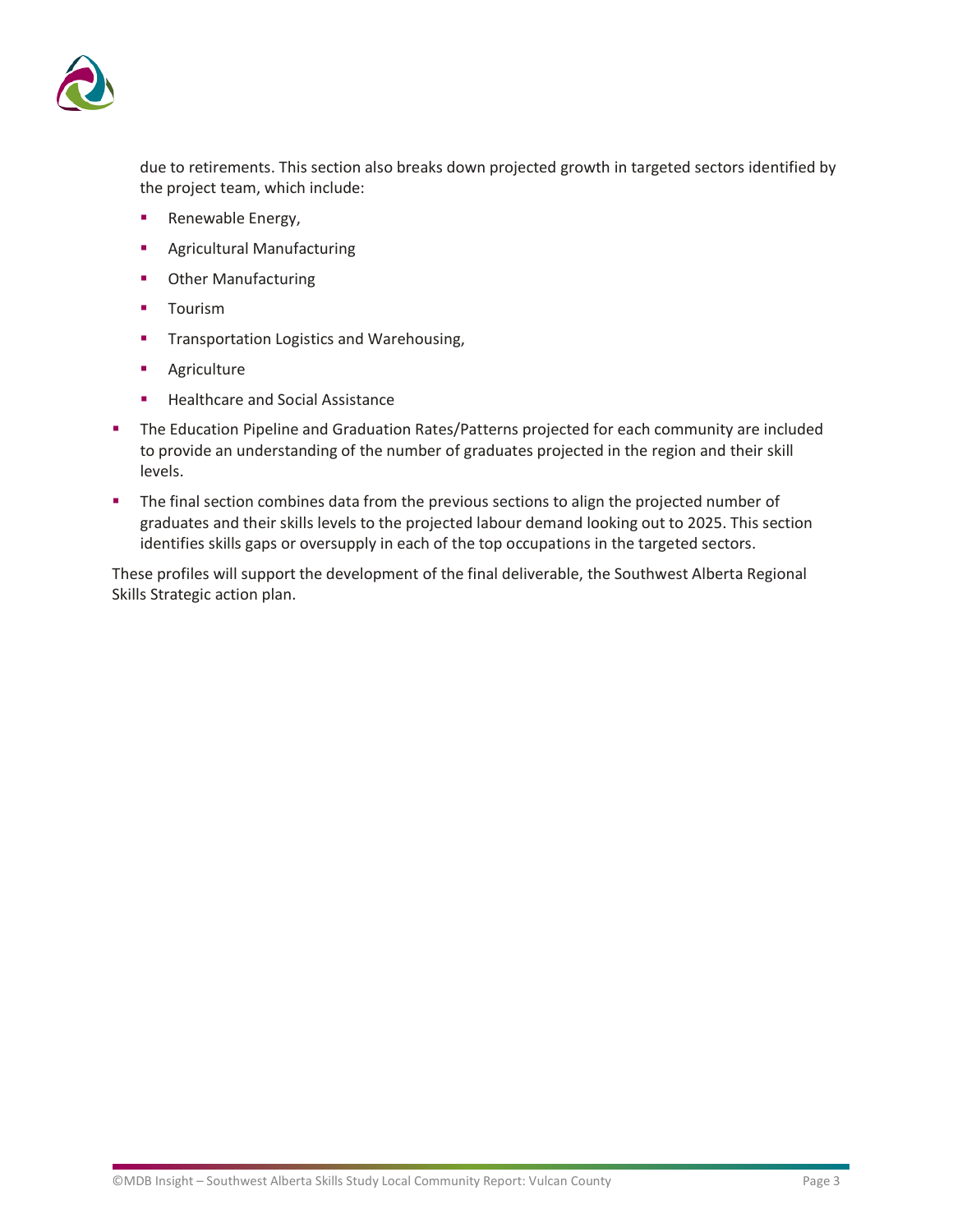due to retirements. This section also breaks down projected growth in targeted sectors identified by the project team, which include:

  - Renewable Energy,
  - Agricultural Manufacturing
  - Other Manufacturing
  - Tourism
  - Transportation Logistics and Warehousing,
  - Agriculture
  - Healthcare and Social Assistance

- The Education Pipeline and Graduation Rates/Patterns projected for each community are included to provide an understanding of the number of graduates projected in the region and their skill levels.
- The final section combines data from the previous sections to align the projected number of graduates and their skills levels to the projected labour demand looking out to 2025. This section identifies skills gaps or oversupply in each of the top occupations in the targeted sectors.

These profiles will support the development of the final deliverable, the Southwest Alberta Regional Skills Strategic action plan.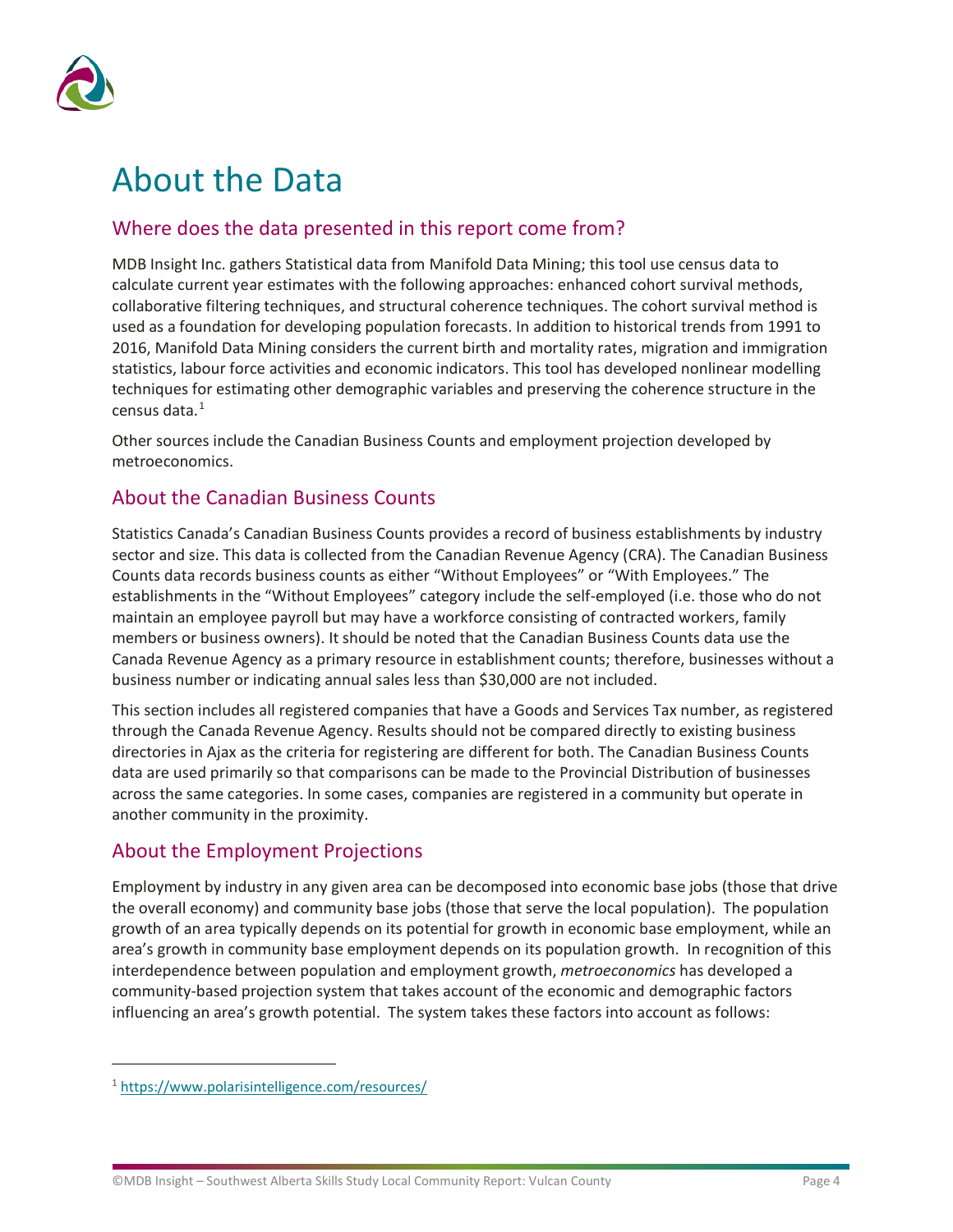# About the Data

## Where does the data presented in this report come from?

MDB Insight Inc. gathers Statistical data from Manifold Data Mining; this tool use census data to calculate current year estimates with the following approaches: enhanced cohort survival methods, collaborative filtering techniques, and structural coherence techniques. The cohort survival method is used as a foundation for developing population forecasts. In addition to historical trends from 1991 to 2016, Manifold Data Mining considers the current birth and mortality rates, migration and immigration statistics, labour force activities and economic indicators. This tool has developed nonlinear modelling techniques for estimating other demographic variables and preserving the coherence structure in the census data.[1]

Other sources include the Canadian Business Counts and employment projection developed by metroeconomics.

## About the Canadian Business Counts

Statistics Canada's Canadian Business Counts provides a record of business establishments by industry sector and size. This data is collected from the Canadian Revenue Agency (CRA). The Canadian Business Counts data records business counts as either "Without Employees" or "With Employees." The establishments in the "Without Employees" category include the self-employed (i.e. those who do not maintain an employee payroll but may have a workforce consisting of contracted workers, family members or business owners). It should be noted that the Canadian Business Counts data use the Canada Revenue Agency as a primary resource in establishment counts; therefore, businesses without a business number or indicating annual sales less than $30,000 are not included.

This section includes all registered companies that have a Goods and Services Tax number, as registered through the Canada Revenue Agency. Results should not be compared directly to existing business directories in Ajax as the criteria for registering are different for both. The Canadian Business Counts data are used primarily so that comparisons can be made to the Provincial Distribution of businesses across the same categories. In some cases, companies are registered in a community but operate in another community in the proximity.

## About the Employment Projections

Employment by industry in any given area can be decomposed into economic base jobs (those that drive the overall economy) and community base jobs (those that serve the local population). The population growth of an area typically depends on its potential for growth in economic base employment, while an area's growth in community base employment depends on its population growth. In recognition of this interdependence between population and employment growth, *metroeconomics* has developed a community-based projection system that takes account of the economic and demographic factors influencing an area's growth potential. The system takes these factors into account as follows:

---

[1] https://www.polarisintelligence.com/resources/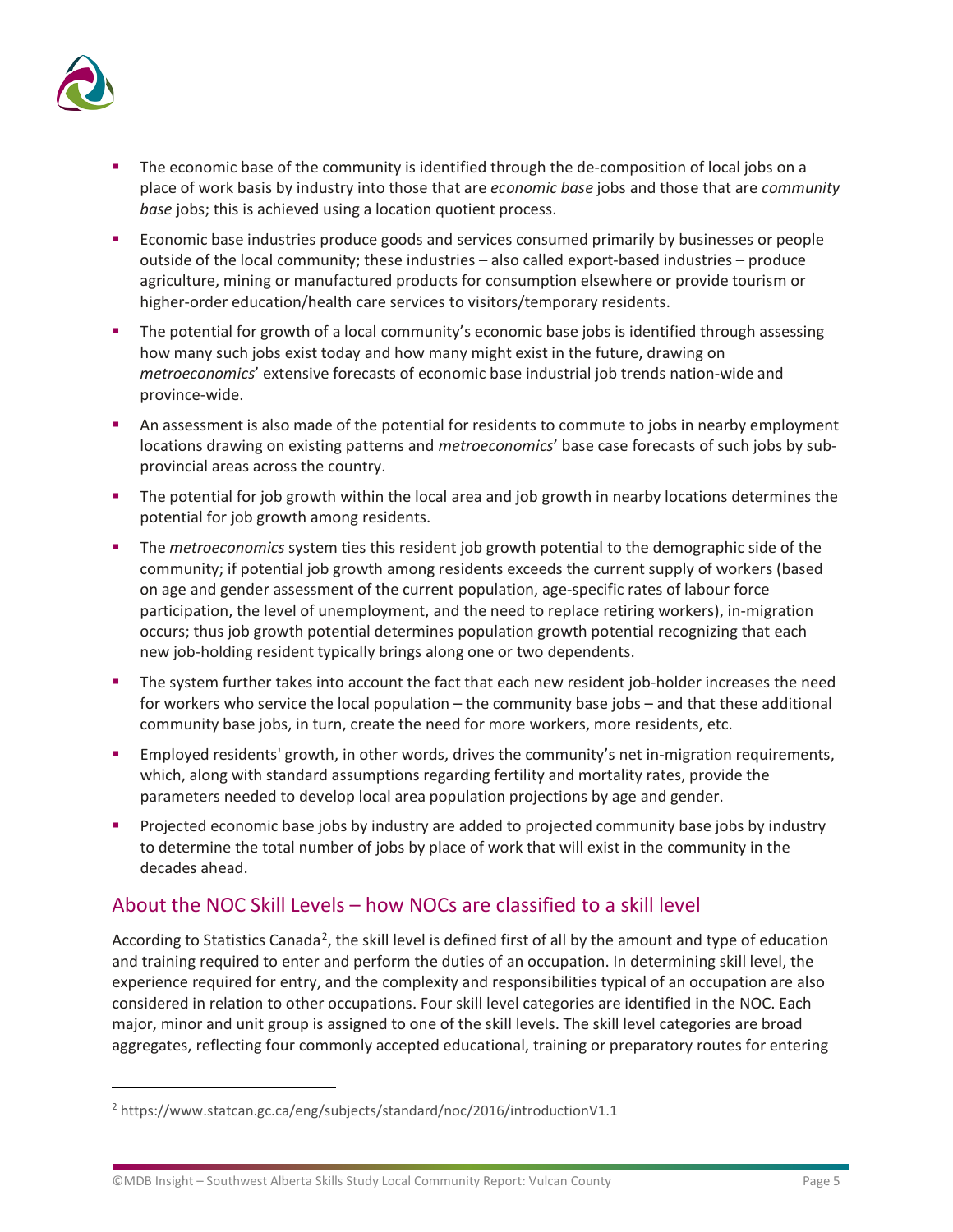- The economic base of the community is identified through the de-composition of local jobs on a place of work basis by industry into those that are *economic base* jobs and those that are *community base* jobs; this is achieved using a location quotient process.
- Economic base industries produce goods and services consumed primarily by businesses or people outside of the local community; these industries – also called export-based industries – produce agriculture, mining or manufactured products for consumption elsewhere or provide tourism or higher-order education/health care services to visitors/temporary residents.
- The potential for growth of a local community's economic base jobs is identified through assessing how many such jobs exist today and how many might exist in the future, drawing on *metroeconomics*' extensive forecasts of economic base industrial job trends nation-wide and province-wide.
- An assessment is also made of the potential for residents to commute to jobs in nearby employment locations drawing on existing patterns and *metroeconomics*' base case forecasts of such jobs by sub-provincial areas across the country.
- The potential for job growth within the local area and job growth in nearby locations determines the potential for job growth among residents.
- The *metroeconomics* system ties this resident job growth potential to the demographic side of the community; if potential job growth among residents exceeds the current supply of workers (based on age and gender assessment of the current population, age-specific rates of labour force participation, the level of unemployment, and the need to replace retiring workers), in-migration occurs; thus job growth potential determines population growth potential recognizing that each new job-holding resident typically brings along one or two dependents.
- The system further takes into account the fact that each new resident job-holder increases the need for workers who service the local population – the community base jobs – and that these additional community base jobs, in turn, create the need for more workers, more residents, etc.
- Employed residents' growth, in other words, drives the community's net in-migration requirements, which, along with standard assumptions regarding fertility and mortality rates, provide the parameters needed to develop local area population projections by age and gender.
- Projected economic base jobs by industry are added to projected community base jobs by industry to determine the total number of jobs by place of work that will exist in the community in the decades ahead.

## About the NOC Skill Levels – how NOCs are classified to a skill level

According to Statistics Canada[2], the skill level is defined first of all by the amount and type of education and training required to enter and perform the duties of an occupation. In determining skill level, the experience required for entry, and the complexity and responsibilities typical of an occupation are also considered in relation to other occupations. Four skill level categories are identified in the NOC. Each major, minor and unit group is assigned to one of the skill levels. The skill level categories are broad aggregates, reflecting four commonly accepted educational, training or preparatory routes for entering

[2] https://www.statcan.gc.ca/eng/subjects/standard/noc/2016/introductionV1.1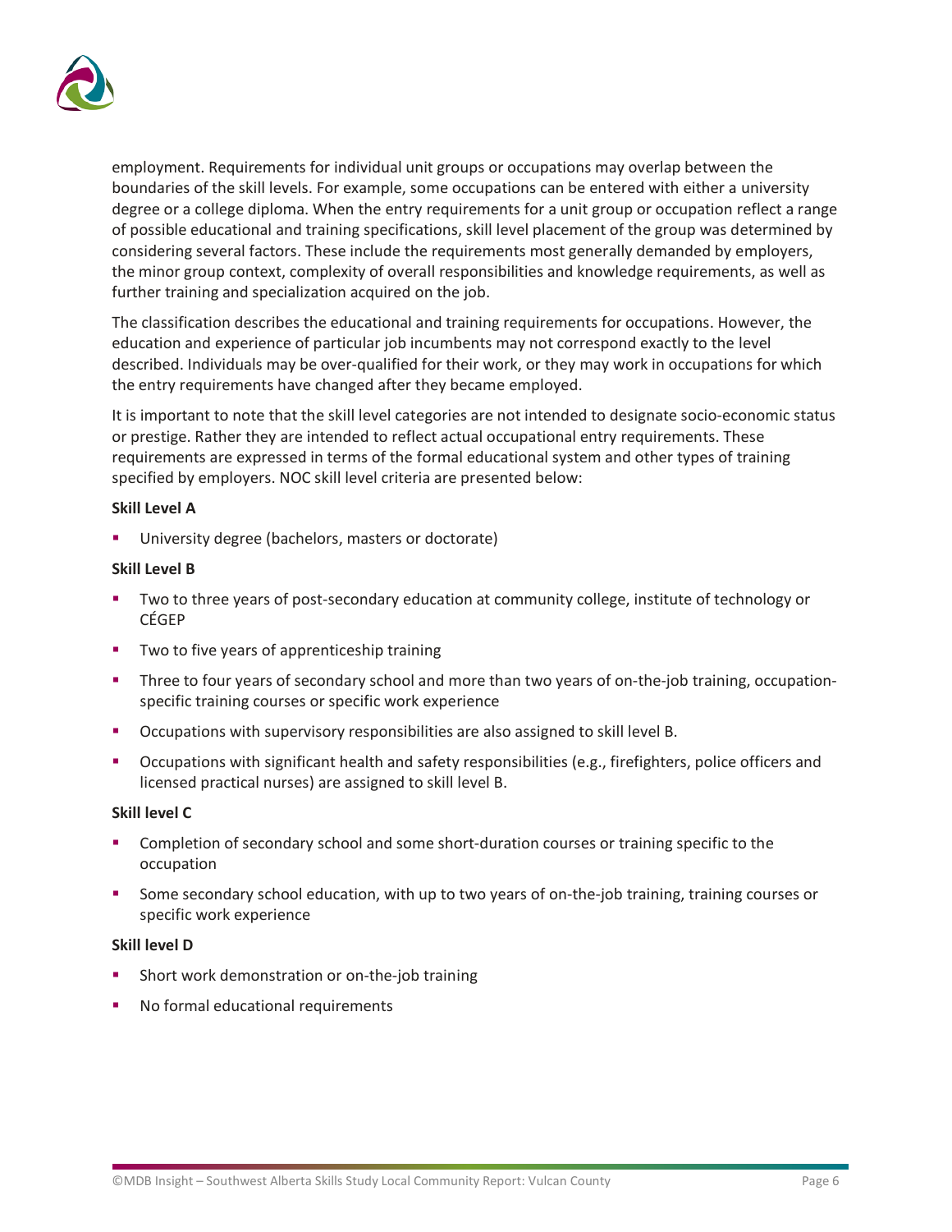employment. Requirements for individual unit groups or occupations may overlap between the boundaries of the skill levels. For example, some occupations can be entered with either a university degree or a college diploma. When the entry requirements for a unit group or occupation reflect a range of possible educational and training specifications, skill level placement of the group was determined by considering several factors. These include the requirements most generally demanded by employers, the minor group context, complexity of overall responsibilities and knowledge requirements, as well as further training and specialization acquired on the job.

The classification describes the educational and training requirements for occupations. However, the education and experience of particular job incumbents may not correspond exactly to the level described. Individuals may be over-qualified for their work, or they may work in occupations for which the entry requirements have changed after they became employed.

It is important to note that the skill level categories are not intended to designate socio-economic status or prestige. Rather they are intended to reflect actual occupational entry requirements. These requirements are expressed in terms of the formal educational system and other types of training specified by employers. NOC skill level criteria are presented below:

**Skill Level A**

- University degree (bachelors, masters or doctorate)

**Skill Level B**

- Two to three years of post-secondary education at community college, institute of technology or CÉGEP
- Two to five years of apprenticeship training
- Three to four years of secondary school and more than two years of on-the-job training, occupation-specific training courses or specific work experience
- Occupations with supervisory responsibilities are also assigned to skill level B.
- Occupations with significant health and safety responsibilities (e.g., firefighters, police officers and licensed practical nurses) are assigned to skill level B.

**Skill level C**

- Completion of secondary school and some short-duration courses or training specific to the occupation
- Some secondary school education, with up to two years of on-the-job training, training courses or specific work experience

**Skill level D**

- Short work demonstration or on-the-job training
- No formal educational requirements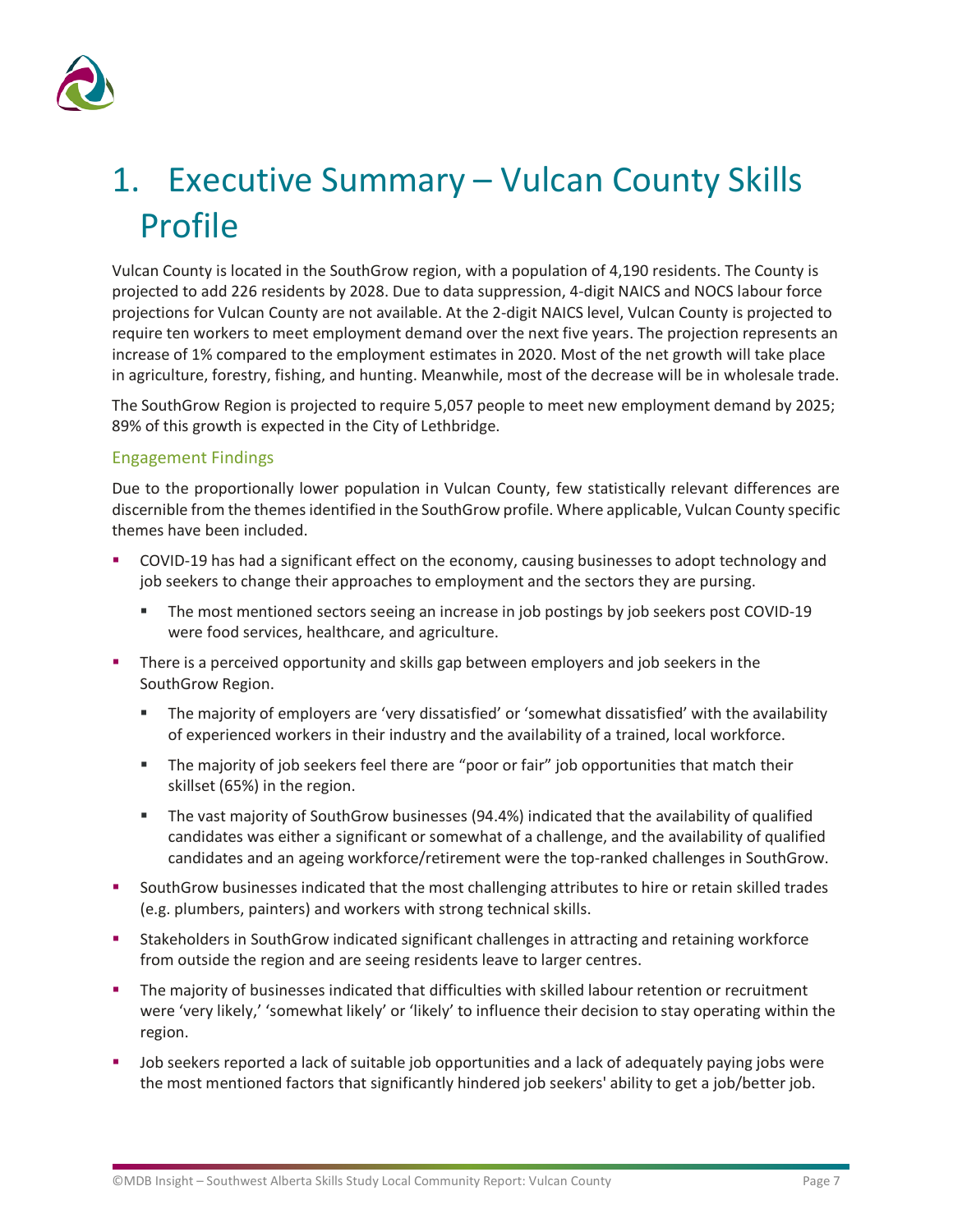# 1. Executive Summary – Vulcan County Skills Profile

Vulcan County is located in the SouthGrow region, with a population of 4,190 residents. The County is projected to add 226 residents by 2028. Due to data suppression, 4-digit NAICS and NOCS labour force projections for Vulcan County are not available. At the 2-digit NAICS level, Vulcan County is projected to require ten workers to meet employment demand over the next five years. The projection represents an increase of 1% compared to the employment estimates in 2020. Most of the net growth will take place in agriculture, forestry, fishing, and hunting. Meanwhile, most of the decrease will be in wholesale trade.

The SouthGrow Region is projected to require 5,057 people to meet new employment demand by 2025; 89% of this growth is expected in the City of Lethbridge.

### Engagement Findings

Due to the proportionally lower population in Vulcan County, few statistically relevant differences are discernible from the themes identified in the SouthGrow profile. Where applicable, Vulcan County specific themes have been included.

- COVID-19 has had a significant effect on the economy, causing businesses to adopt technology and job seekers to change their approaches to employment and the sectors they are pursing.
  - The most mentioned sectors seeing an increase in job postings by job seekers post COVID-19 were food services, healthcare, and agriculture.
- There is a perceived opportunity and skills gap between employers and job seekers in the SouthGrow Region.
  - The majority of employers are 'very dissatisfied' or 'somewhat dissatisfied' with the availability of experienced workers in their industry and the availability of a trained, local workforce.
  - The majority of job seekers feel there are "poor or fair" job opportunities that match their skillset (65%) in the region.
  - The vast majority of SouthGrow businesses (94.4%) indicated that the availability of qualified candidates was either a significant or somewhat of a challenge, and the availability of qualified candidates and an ageing workforce/retirement were the top-ranked challenges in SouthGrow.
- SouthGrow businesses indicated that the most challenging attributes to hire or retain skilled trades (e.g. plumbers, painters) and workers with strong technical skills.
- Stakeholders in SouthGrow indicated significant challenges in attracting and retaining workforce from outside the region and are seeing residents leave to larger centres.
- The majority of businesses indicated that difficulties with skilled labour retention or recruitment were 'very likely,' 'somewhat likely' or 'likely' to influence their decision to stay operating within the region.
- Job seekers reported a lack of suitable job opportunities and a lack of adequately paying jobs were the most mentioned factors that significantly hindered job seekers' ability to get a job/better job.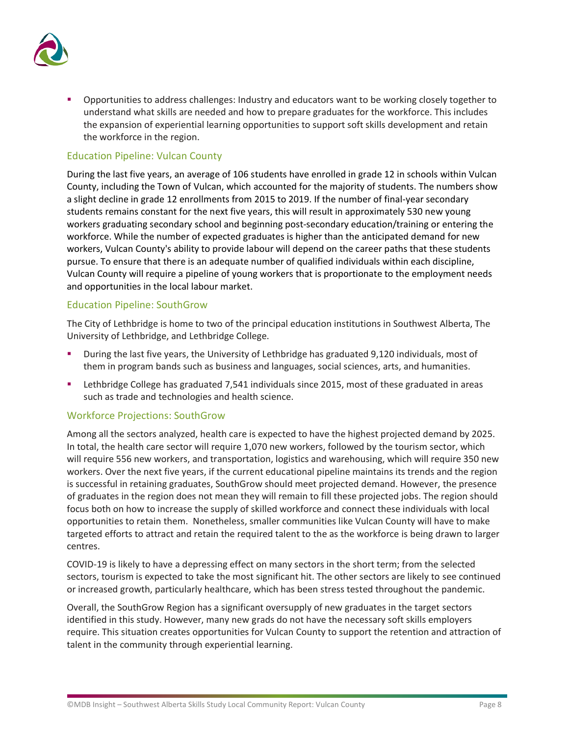- Opportunities to address challenges: Industry and educators want to be working closely together to understand what skills are needed and how to prepare graduates for the workforce. This includes the expansion of experiential learning opportunities to support soft skills development and retain the workforce in the region.

## Education Pipeline: Vulcan County

During the last five years, an average of 106 students have enrolled in grade 12 in schools within Vulcan County, including the Town of Vulcan, which accounted for the majority of students. The numbers show a slight decline in grade 12 enrollments from 2015 to 2019. If the number of final-year secondary students remains constant for the next five years, this will result in approximately 530 new young workers graduating secondary school and beginning post-secondary education/training or entering the workforce. While the number of expected graduates is higher than the anticipated demand for new workers, Vulcan County's ability to provide labour will depend on the career paths that these students pursue. To ensure that there is an adequate number of qualified individuals within each discipline, Vulcan County will require a pipeline of young workers that is proportionate to the employment needs and opportunities in the local labour market.

## Education Pipeline: SouthGrow

The City of Lethbridge is home to two of the principal education institutions in Southwest Alberta, The University of Lethbridge, and Lethbridge College.

- During the last five years, the University of Lethbridge has graduated 9,120 individuals, most of them in program bands such as business and languages, social sciences, arts, and humanities.
- Lethbridge College has graduated 7,541 individuals since 2015, most of these graduated in areas such as trade and technologies and health science.

## Workforce Projections: SouthGrow

Among all the sectors analyzed, health care is expected to have the highest projected demand by 2025. In total, the health care sector will require 1,070 new workers, followed by the tourism sector, which will require 556 new workers, and transportation, logistics and warehousing, which will require 350 new workers. Over the next five years, if the current educational pipeline maintains its trends and the region is successful in retaining graduates, SouthGrow should meet projected demand. However, the presence of graduates in the region does not mean they will remain to fill these projected jobs. The region should focus both on how to increase the supply of skilled workforce and connect these individuals with local opportunities to retain them. Nonetheless, smaller communities like Vulcan County will have to make targeted efforts to attract and retain the required talent to the as the workforce is being drawn to larger centres.

COVID-19 is likely to have a depressing effect on many sectors in the short term; from the selected sectors, tourism is expected to take the most significant hit. The other sectors are likely to see continued or increased growth, particularly healthcare, which has been stress tested throughout the pandemic.

Overall, the SouthGrow Region has a significant oversupply of new graduates in the target sectors identified in this study. However, many new grads do not have the necessary soft skills employers require. This situation creates opportunities for Vulcan County to support the retention and attraction of talent in the community through experiential learning.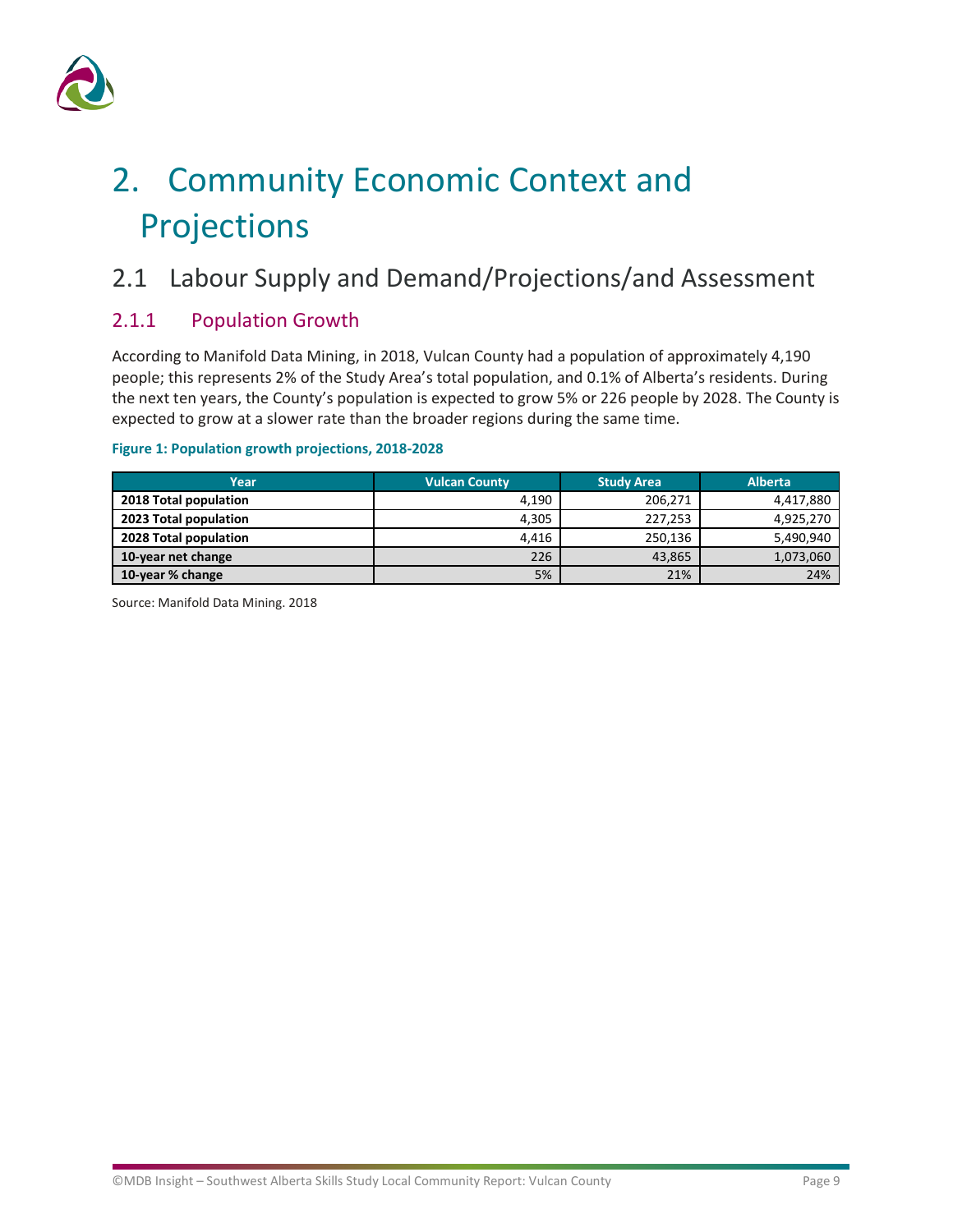# 2. Community Economic Context and Projections

## 2.1 Labour Supply and Demand/Projections/and Assessment

### 2.1.1 Population Growth

According to Manifold Data Mining, in 2018, Vulcan County had a population of approximately 4,190 people; this represents 2% of the Study Area's total population, and 0.1% of Alberta's residents. During the next ten years, the County's population is expected to grow 5% or 226 people by 2028. The County is expected to grow at a slower rate than the broader regions during the same time.

**Figure 1: Population growth projections, 2018-2028**

| Year | Vulcan County | Study Area | Alberta |
|---|---|---|---|
| **2018 Total population** | 4,190 | 206,271 | 4,417,880 |
| **2023 Total population** | 4,305 | 227,253 | 4,925,270 |
| **2028 Total population** | 4,416 | 250,136 | 5,490,940 |
| **10-year net change** | 226 | 43,865 | 1,073,060 |
| **10-year % change** | 5% | 21% | 24% |

Source: Manifold Data Mining. 2018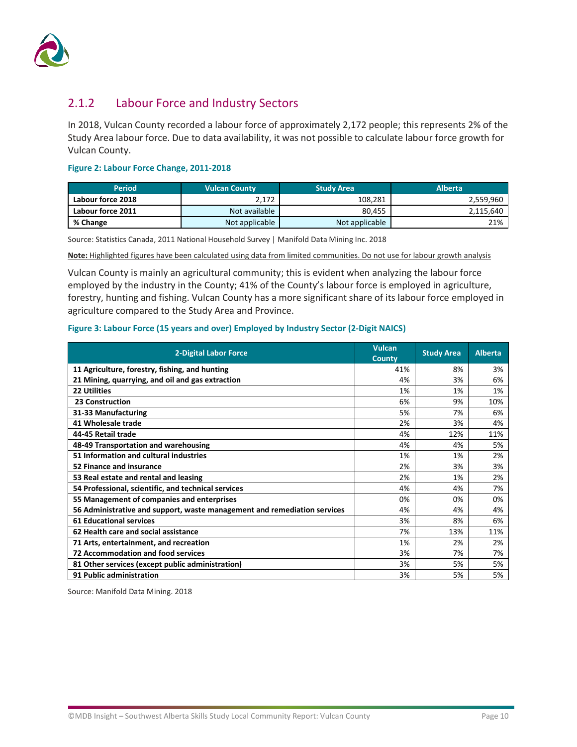### 2.1.2 Labour Force and Industry Sectors

In 2018, Vulcan County recorded a labour force of approximately 2,172 people; this represents 2% of the Study Area labour force. Due to data availability, it was not possible to calculate labour force growth for Vulcan County.

**Figure 2: Labour Force Change, 2011-2018**

| Period | Vulcan County | Study Area | Alberta |
|---|---|---|---|
| **Labour force 2018** | 2,172 | 108,281 | 2,559,960 |
| **Labour force 2011** | Not available | 80,455 | 2,115,640 |
| **% Change** | Not applicable | Not applicable | 21% |

Source: Statistics Canada, 2011 National Household Survey | Manifold Data Mining Inc. 2018

**Note:** Highlighted figures have been calculated using data from limited communities. Do not use for labour growth analysis

Vulcan County is mainly an agricultural community; this is evident when analyzing the labour force employed by the industry in the County; 41% of the County's labour force is employed in agriculture, forestry, hunting and fishing. Vulcan County has a more significant share of its labour force employed in agriculture compared to the Study Area and Province.

**Figure 3: Labour Force (15 years and over) Employed by Industry Sector (2-Digit NAICS)**

| 2-Digital Labor Force | Vulcan County | Study Area | Alberta |
|---|---|---|---|
| **11 Agriculture, forestry, fishing, and hunting** | 41% | 8% | 3% |
| **21 Mining, quarrying, and oil and gas extraction** | 4% | 3% | 6% |
| **22 Utilities** | 1% | 1% | 1% |
| **23 Construction** | 6% | 9% | 10% |
| **31-33 Manufacturing** | 5% | 7% | 6% |
| **41 Wholesale trade** | 2% | 3% | 4% |
| **44-45 Retail trade** | 4% | 12% | 11% |
| **48-49 Transportation and warehousing** | 4% | 4% | 5% |
| **51 Information and cultural industries** | 1% | 1% | 2% |
| **52 Finance and insurance** | 2% | 3% | 3% |
| **53 Real estate and rental and leasing** | 2% | 1% | 2% |
| **54 Professional, scientific, and technical services** | 4% | 4% | 7% |
| **55 Management of companies and enterprises** | 0% | 0% | 0% |
| **56 Administrative and support, waste management and remediation services** | 4% | 4% | 4% |
| **61 Educational services** | 3% | 8% | 6% |
| **62 Health care and social assistance** | 7% | 13% | 11% |
| **71 Arts, entertainment, and recreation** | 1% | 2% | 2% |
| **72 Accommodation and food services** | 3% | 7% | 7% |
| **81 Other services (except public administration)** | 3% | 5% | 5% |
| **91 Public administration** | 3% | 5% | 5% |

Source: Manifold Data Mining. 2018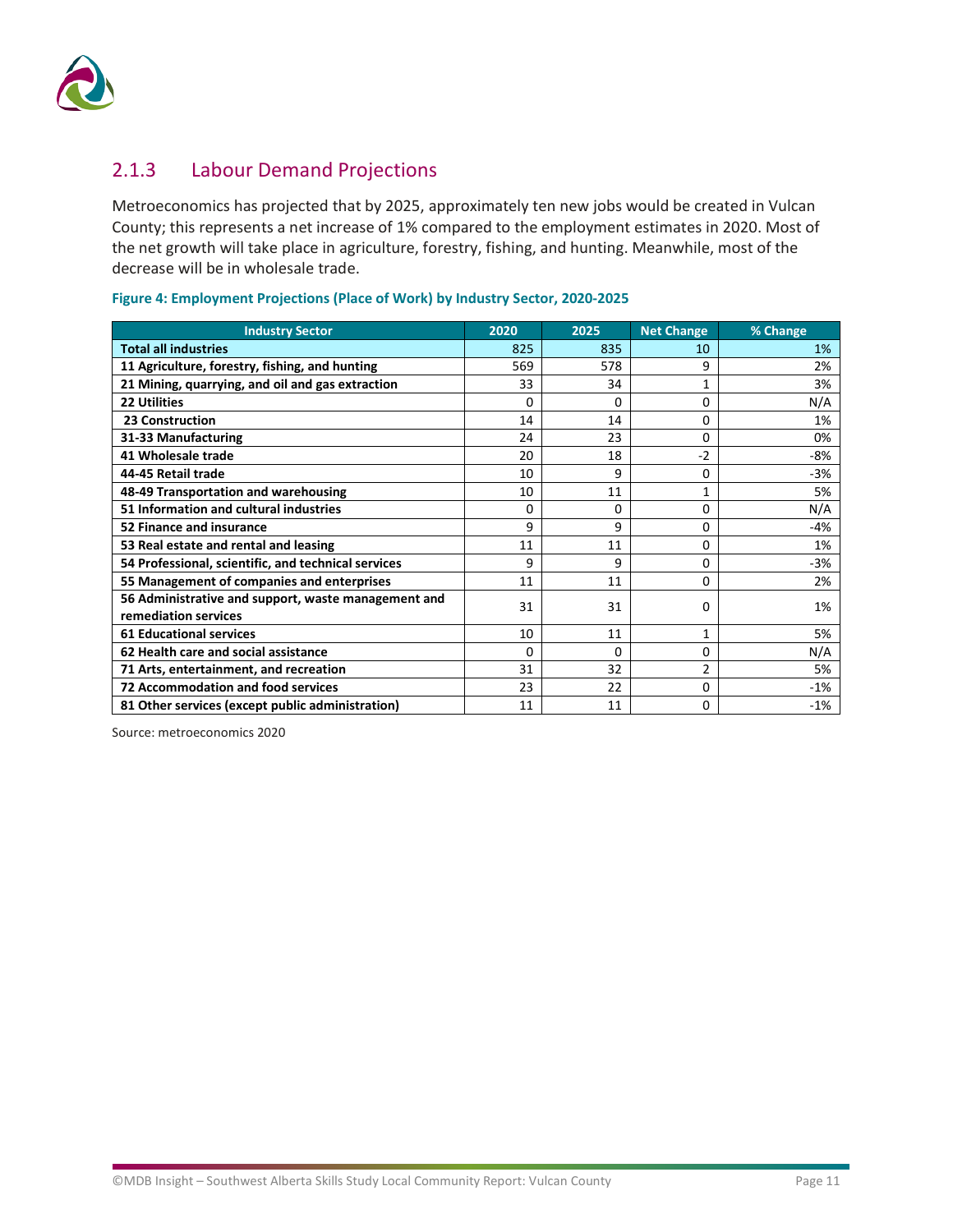## 2.1.3 Labour Demand Projections

Metroeconomics has projected that by 2025, approximately ten new jobs would be created in Vulcan County; this represents a net increase of 1% compared to the employment estimates in 2020. Most of the net growth will take place in agriculture, forestry, fishing, and hunting. Meanwhile, most of the decrease will be in wholesale trade.

**Figure 4: Employment Projections (Place of Work) by Industry Sector, 2020-2025**

| Industry Sector | 2020 | 2025 | Net Change | % Change |
|---|---|---|---|---|
| **Total all industries** | 825 | 835 | 10 | 1% |
| **11 Agriculture, forestry, fishing, and hunting** | 569 | 578 | 9 | 2% |
| **21 Mining, quarrying, and oil and gas extraction** | 33 | 34 | 1 | 3% |
| **22 Utilities** | 0 | 0 | 0 | N/A |
| **23 Construction** | 14 | 14 | 0 | 1% |
| **31-33 Manufacturing** | 24 | 23 | 0 | 0% |
| **41 Wholesale trade** | 20 | 18 | -2 | -8% |
| **44-45 Retail trade** | 10 | 9 | 0 | -3% |
| **48-49 Transportation and warehousing** | 10 | 11 | 1 | 5% |
| **51 Information and cultural industries** | 0 | 0 | 0 | N/A |
| **52 Finance and insurance** | 9 | 9 | 0 | -4% |
| **53 Real estate and rental and leasing** | 11 | 11 | 0 | 1% |
| **54 Professional, scientific, and technical services** | 9 | 9 | 0 | -3% |
| **55 Management of companies and enterprises** | 11 | 11 | 0 | 2% |
| **56 Administrative and support, waste management and remediation services** | 31 | 31 | 0 | 1% |
| **61 Educational services** | 10 | 11 | 1 | 5% |
| **62 Health care and social assistance** | 0 | 0 | 0 | N/A |
| **71 Arts, entertainment, and recreation** | 31 | 32 | 2 | 5% |
| **72 Accommodation and food services** | 23 | 22 | 0 | -1% |
| **81 Other services (except public administration)** | 11 | 11 | 0 | -1% |

Source: metroeconomics 2020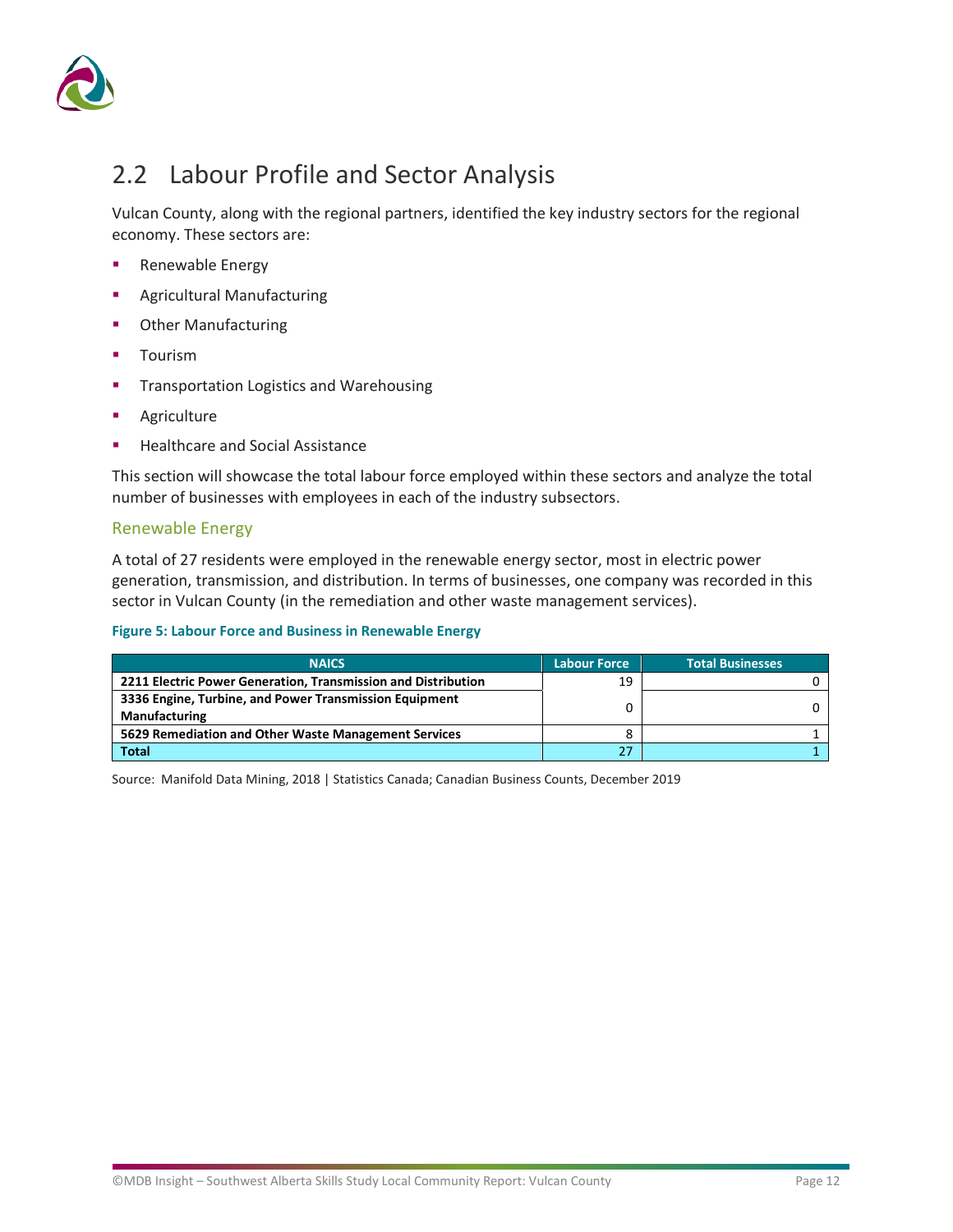## 2.2 Labour Profile and Sector Analysis

Vulcan County, along with the regional partners, identified the key industry sectors for the regional economy. These sectors are:

- Renewable Energy
- Agricultural Manufacturing
- Other Manufacturing
- Tourism
- Transportation Logistics and Warehousing
- Agriculture
- Healthcare and Social Assistance

This section will showcase the total labour force employed within these sectors and analyze the total number of businesses with employees in each of the industry subsectors.

### Renewable Energy

A total of 27 residents were employed in the renewable energy sector, most in electric power generation, transmission, and distribution. In terms of businesses, one company was recorded in this sector in Vulcan County (in the remediation and other waste management services).

**Figure 5: Labour Force and Business in Renewable Energy**

| NAICS | Labour Force | Total Businesses |
|---|---|---|
| **2211 Electric Power Generation, Transmission and Distribution** | 19 | 0 |
| **3336 Engine, Turbine, and Power Transmission Equipment Manufacturing** | 0 | 0 |
| **5629 Remediation and Other Waste Management Services** | 8 | 1 |
| **Total** | 27 | 1 |

Source: Manifold Data Mining, 2018 | Statistics Canada; Canadian Business Counts, December 2019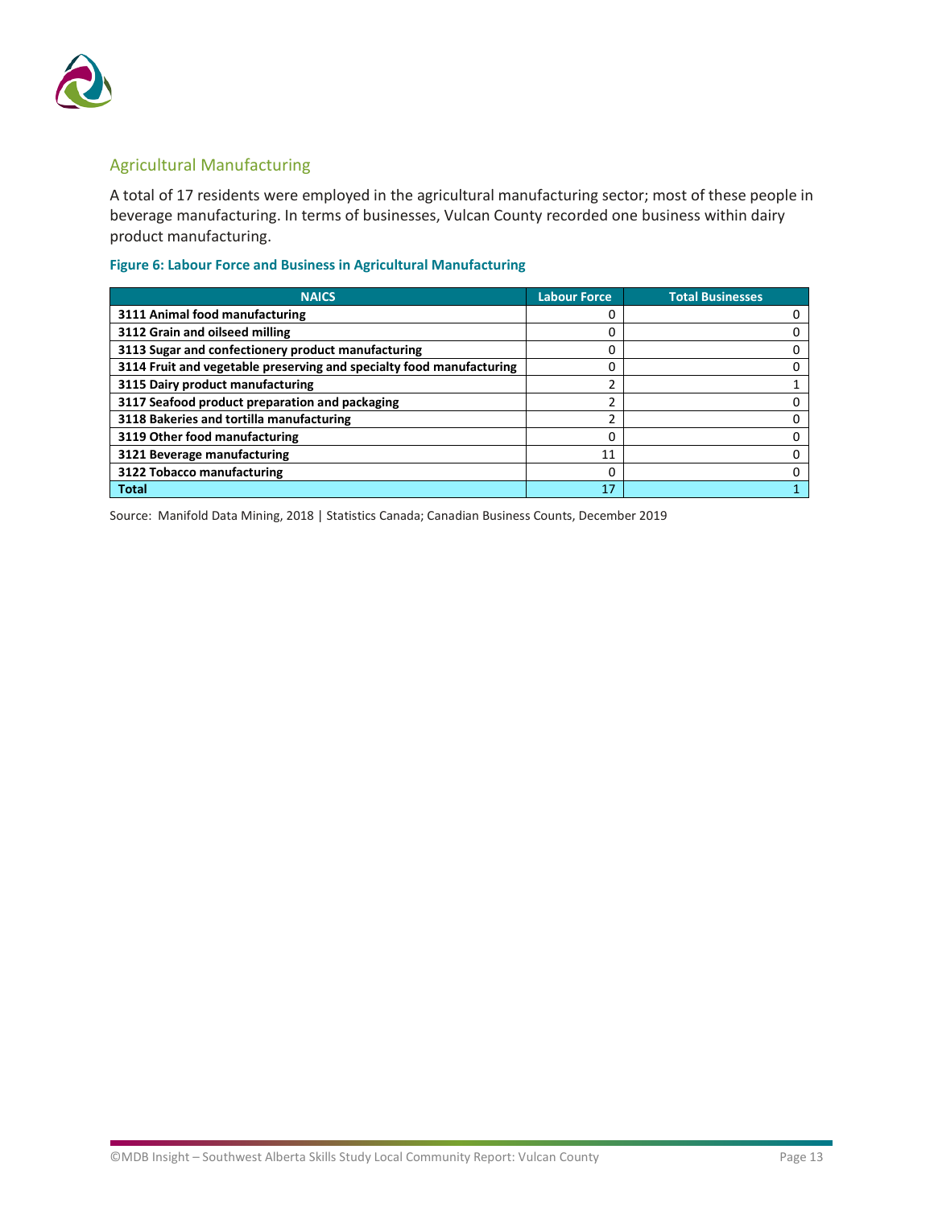## Agricultural Manufacturing

A total of 17 residents were employed in the agricultural manufacturing sector; most of these people in beverage manufacturing. In terms of businesses, Vulcan County recorded one business within dairy product manufacturing.

**Figure 6: Labour Force and Business in Agricultural Manufacturing**

| NAICS | Labour Force | Total Businesses |
|---|---|---|
| **3111 Animal food manufacturing** | 0 | 0 |
| **3112 Grain and oilseed milling** | 0 | 0 |
| **3113 Sugar and confectionery product manufacturing** | 0 | 0 |
| **3114 Fruit and vegetable preserving and specialty food manufacturing** | 0 | 0 |
| **3115 Dairy product manufacturing** | 2 | 1 |
| **3117 Seafood product preparation and packaging** | 2 | 0 |
| **3118 Bakeries and tortilla manufacturing** | 2 | 0 |
| **3119 Other food manufacturing** | 0 | 0 |
| **3121 Beverage manufacturing** | 11 | 0 |
| **3122 Tobacco manufacturing** | 0 | 0 |
| **Total** | 17 | 1 |

Source: Manifold Data Mining, 2018 | Statistics Canada; Canadian Business Counts, December 2019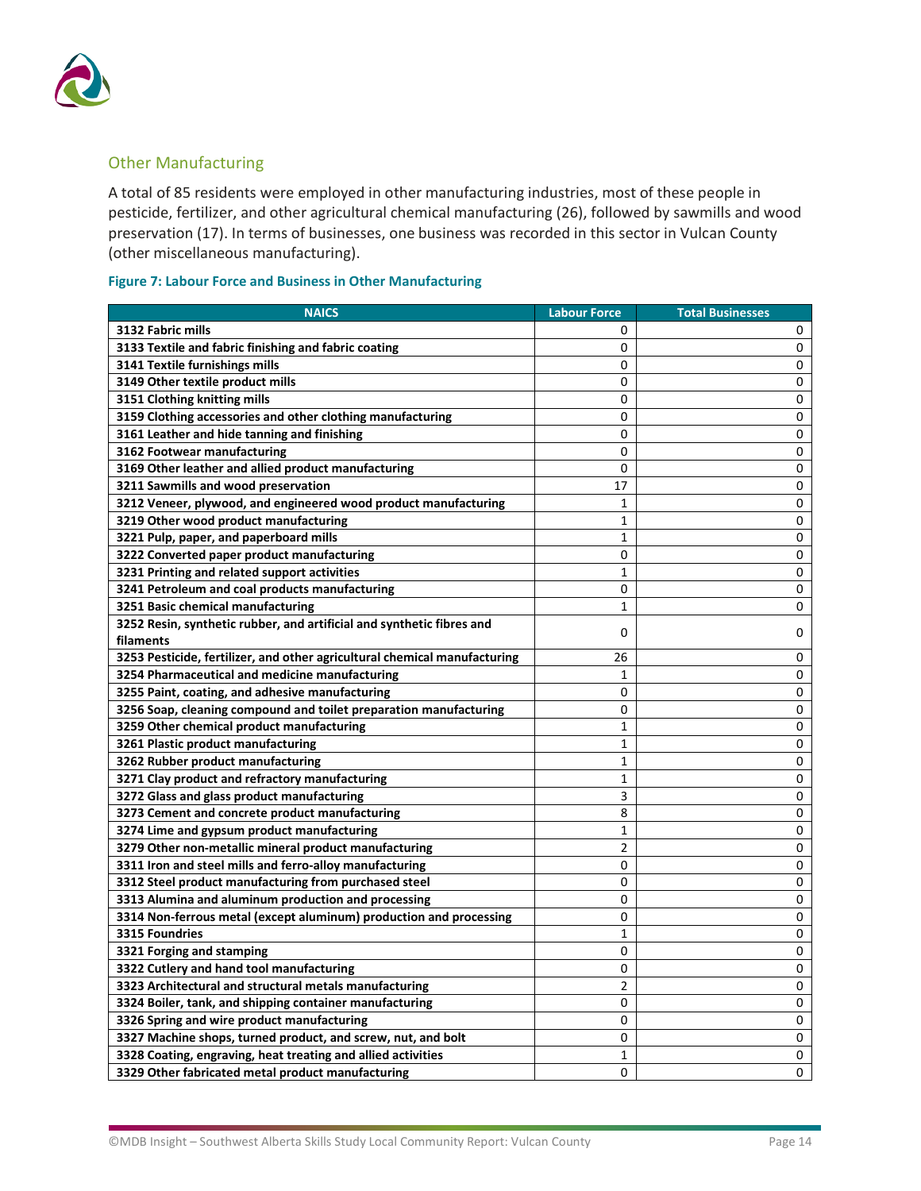## Other Manufacturing

A total of 85 residents were employed in other manufacturing industries, most of these people in pesticide, fertilizer, and other agricultural chemical manufacturing (26), followed by sawmills and wood preservation (17). In terms of businesses, one business was recorded in this sector in Vulcan County (other miscellaneous manufacturing).

**Figure 7: Labour Force and Business in Other Manufacturing**

| NAICS | Labour Force | Total Businesses |
|---|---|---|
| **3132 Fabric mills** | 0 | 0 |
| **3133 Textile and fabric finishing and fabric coating** | 0 | 0 |
| **3141 Textile furnishings mills** | 0 | 0 |
| **3149 Other textile product mills** | 0 | 0 |
| **3151 Clothing knitting mills** | 0 | 0 |
| **3159 Clothing accessories and other clothing manufacturing** | 0 | 0 |
| **3161 Leather and hide tanning and finishing** | 0 | 0 |
| **3162 Footwear manufacturing** | 0 | 0 |
| **3169 Other leather and allied product manufacturing** | 0 | 0 |
| **3211 Sawmills and wood preservation** | 17 | 0 |
| **3212 Veneer, plywood, and engineered wood product manufacturing** | 1 | 0 |
| **3219 Other wood product manufacturing** | 1 | 0 |
| **3221 Pulp, paper, and paperboard mills** | 1 | 0 |
| **3222 Converted paper product manufacturing** | 0 | 0 |
| **3231 Printing and related support activities** | 1 | 0 |
| **3241 Petroleum and coal products manufacturing** | 0 | 0 |
| **3251 Basic chemical manufacturing** | 1 | 0 |
| **3252 Resin, synthetic rubber, and artificial and synthetic fibres and filaments** | 0 | 0 |
| **3253 Pesticide, fertilizer, and other agricultural chemical manufacturing** | 26 | 0 |
| **3254 Pharmaceutical and medicine manufacturing** | 1 | 0 |
| **3255 Paint, coating, and adhesive manufacturing** | 0 | 0 |
| **3256 Soap, cleaning compound and toilet preparation manufacturing** | 0 | 0 |
| **3259 Other chemical product manufacturing** | 1 | 0 |
| **3261 Plastic product manufacturing** | 1 | 0 |
| **3262 Rubber product manufacturing** | 1 | 0 |
| **3271 Clay product and refractory manufacturing** | 1 | 0 |
| **3272 Glass and glass product manufacturing** | 3 | 0 |
| **3273 Cement and concrete product manufacturing** | 8 | 0 |
| **3274 Lime and gypsum product manufacturing** | 1 | 0 |
| **3279 Other non-metallic mineral product manufacturing** | 2 | 0 |
| **3311 Iron and steel mills and ferro-alloy manufacturing** | 0 | 0 |
| **3312 Steel product manufacturing from purchased steel** | 0 | 0 |
| **3313 Alumina and aluminum production and processing** | 0 | 0 |
| **3314 Non-ferrous metal (except aluminum) production and processing** | 0 | 0 |
| **3315 Foundries** | 1 | 0 |
| **3321 Forging and stamping** | 0 | 0 |
| **3322 Cutlery and hand tool manufacturing** | 0 | 0 |
| **3323 Architectural and structural metals manufacturing** | 2 | 0 |
| **3324 Boiler, tank, and shipping container manufacturing** | 0 | 0 |
| **3326 Spring and wire product manufacturing** | 0 | 0 |
| **3327 Machine shops, turned product, and screw, nut, and bolt** | 0 | 0 |
| **3328 Coating, engraving, heat treating and allied activities** | 1 | 0 |
| **3329 Other fabricated metal product manufacturing** | 0 | 0 |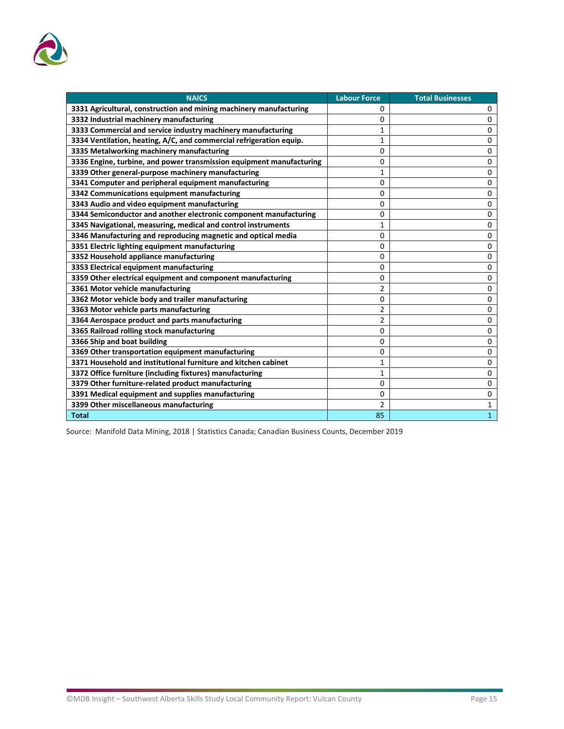| NAICS | Labour Force | Total Businesses |
|---|---|---|
| **3331 Agricultural, construction and mining machinery manufacturing** | 0 | 0 |
| **3332 Industrial machinery manufacturing** | 0 | 0 |
| **3333 Commercial and service industry machinery manufacturing** | 1 | 0 |
| **3334 Ventilation, heating, A/C, and commercial refrigeration equip.** | 1 | 0 |
| **3335 Metalworking machinery manufacturing** | 0 | 0 |
| **3336 Engine, turbine, and power transmission equipment manufacturing** | 0 | 0 |
| **3339 Other general-purpose machinery manufacturing** | 1 | 0 |
| **3341 Computer and peripheral equipment manufacturing** | 0 | 0 |
| **3342 Communications equipment manufacturing** | 0 | 0 |
| **3343 Audio and video equipment manufacturing** | 0 | 0 |
| **3344 Semiconductor and another electronic component manufacturing** | 0 | 0 |
| **3345 Navigational, measuring, medical and control instruments** | 1 | 0 |
| **3346 Manufacturing and reproducing magnetic and optical media** | 0 | 0 |
| **3351 Electric lighting equipment manufacturing** | 0 | 0 |
| **3352 Household appliance manufacturing** | 0 | 0 |
| **3353 Electrical equipment manufacturing** | 0 | 0 |
| **3359 Other electrical equipment and component manufacturing** | 0 | 0 |
| **3361 Motor vehicle manufacturing** | 2 | 0 |
| **3362 Motor vehicle body and trailer manufacturing** | 0 | 0 |
| **3363 Motor vehicle parts manufacturing** | 2 | 0 |
| **3364 Aerospace product and parts manufacturing** | 2 | 0 |
| **3365 Railroad rolling stock manufacturing** | 0 | 0 |
| **3366 Ship and boat building** | 0 | 0 |
| **3369 Other transportation equipment manufacturing** | 0 | 0 |
| **3371 Household and institutional furniture and kitchen cabinet** | 1 | 0 |
| **3372 Office furniture (including fixtures) manufacturing** | 1 | 0 |
| **3379 Other furniture-related product manufacturing** | 0 | 0 |
| **3391 Medical equipment and supplies manufacturing** | 0 | 0 |
| **3399 Other miscellaneous manufacturing** | 2 | 1 |
| **Total** | 85 | 1 |

Source: Manifold Data Mining, 2018 | Statistics Canada; Canadian Business Counts, December 2019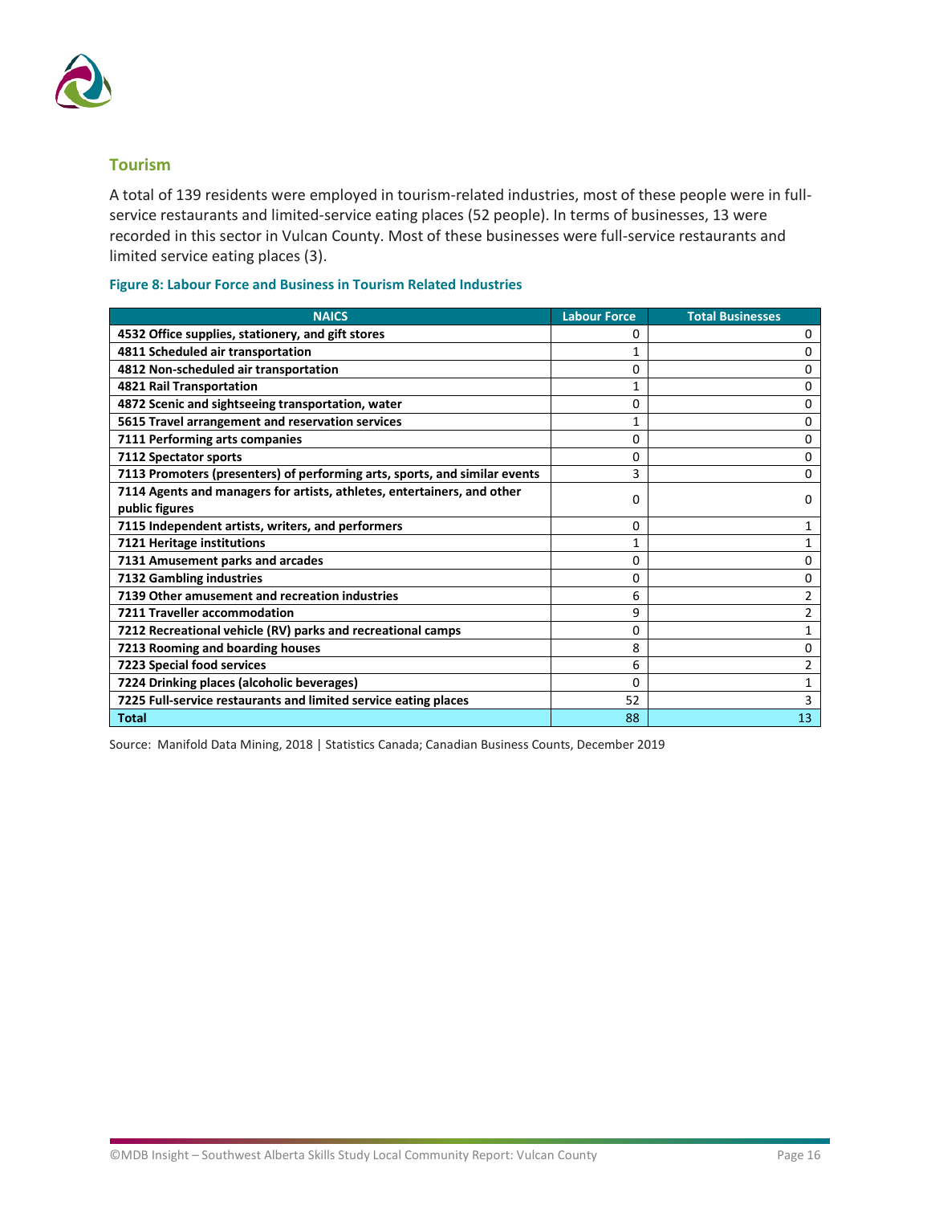## Tourism

A total of 139 residents were employed in tourism-related industries, most of these people were in full-service restaurants and limited-service eating places (52 people). In terms of businesses, 13 were recorded in this sector in Vulcan County. Most of these businesses were full-service restaurants and limited service eating places (3).

**Figure 8: Labour Force and Business in Tourism Related Industries**

| NAICS | Labour Force | Total Businesses |
|---|---|---|
| **4532 Office supplies, stationery, and gift stores** | 0 | 0 |
| **4811 Scheduled air transportation** | 1 | 0 |
| **4812 Non-scheduled air transportation** | 0 | 0 |
| **4821 Rail Transportation** | 1 | 0 |
| **4872 Scenic and sightseeing transportation, water** | 0 | 0 |
| **5615 Travel arrangement and reservation services** | 1 | 0 |
| **7111 Performing arts companies** | 0 | 0 |
| **7112 Spectator sports** | 0 | 0 |
| **7113 Promoters (presenters) of performing arts, sports, and similar events** | 3 | 0 |
| **7114 Agents and managers for artists, athletes, entertainers, and other public figures** | 0 | 0 |
| **7115 Independent artists, writers, and performers** | 0 | 1 |
| **7121 Heritage institutions** | 1 | 1 |
| **7131 Amusement parks and arcades** | 0 | 0 |
| **7132 Gambling industries** | 0 | 0 |
| **7139 Other amusement and recreation industries** | 6 | 2 |
| **7211 Traveller accommodation** | 9 | 2 |
| **7212 Recreational vehicle (RV) parks and recreational camps** | 0 | 1 |
| **7213 Rooming and boarding houses** | 8 | 0 |
| **7223 Special food services** | 6 | 2 |
| **7224 Drinking places (alcoholic beverages)** | 0 | 1 |
| **7225 Full-service restaurants and limited service eating places** | 52 | 3 |
| **Total** | 88 | 13 |

Source: Manifold Data Mining, 2018 | Statistics Canada; Canadian Business Counts, December 2019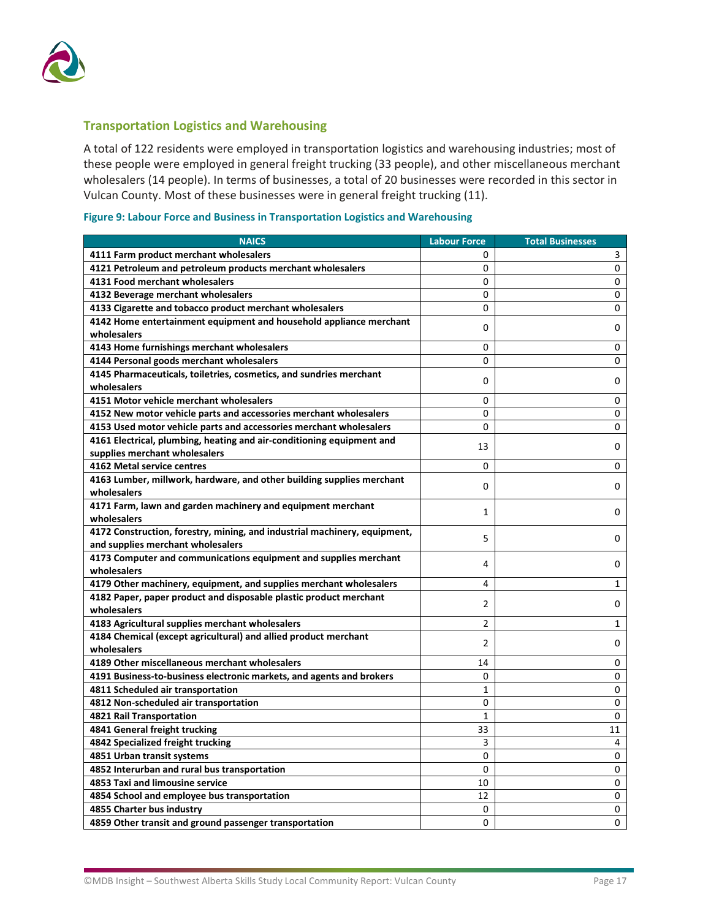## Transportation Logistics and Warehousing

A total of 122 residents were employed in transportation logistics and warehousing industries; most of these people were employed in general freight trucking (33 people), and other miscellaneous merchant wholesalers (14 people). In terms of businesses, a total of 20 businesses were recorded in this sector in Vulcan County. Most of these businesses were in general freight trucking (11).

**Figure 9: Labour Force and Business in Transportation Logistics and Warehousing**

| NAICS | Labour Force | Total Businesses |
|---|---|---|
| 4111 Farm product merchant wholesalers | 0 | 3 |
| 4121 Petroleum and petroleum products merchant wholesalers | 0 | 0 |
| 4131 Food merchant wholesalers | 0 | 0 |
| 4132 Beverage merchant wholesalers | 0 | 0 |
| 4133 Cigarette and tobacco product merchant wholesalers | 0 | 0 |
| 4142 Home entertainment equipment and household appliance merchant wholesalers | 0 | 0 |
| 4143 Home furnishings merchant wholesalers | 0 | 0 |
| 4144 Personal goods merchant wholesalers | 0 | 0 |
| 4145 Pharmaceuticals, toiletries, cosmetics, and sundries merchant wholesalers | 0 | 0 |
| 4151 Motor vehicle merchant wholesalers | 0 | 0 |
| 4152 New motor vehicle parts and accessories merchant wholesalers | 0 | 0 |
| 4153 Used motor vehicle parts and accessories merchant wholesalers | 0 | 0 |
| 4161 Electrical, plumbing, heating and air-conditioning equipment and supplies merchant wholesalers | 13 | 0 |
| 4162 Metal service centres | 0 | 0 |
| 4163 Lumber, millwork, hardware, and other building supplies merchant wholesalers | 0 | 0 |
| 4171 Farm, lawn and garden machinery and equipment merchant wholesalers | 1 | 0 |
| 4172 Construction, forestry, mining, and industrial machinery, equipment, and supplies merchant wholesalers | 5 | 0 |
| 4173 Computer and communications equipment and supplies merchant wholesalers | 4 | 0 |
| 4179 Other machinery, equipment, and supplies merchant wholesalers | 4 | 1 |
| 4182 Paper, paper product and disposable plastic product merchant wholesalers | 2 | 0 |
| 4183 Agricultural supplies merchant wholesalers | 2 | 1 |
| 4184 Chemical (except agricultural) and allied product merchant wholesalers | 2 | 0 |
| 4189 Other miscellaneous merchant wholesalers | 14 | 0 |
| 4191 Business-to-business electronic markets, and agents and brokers | 0 | 0 |
| 4811 Scheduled air transportation | 1 | 0 |
| 4812 Non-scheduled air transportation | 0 | 0 |
| 4821 Rail Transportation | 1 | 0 |
| 4841 General freight trucking | 33 | 11 |
| 4842 Specialized freight trucking | 3 | 4 |
| 4851 Urban transit systems | 0 | 0 |
| 4852 Interurban and rural bus transportation | 0 | 0 |
| 4853 Taxi and limousine service | 10 | 0 |
| 4854 School and employee bus transportation | 12 | 0 |
| 4855 Charter bus industry | 0 | 0 |
| 4859 Other transit and ground passenger transportation | 0 | 0 |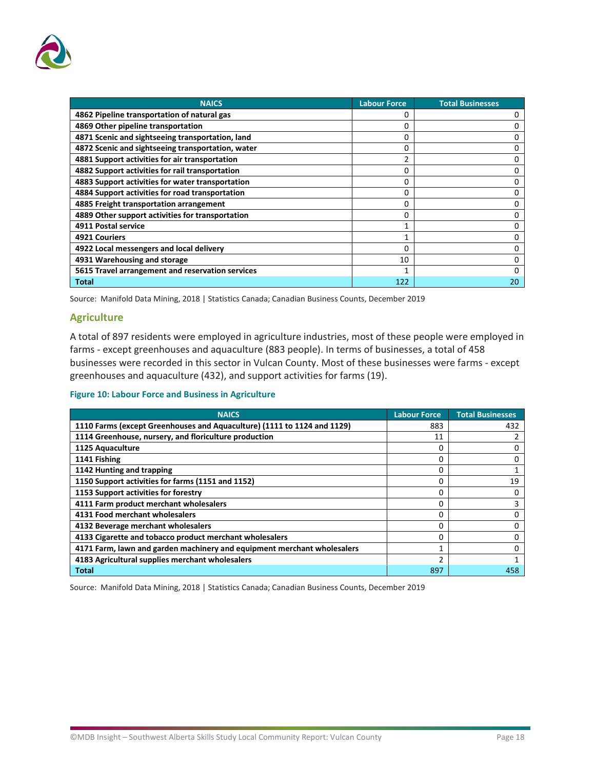| NAICS | Labour Force | Total Businesses |
|---|---|---|
| 4862 Pipeline transportation of natural gas | 0 | 0 |
| 4869 Other pipeline transportation | 0 | 0 |
| 4871 Scenic and sightseeing transportation, land | 0 | 0 |
| 4872 Scenic and sightseeing transportation, water | 0 | 0 |
| 4881 Support activities for air transportation | 2 | 0 |
| 4882 Support activities for rail transportation | 0 | 0 |
| 4883 Support activities for water transportation | 0 | 0 |
| 4884 Support activities for road transportation | 0 | 0 |
| 4885 Freight transportation arrangement | 0 | 0 |
| 4889 Other support activities for transportation | 0 | 0 |
| 4911 Postal service | 1 | 0 |
| 4921 Couriers | 1 | 0 |
| 4922 Local messengers and local delivery | 0 | 0 |
| 4931 Warehousing and storage | 10 | 0 |
| 5615 Travel arrangement and reservation services | 1 | 0 |
| **Total** | 122 | 20 |

Source: Manifold Data Mining, 2018 | Statistics Canada; Canadian Business Counts, December 2019

## Agriculture

A total of 897 residents were employed in agriculture industries, most of these people were employed in farms - except greenhouses and aquaculture (883 people). In terms of businesses, a total of 458 businesses were recorded in this sector in Vulcan County. Most of these businesses were farms - except greenhouses and aquaculture (432), and support activities for farms (19).

**Figure 10: Labour Force and Business in Agriculture**

| NAICS | Labour Force | Total Businesses |
|---|---|---|
| 1110 Farms (except Greenhouses and Aquaculture) (1111 to 1124 and 1129) | 883 | 432 |
| 1114 Greenhouse, nursery, and floriculture production | 11 | 2 |
| 1125 Aquaculture | 0 | 0 |
| 1141 Fishing | 0 | 0 |
| 1142 Hunting and trapping | 0 | 1 |
| 1150 Support activities for farms (1151 and 1152) | 0 | 19 |
| 1153 Support activities for forestry | 0 | 0 |
| 4111 Farm product merchant wholesalers | 0 | 3 |
| 4131 Food merchant wholesalers | 0 | 0 |
| 4132 Beverage merchant wholesalers | 0 | 0 |
| 4133 Cigarette and tobacco product merchant wholesalers | 0 | 0 |
| 4171 Farm, lawn and garden machinery and equipment merchant wholesalers | 1 | 0 |
| 4183 Agricultural supplies merchant wholesalers | 2 | 1 |
| **Total** | 897 | 458 |

Source: Manifold Data Mining, 2018 | Statistics Canada; Canadian Business Counts, December 2019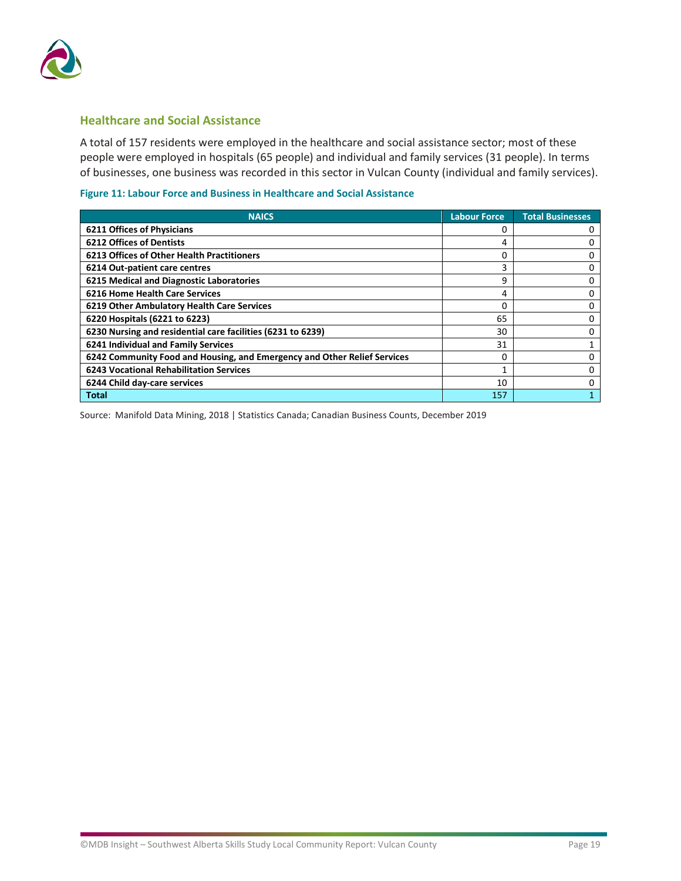## Healthcare and Social Assistance

A total of 157 residents were employed in the healthcare and social assistance sector; most of these people were employed in hospitals (65 people) and individual and family services (31 people). In terms of businesses, one business was recorded in this sector in Vulcan County (individual and family services).

**Figure 11: Labour Force and Business in Healthcare and Social Assistance**

| NAICS | Labour Force | Total Businesses |
|---|---|---|
| **6211 Offices of Physicians** | 0 | 0 |
| **6212 Offices of Dentists** | 4 | 0 |
| **6213 Offices of Other Health Practitioners** | 0 | 0 |
| **6214 Out-patient care centres** | 3 | 0 |
| **6215 Medical and Diagnostic Laboratories** | 9 | 0 |
| **6216 Home Health Care Services** | 4 | 0 |
| **6219 Other Ambulatory Health Care Services** | 0 | 0 |
| **6220 Hospitals (6221 to 6223)** | 65 | 0 |
| **6230 Nursing and residential care facilities (6231 to 6239)** | 30 | 0 |
| **6241 Individual and Family Services** | 31 | 1 |
| **6242 Community Food and Housing, and Emergency and Other Relief Services** | 0 | 0 |
| **6243 Vocational Rehabilitation Services** | 1 | 0 |
| **6244 Child day-care services** | 10 | 0 |
| **Total** | 157 | 1 |

Source: Manifold Data Mining, 2018 | Statistics Canada; Canadian Business Counts, December 2019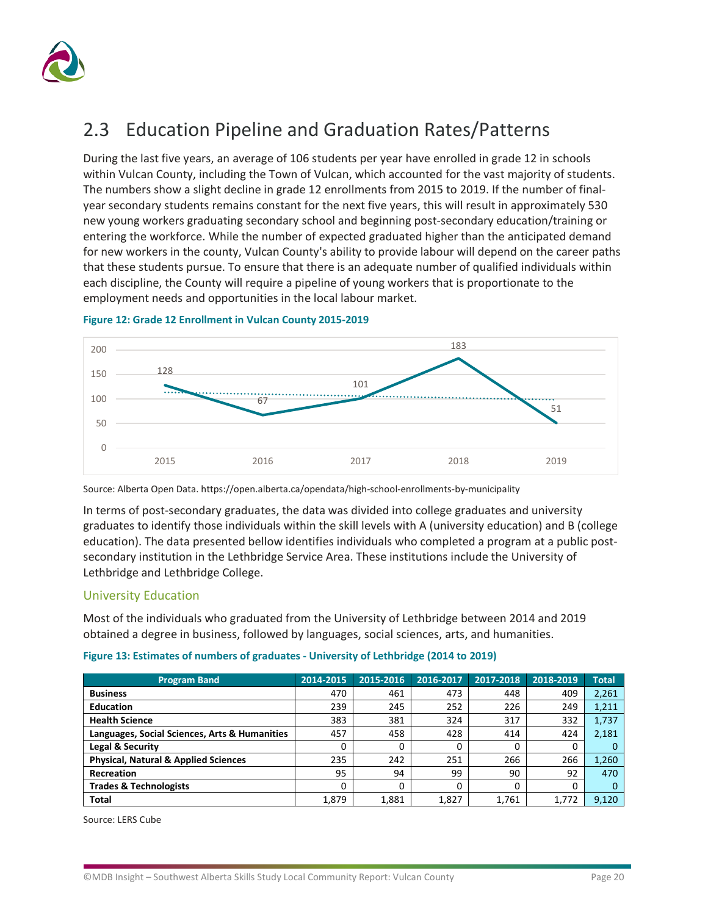## 2.3 Education Pipeline and Graduation Rates/Patterns

During the last five years, an average of 106 students per year have enrolled in grade 12 in schools within Vulcan County, including the Town of Vulcan, which accounted for the vast majority of students. The numbers show a slight decline in grade 12 enrollments from 2015 to 2019. If the number of final-year secondary students remains constant for the next five years, this will result in approximately 530 new young workers graduating secondary school and beginning post-secondary education/training or entering the workforce. While the number of expected graduated higher than the anticipated demand for new workers in the county, Vulcan County's ability to provide labour will depend on the career paths that these students pursue. To ensure that there is an adequate number of qualified individuals within each discipline, the County will require a pipeline of young workers that is proportionate to the employment needs and opportunities in the local labour market.

**Figure 12: Grade 12 Enrollment in Vulcan County 2015-2019**

| Year | 2015 | 2016 | 2017 | 2018 | 2019 |
|---|---|---|---|---|---|
| Grade 12 Enrollment | 128 | 67 | 101 | 183 | 51 |

Source: Alberta Open Data. https://open.alberta.ca/opendata/high-school-enrollments-by-municipality

In terms of post-secondary graduates, the data was divided into college graduates and university graduates to identify those individuals within the skill levels with A (university education) and B (college education). The data presented bellow identifies individuals who completed a program at a public post-secondary institution in the Lethbridge Service Area. These institutions include the University of Lethbridge and Lethbridge College.

### University Education

Most of the individuals who graduated from the University of Lethbridge between 2014 and 2019 obtained a degree in business, followed by languages, social sciences, arts, and humanities.

**Figure 13: Estimates of numbers of graduates - University of Lethbridge (2014 to 2019)**

| Program Band | 2014-2015 | 2015-2016 | 2016-2017 | 2017-2018 | 2018-2019 | Total |
|---|---|---|---|---|---|---|
| **Business** | 470 | 461 | 473 | 448 | 409 | 2,261 |
| **Education** | 239 | 245 | 252 | 226 | 249 | 1,211 |
| **Health Science** | 383 | 381 | 324 | 317 | 332 | 1,737 |
| **Languages, Social Sciences, Arts & Humanities** | 457 | 458 | 428 | 414 | 424 | 2,181 |
| **Legal & Security** | 0 | 0 | 0 | 0 | 0 | 0 |
| **Physical, Natural & Applied Sciences** | 235 | 242 | 251 | 266 | 266 | 1,260 |
| **Recreation** | 95 | 94 | 99 | 90 | 92 | 470 |
| **Trades & Technologists** | 0 | 0 | 0 | 0 | 0 | 0 |
| **Total** | 1,879 | 1,881 | 1,827 | 1,761 | 1,772 | 9,120 |

Source: LERS Cube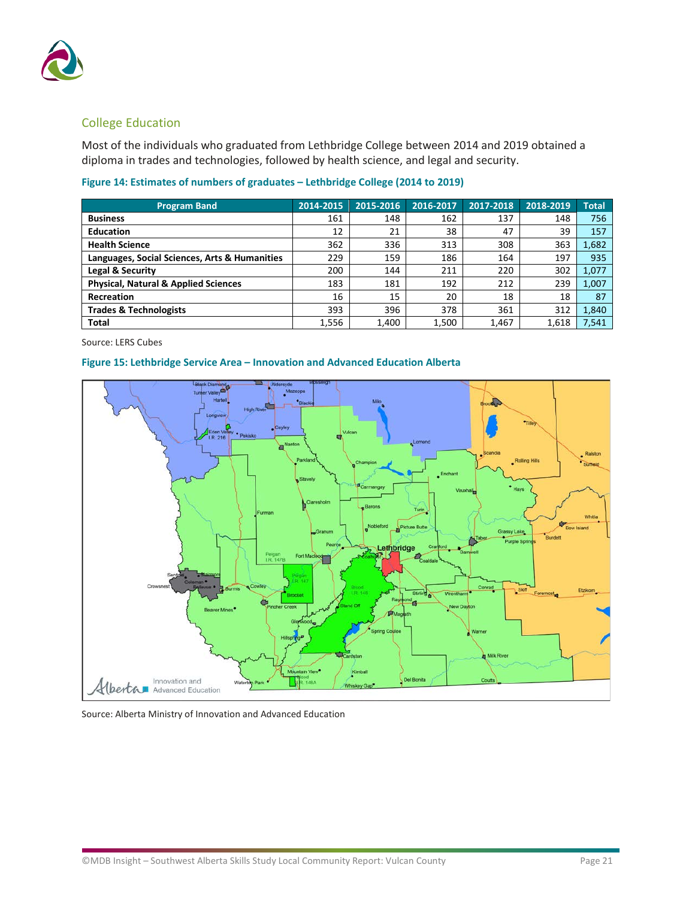## College Education

Most of the individuals who graduated from Lethbridge College between 2014 and 2019 obtained a diploma in trades and technologies, followed by health science, and legal and security.

**Figure 14: Estimates of numbers of graduates – Lethbridge College (2014 to 2019)**

| Program Band | 2014-2015 | 2015-2016 | 2016-2017 | 2017-2018 | 2018-2019 | Total |
|---|---|---|---|---|---|---|
| **Business** | 161 | 148 | 162 | 137 | 148 | 756 |
| **Education** | 12 | 21 | 38 | 47 | 39 | 157 |
| **Health Science** | 362 | 336 | 313 | 308 | 363 | 1,682 |
| **Languages, Social Sciences, Arts & Humanities** | 229 | 159 | 186 | 164 | 197 | 935 |
| **Legal & Security** | 200 | 144 | 211 | 220 | 302 | 1,077 |
| **Physical, Natural & Applied Sciences** | 183 | 181 | 192 | 212 | 239 | 1,007 |
| **Recreation** | 16 | 15 | 20 | 18 | 18 | 87 |
| **Trades & Technologists** | 393 | 396 | 378 | 361 | 312 | 1,840 |
| **Total** | 1,556 | 1,400 | 1,500 | 1,467 | 1,618 | 7,541 |

Source: LERS Cubes

**Figure 15: Lethbridge Service Area – Innovation and Advanced Education Alberta**

Source: Alberta Ministry of Innovation and Advanced Education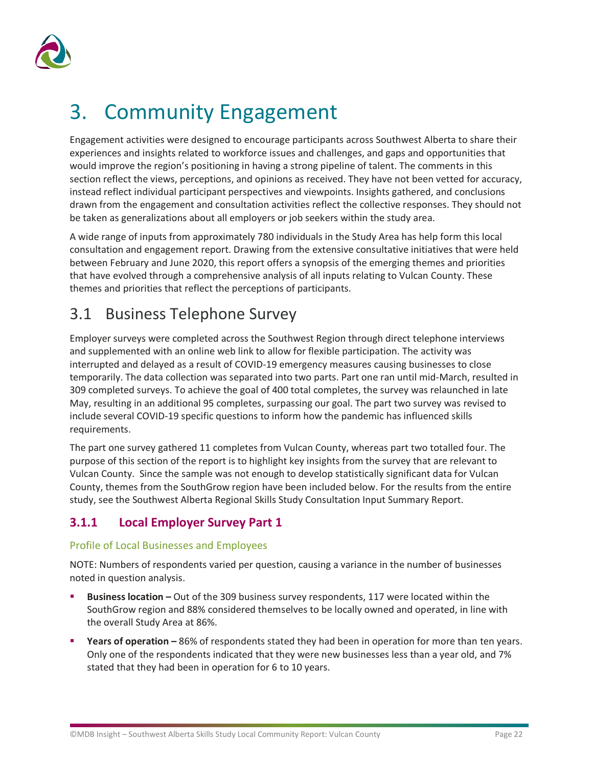# 3. Community Engagement

Engagement activities were designed to encourage participants across Southwest Alberta to share their experiences and insights related to workforce issues and challenges, and gaps and opportunities that would improve the region's positioning in having a strong pipeline of talent. The comments in this section reflect the views, perceptions, and opinions as received. They have not been vetted for accuracy, instead reflect individual participant perspectives and viewpoints. Insights gathered, and conclusions drawn from the engagement and consultation activities reflect the collective responses. They should not be taken as generalizations about all employers or job seekers within the study area.

A wide range of inputs from approximately 780 individuals in the Study Area has help form this local consultation and engagement report. Drawing from the extensive consultative initiatives that were held between February and June 2020, this report offers a synopsis of the emerging themes and priorities that have evolved through a comprehensive analysis of all inputs relating to Vulcan County. These themes and priorities that reflect the perceptions of participants.

## 3.1 Business Telephone Survey

Employer surveys were completed across the Southwest Region through direct telephone interviews and supplemented with an online web link to allow for flexible participation. The activity was interrupted and delayed as a result of COVID-19 emergency measures causing businesses to close temporarily. The data collection was separated into two parts. Part one ran until mid-March, resulted in 309 completed surveys. To achieve the goal of 400 total completes, the survey was relaunched in late May, resulting in an additional 95 completes, surpassing our goal. The part two survey was revised to include several COVID-19 specific questions to inform how the pandemic has influenced skills requirements.

The part one survey gathered 11 completes from Vulcan County, whereas part two totalled four. The purpose of this section of the report is to highlight key insights from the survey that are relevant to Vulcan County. Since the sample was not enough to develop statistically significant data for Vulcan County, themes from the SouthGrow region have been included below. For the results from the entire study, see the Southwest Alberta Regional Skills Study Consultation Input Summary Report.

### 3.1.1 Local Employer Survey Part 1

#### Profile of Local Businesses and Employees

NOTE: Numbers of respondents varied per question, causing a variance in the number of businesses noted in question analysis.

- **Business location –** Out of the 309 business survey respondents, 117 were located within the SouthGrow region and 88% considered themselves to be locally owned and operated, in line with the overall Study Area at 86%.
- **Years of operation –** 86% of respondents stated they had been in operation for more than ten years. Only one of the respondents indicated that they were new businesses less than a year old, and 7% stated that they had been in operation for 6 to 10 years.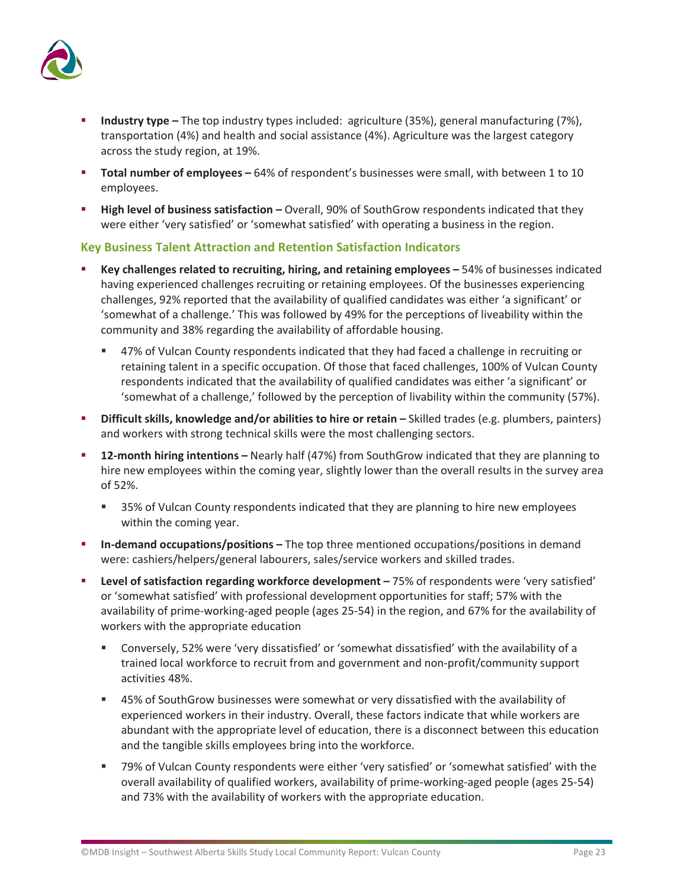- **Industry type –** The top industry types included: agriculture (35%), general manufacturing (7%), transportation (4%) and health and social assistance (4%). Agriculture was the largest category across the study region, at 19%.
- **Total number of employees –** 64% of respondent's businesses were small, with between 1 to 10 employees.
- **High level of business satisfaction –** Overall, 90% of SouthGrow respondents indicated that they were either 'very satisfied' or 'somewhat satisfied' with operating a business in the region.

### Key Business Talent Attraction and Retention Satisfaction Indicators

- **Key challenges related to recruiting, hiring, and retaining employees –** 54% of businesses indicated having experienced challenges recruiting or retaining employees. Of the businesses experiencing challenges, 92% reported that the availability of qualified candidates was either 'a significant' or 'somewhat of a challenge.' This was followed by 49% for the perceptions of liveability within the community and 38% regarding the availability of affordable housing.
  - 47% of Vulcan County respondents indicated that they had faced a challenge in recruiting or retaining talent in a specific occupation. Of those that faced challenges, 100% of Vulcan County respondents indicated that the availability of qualified candidates was either 'a significant' or 'somewhat of a challenge,' followed by the perception of livability within the community (57%).
- **Difficult skills, knowledge and/or abilities to hire or retain –** Skilled trades (e.g. plumbers, painters) and workers with strong technical skills were the most challenging sectors.
- **12-month hiring intentions –** Nearly half (47%) from SouthGrow indicated that they are planning to hire new employees within the coming year, slightly lower than the overall results in the survey area of 52%.
  - 35% of Vulcan County respondents indicated that they are planning to hire new employees within the coming year.
- **In-demand occupations/positions –** The top three mentioned occupations/positions in demand were: cashiers/helpers/general labourers, sales/service workers and skilled trades.
- **Level of satisfaction regarding workforce development –** 75% of respondents were 'very satisfied' or 'somewhat satisfied' with professional development opportunities for staff; 57% with the availability of prime-working-aged people (ages 25-54) in the region, and 67% for the availability of workers with the appropriate education
  - Conversely, 52% were 'very dissatisfied' or 'somewhat dissatisfied' with the availability of a trained local workforce to recruit from and government and non-profit/community support activities 48%.
  - 45% of SouthGrow businesses were somewhat or very dissatisfied with the availability of experienced workers in their industry. Overall, these factors indicate that while workers are abundant with the appropriate level of education, there is a disconnect between this education and the tangible skills employees bring into the workforce.
  - 79% of Vulcan County respondents were either 'very satisfied' or 'somewhat satisfied' with the overall availability of qualified workers, availability of prime-working-aged people (ages 25-54) and 73% with the availability of workers with the appropriate education.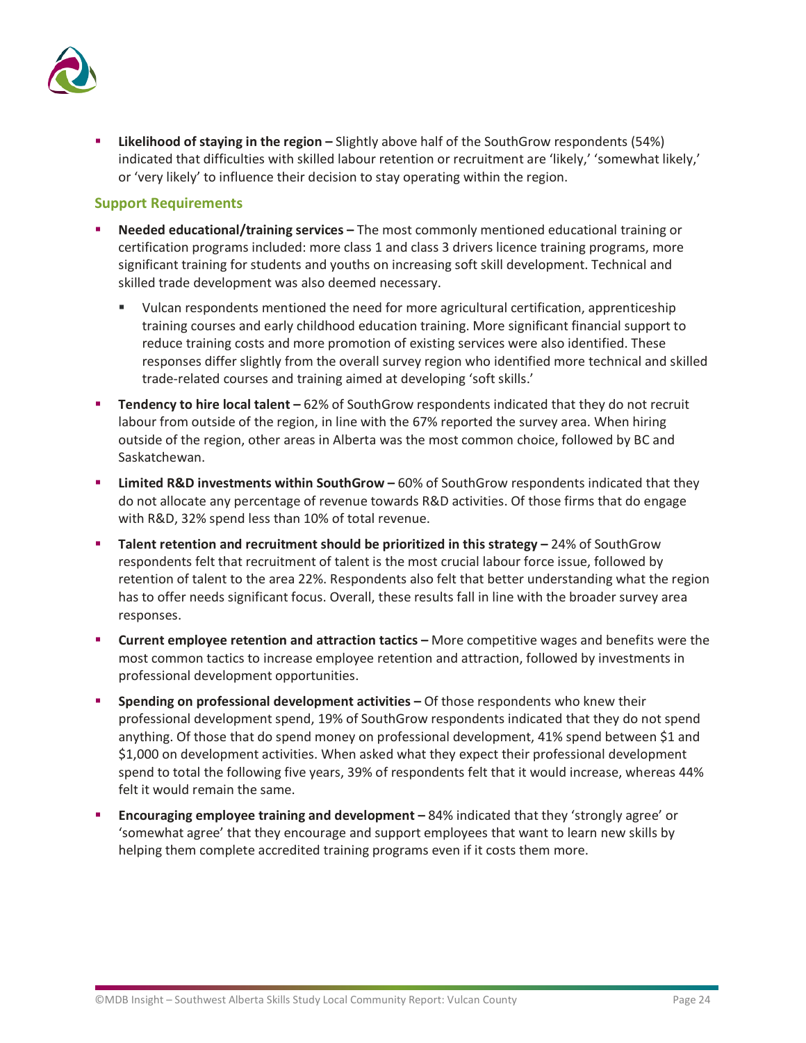- **Likelihood of staying in the region –** Slightly above half of the SouthGrow respondents (54%) indicated that difficulties with skilled labour retention or recruitment are 'likely,' 'somewhat likely,' or 'very likely' to influence their decision to stay operating within the region.

### Support Requirements

- **Needed educational/training services –** The most commonly mentioned educational training or certification programs included: more class 1 and class 3 drivers licence training programs, more significant training for students and youths on increasing soft skill development. Technical and skilled trade development was also deemed necessary.
  - Vulcan respondents mentioned the need for more agricultural certification, apprenticeship training courses and early childhood education training. More significant financial support to reduce training costs and more promotion of existing services were also identified. These responses differ slightly from the overall survey region who identified more technical and skilled trade-related courses and training aimed at developing 'soft skills.'
- **Tendency to hire local talent –** 62% of SouthGrow respondents indicated that they do not recruit labour from outside of the region, in line with the 67% reported the survey area. When hiring outside of the region, other areas in Alberta was the most common choice, followed by BC and Saskatchewan.
- **Limited R&D investments within SouthGrow –** 60% of SouthGrow respondents indicated that they do not allocate any percentage of revenue towards R&D activities. Of those firms that do engage with R&D, 32% spend less than 10% of total revenue.
- **Talent retention and recruitment should be prioritized in this strategy –** 24% of SouthGrow respondents felt that recruitment of talent is the most crucial labour force issue, followed by retention of talent to the area 22%. Respondents also felt that better understanding what the region has to offer needs significant focus. Overall, these results fall in line with the broader survey area responses.
- **Current employee retention and attraction tactics –** More competitive wages and benefits were the most common tactics to increase employee retention and attraction, followed by investments in professional development opportunities.
- **Spending on professional development activities –** Of those respondents who knew their professional development spend, 19% of SouthGrow respondents indicated that they do not spend anything. Of those that do spend money on professional development, 41% spend between $1 and $1,000 on development activities. When asked what they expect their professional development spend to total the following five years, 39% of respondents felt that it would increase, whereas 44% felt it would remain the same.
- **Encouraging employee training and development –** 84% indicated that they 'strongly agree' or 'somewhat agree' that they encourage and support employees that want to learn new skills by helping them complete accredited training programs even if it costs them more.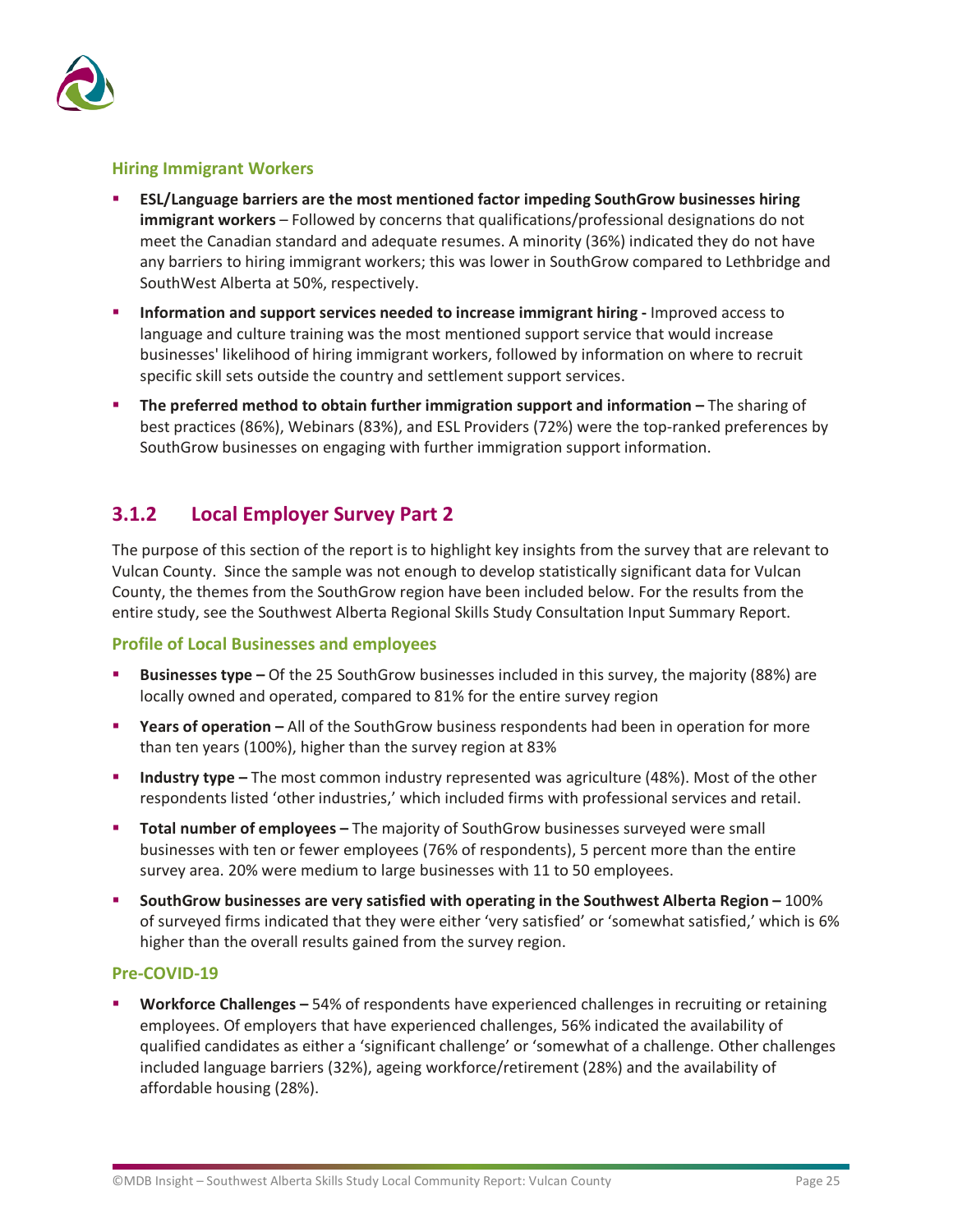#### Hiring Immigrant Workers

- **ESL/Language barriers are the most mentioned factor impeding SouthGrow businesses hiring immigrant workers** – Followed by concerns that qualifications/professional designations do not meet the Canadian standard and adequate resumes. A minority (36%) indicated they do not have any barriers to hiring immigrant workers; this was lower in SouthGrow compared to Lethbridge and SouthWest Alberta at 50%, respectively.
- **Information and support services needed to increase immigrant hiring -** Improved access to language and culture training was the most mentioned support service that would increase businesses' likelihood of hiring immigrant workers, followed by information on where to recruit specific skill sets outside the country and settlement support services.
- **The preferred method to obtain further immigration support and information –** The sharing of best practices (86%), Webinars (83%), and ESL Providers (72%) were the top-ranked preferences by SouthGrow businesses on engaging with further immigration support information.

### 3.1.2 Local Employer Survey Part 2

The purpose of this section of the report is to highlight key insights from the survey that are relevant to Vulcan County. Since the sample was not enough to develop statistically significant data for Vulcan County, the themes from the SouthGrow region have been included below. For the results from the entire study, see the Southwest Alberta Regional Skills Study Consultation Input Summary Report.

#### Profile of Local Businesses and employees

- **Businesses type –** Of the 25 SouthGrow businesses included in this survey, the majority (88%) are locally owned and operated, compared to 81% for the entire survey region
- **Years of operation –** All of the SouthGrow business respondents had been in operation for more than ten years (100%), higher than the survey region at 83%
- **Industry type –** The most common industry represented was agriculture (48%). Most of the other respondents listed 'other industries,' which included firms with professional services and retail.
- **Total number of employees –** The majority of SouthGrow businesses surveyed were small businesses with ten or fewer employees (76% of respondents), 5 percent more than the entire survey area. 20% were medium to large businesses with 11 to 50 employees.
- **SouthGrow businesses are very satisfied with operating in the Southwest Alberta Region –** 100% of surveyed firms indicated that they were either 'very satisfied' or 'somewhat satisfied,' which is 6% higher than the overall results gained from the survey region.

#### Pre-COVID-19

- **Workforce Challenges –** 54% of respondents have experienced challenges in recruiting or retaining employees. Of employers that have experienced challenges, 56% indicated the availability of qualified candidates as either a 'significant challenge' or 'somewhat of a challenge. Other challenges included language barriers (32%), ageing workforce/retirement (28%) and the availability of affordable housing (28%).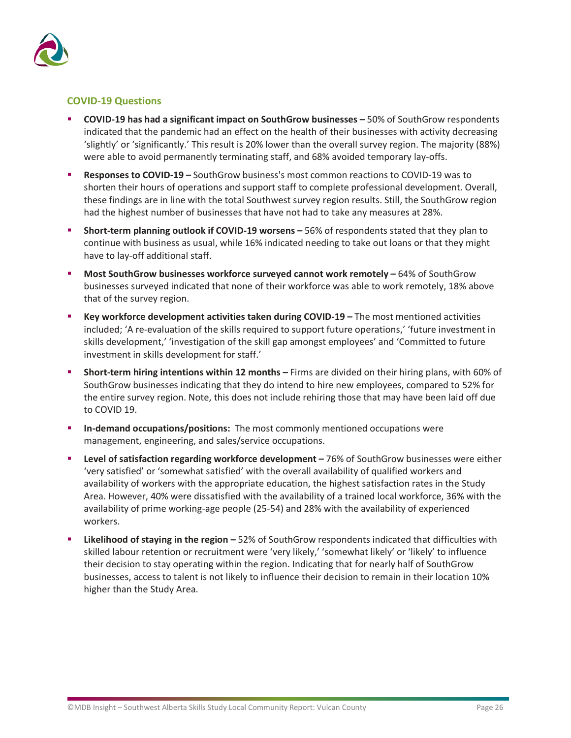### COVID-19 Questions

- **COVID-19 has had a significant impact on SouthGrow businesses –** 50% of SouthGrow respondents indicated that the pandemic had an effect on the health of their businesses with activity decreasing 'slightly' or 'significantly.' This result is 20% lower than the overall survey region. The majority (88%) were able to avoid permanently terminating staff, and 68% avoided temporary lay-offs.
- **Responses to COVID-19 –** SouthGrow business's most common reactions to COVID-19 was to shorten their hours of operations and support staff to complete professional development. Overall, these findings are in line with the total Southwest survey region results. Still, the SouthGrow region had the highest number of businesses that have not had to take any measures at 28%.
- **Short-term planning outlook if COVID-19 worsens –** 56% of respondents stated that they plan to continue with business as usual, while 16% indicated needing to take out loans or that they might have to lay-off additional staff.
- **Most SouthGrow businesses workforce surveyed cannot work remotely –** 64% of SouthGrow businesses surveyed indicated that none of their workforce was able to work remotely, 18% above that of the survey region.
- **Key workforce development activities taken during COVID-19 –** The most mentioned activities included; 'A re-evaluation of the skills required to support future operations,' 'future investment in skills development,' 'investigation of the skill gap amongst employees' and 'Committed to future investment in skills development for staff.'
- **Short-term hiring intentions within 12 months –** Firms are divided on their hiring plans, with 60% of SouthGrow businesses indicating that they do intend to hire new employees, compared to 52% for the entire survey region. Note, this does not include rehiring those that may have been laid off due to COVID 19.
- **In-demand occupations/positions:** The most commonly mentioned occupations were management, engineering, and sales/service occupations.
- **Level of satisfaction regarding workforce development –** 76% of SouthGrow businesses were either 'very satisfied' or 'somewhat satisfied' with the overall availability of qualified workers and availability of workers with the appropriate education, the highest satisfaction rates in the Study Area. However, 40% were dissatisfied with the availability of a trained local workforce, 36% with the availability of prime working-age people (25-54) and 28% with the availability of experienced workers.
- **Likelihood of staying in the region –** 52% of SouthGrow respondents indicated that difficulties with skilled labour retention or recruitment were 'very likely,' 'somewhat likely' or 'likely' to influence their decision to stay operating within the region. Indicating that for nearly half of SouthGrow businesses, access to talent is not likely to influence their decision to remain in their location 10% higher than the Study Area.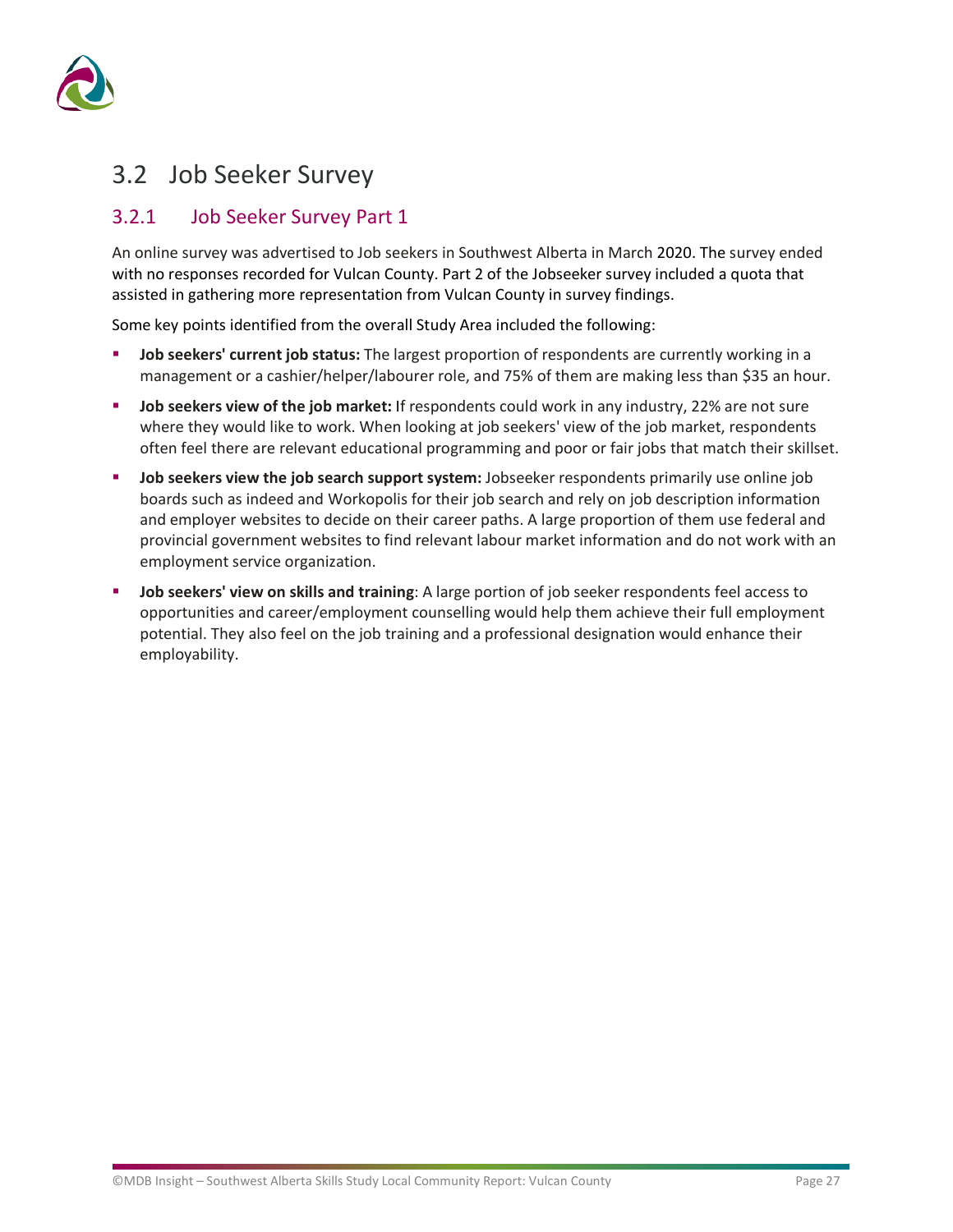## 3.2 Job Seeker Survey

### 3.2.1 Job Seeker Survey Part 1

An online survey was advertised to Job seekers in Southwest Alberta in March 2020. The survey ended with no responses recorded for Vulcan County. Part 2 of the Jobseeker survey included a quota that assisted in gathering more representation from Vulcan County in survey findings.

Some key points identified from the overall Study Area included the following:

- **Job seekers' current job status:** The largest proportion of respondents are currently working in a management or a cashier/helper/labourer role, and 75% of them are making less than $35 an hour.
- **Job seekers view of the job market:** If respondents could work in any industry, 22% are not sure where they would like to work. When looking at job seekers' view of the job market, respondents often feel there are relevant educational programming and poor or fair jobs that match their skillset.
- **Job seekers view the job search support system:** Jobseeker respondents primarily use online job boards such as indeed and Workopolis for their job search and rely on job description information and employer websites to decide on their career paths. A large proportion of them use federal and provincial government websites to find relevant labour market information and do not work with an employment service organization.
- **Job seekers' view on skills and training**: A large portion of job seeker respondents feel access to opportunities and career/employment counselling would help them achieve their full employment potential. They also feel on the job training and a professional designation would enhance their employability.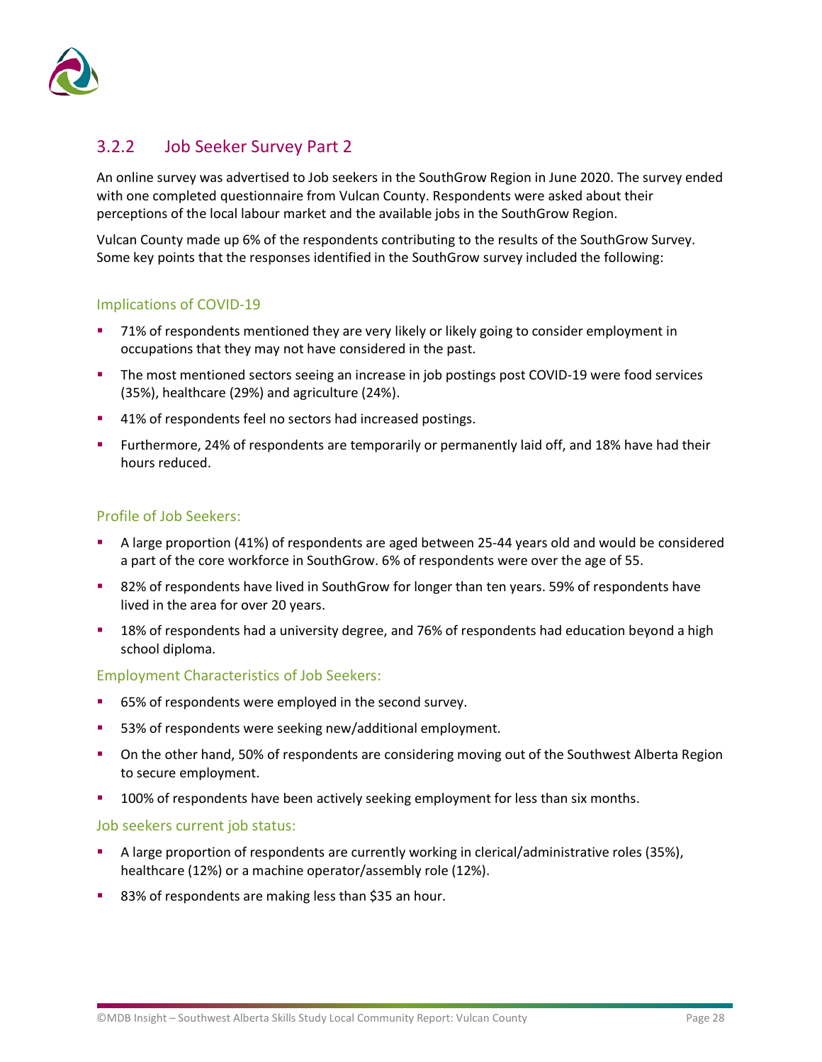### 3.2.2 Job Seeker Survey Part 2

An online survey was advertised to Job seekers in the SouthGrow Region in June 2020. The survey ended with one completed questionnaire from Vulcan County. Respondents were asked about their perceptions of the local labour market and the available jobs in the SouthGrow Region.

Vulcan County made up 6% of the respondents contributing to the results of the SouthGrow Survey. Some key points that the responses identified in the SouthGrow survey included the following:

#### Implications of COVID-19

- 71% of respondents mentioned they are very likely or likely going to consider employment in occupations that they may not have considered in the past.
- The most mentioned sectors seeing an increase in job postings post COVID-19 were food services (35%), healthcare (29%) and agriculture (24%).
- 41% of respondents feel no sectors had increased postings.
- Furthermore, 24% of respondents are temporarily or permanently laid off, and 18% have had their hours reduced.

#### Profile of Job Seekers:

- A large proportion (41%) of respondents are aged between 25-44 years old and would be considered a part of the core workforce in SouthGrow. 6% of respondents were over the age of 55.
- 82% of respondents have lived in SouthGrow for longer than ten years. 59% of respondents have lived in the area for over 20 years.
- 18% of respondents had a university degree, and 76% of respondents had education beyond a high school diploma.

#### Employment Characteristics of Job Seekers:

- 65% of respondents were employed in the second survey.
- 53% of respondents were seeking new/additional employment.
- On the other hand, 50% of respondents are considering moving out of the Southwest Alberta Region to secure employment.
- 100% of respondents have been actively seeking employment for less than six months.

#### Job seekers current job status:

- A large proportion of respondents are currently working in clerical/administrative roles (35%), healthcare (12%) or a machine operator/assembly role (12%).
- 83% of respondents are making less than $35 an hour.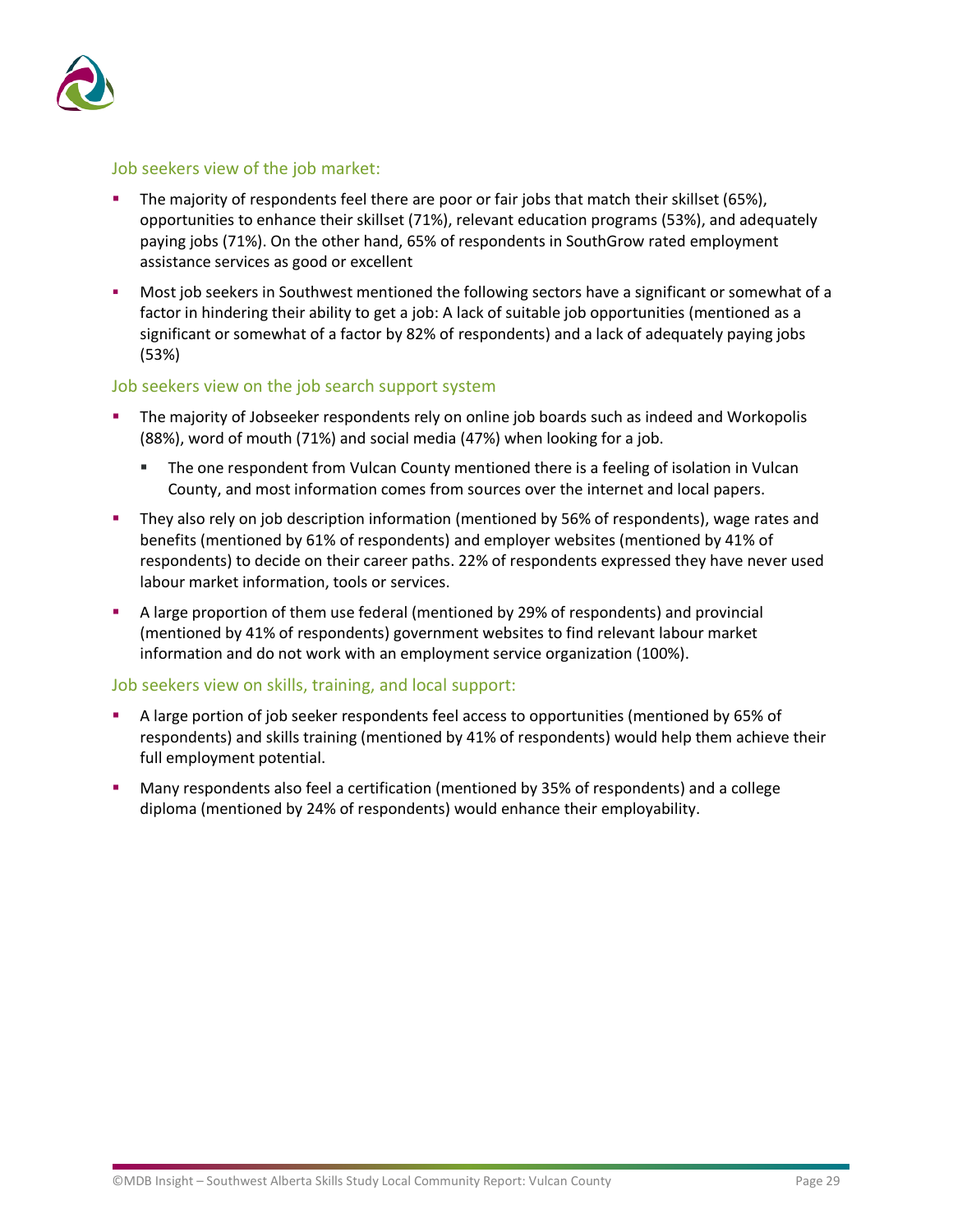### Job seekers view of the job market:

- The majority of respondents feel there are poor or fair jobs that match their skillset (65%), opportunities to enhance their skillset (71%), relevant education programs (53%), and adequately paying jobs (71%). On the other hand, 65% of respondents in SouthGrow rated employment assistance services as good or excellent
- Most job seekers in Southwest mentioned the following sectors have a significant or somewhat of a factor in hindering their ability to get a job: A lack of suitable job opportunities (mentioned as a significant or somewhat of a factor by 82% of respondents) and a lack of adequately paying jobs (53%)

### Job seekers view on the job search support system

- The majority of Jobseeker respondents rely on online job boards such as indeed and Workopolis (88%), word of mouth (71%) and social media (47%) when looking for a job.
  - The one respondent from Vulcan County mentioned there is a feeling of isolation in Vulcan County, and most information comes from sources over the internet and local papers.
- They also rely on job description information (mentioned by 56% of respondents), wage rates and benefits (mentioned by 61% of respondents) and employer websites (mentioned by 41% of respondents) to decide on their career paths. 22% of respondents expressed they have never used labour market information, tools or services.
- A large proportion of them use federal (mentioned by 29% of respondents) and provincial (mentioned by 41% of respondents) government websites to find relevant labour market information and do not work with an employment service organization (100%).

### Job seekers view on skills, training, and local support:

- A large portion of job seeker respondents feel access to opportunities (mentioned by 65% of respondents) and skills training (mentioned by 41% of respondents) would help them achieve their full employment potential.
- Many respondents also feel a certification (mentioned by 35% of respondents) and a college diploma (mentioned by 24% of respondents) would enhance their employability.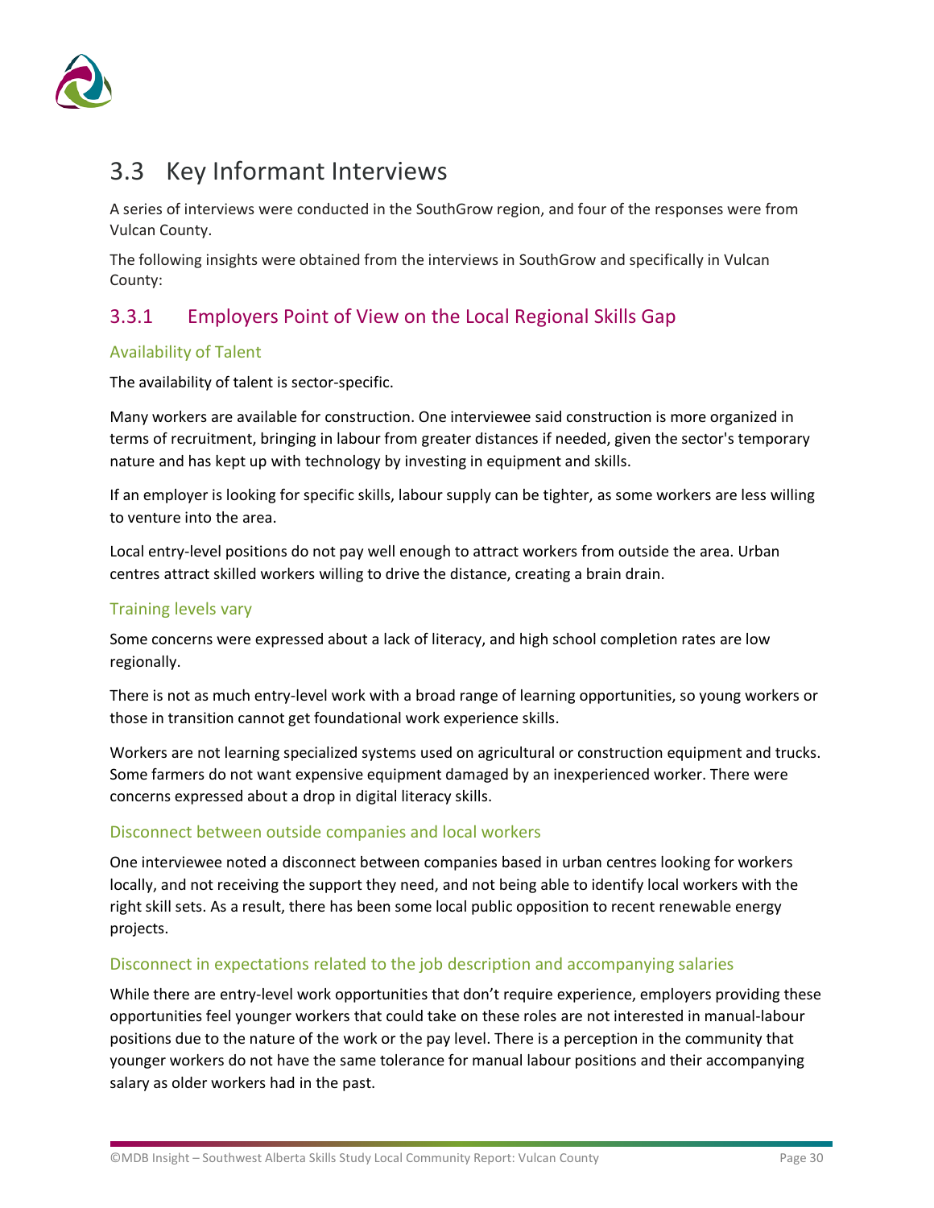## 3.3 Key Informant Interviews

A series of interviews were conducted in the SouthGrow region, and four of the responses were from Vulcan County.

The following insights were obtained from the interviews in SouthGrow and specifically in Vulcan County:

### 3.3.1 Employers Point of View on the Local Regional Skills Gap

#### Availability of Talent

The availability of talent is sector-specific.

Many workers are available for construction. One interviewee said construction is more organized in terms of recruitment, bringing in labour from greater distances if needed, given the sector's temporary nature and has kept up with technology by investing in equipment and skills.

If an employer is looking for specific skills, labour supply can be tighter, as some workers are less willing to venture into the area.

Local entry-level positions do not pay well enough to attract workers from outside the area. Urban centres attract skilled workers willing to drive the distance, creating a brain drain.

#### Training levels vary

Some concerns were expressed about a lack of literacy, and high school completion rates are low regionally.

There is not as much entry-level work with a broad range of learning opportunities, so young workers or those in transition cannot get foundational work experience skills.

Workers are not learning specialized systems used on agricultural or construction equipment and trucks. Some farmers do not want expensive equipment damaged by an inexperienced worker. There were concerns expressed about a drop in digital literacy skills.

#### Disconnect between outside companies and local workers

One interviewee noted a disconnect between companies based in urban centres looking for workers locally, and not receiving the support they need, and not being able to identify local workers with the right skill sets. As a result, there has been some local public opposition to recent renewable energy projects.

#### Disconnect in expectations related to the job description and accompanying salaries

While there are entry-level work opportunities that don't require experience, employers providing these opportunities feel younger workers that could take on these roles are not interested in manual-labour positions due to the nature of the work or the pay level. There is a perception in the community that younger workers do not have the same tolerance for manual labour positions and their accompanying salary as older workers had in the past.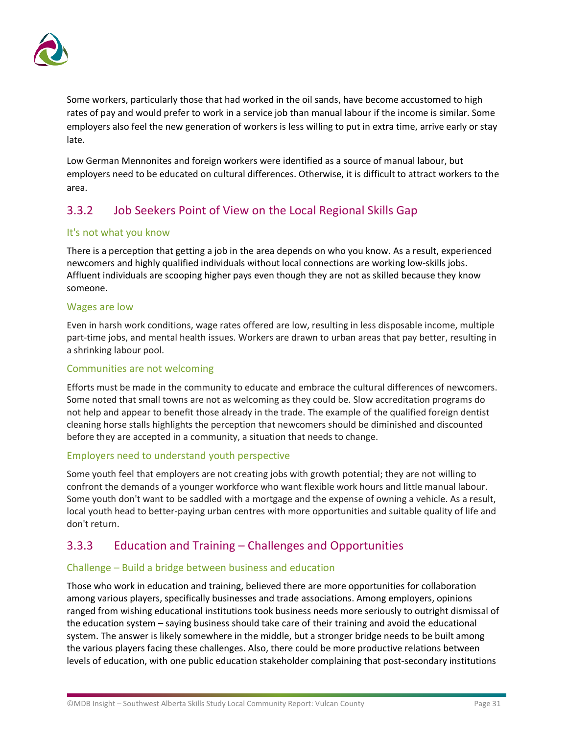Some workers, particularly those that had worked in the oil sands, have become accustomed to high rates of pay and would prefer to work in a service job than manual labour if the income is similar. Some employers also feel the new generation of workers is less willing to put in extra time, arrive early or stay late.

Low German Mennonites and foreign workers were identified as a source of manual labour, but employers need to be educated on cultural differences. Otherwise, it is difficult to attract workers to the area.

## 3.3.2 Job Seekers Point of View on the Local Regional Skills Gap

### It's not what you know

There is a perception that getting a job in the area depends on who you know. As a result, experienced newcomers and highly qualified individuals without local connections are working low-skills jobs. Affluent individuals are scooping higher pays even though they are not as skilled because they know someone.

### Wages are low

Even in harsh work conditions, wage rates offered are low, resulting in less disposable income, multiple part-time jobs, and mental health issues. Workers are drawn to urban areas that pay better, resulting in a shrinking labour pool.

### Communities are not welcoming

Efforts must be made in the community to educate and embrace the cultural differences of newcomers. Some noted that small towns are not as welcoming as they could be. Slow accreditation programs do not help and appear to benefit those already in the trade. The example of the qualified foreign dentist cleaning horse stalls highlights the perception that newcomers should be diminished and discounted before they are accepted in a community, a situation that needs to change.

### Employers need to understand youth perspective

Some youth feel that employers are not creating jobs with growth potential; they are not willing to confront the demands of a younger workforce who want flexible work hours and little manual labour. Some youth don't want to be saddled with a mortgage and the expense of owning a vehicle. As a result, local youth head to better-paying urban centres with more opportunities and suitable quality of life and don't return.

## 3.3.3 Education and Training – Challenges and Opportunities

### Challenge – Build a bridge between business and education

Those who work in education and training, believed there are more opportunities for collaboration among various players, specifically businesses and trade associations. Among employers, opinions ranged from wishing educational institutions took business needs more seriously to outright dismissal of the education system – saying business should take care of their training and avoid the educational system. The answer is likely somewhere in the middle, but a stronger bridge needs to be built among the various players facing these challenges. Also, there could be more productive relations between levels of education, with one public education stakeholder complaining that post-secondary institutions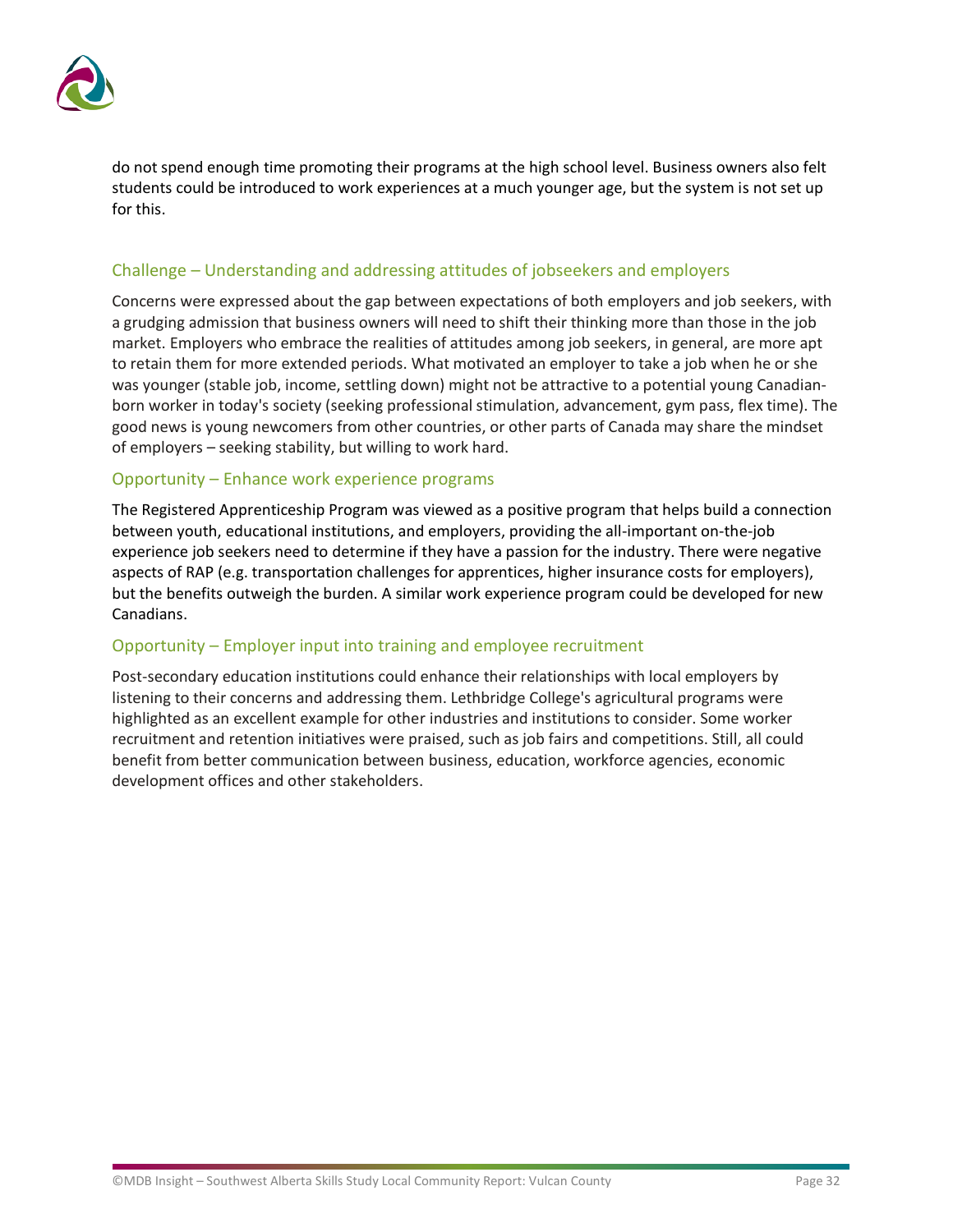do not spend enough time promoting their programs at the high school level. Business owners also felt students could be introduced to work experiences at a much younger age, but the system is not set up for this.

### Challenge – Understanding and addressing attitudes of jobseekers and employers

Concerns were expressed about the gap between expectations of both employers and job seekers, with a grudging admission that business owners will need to shift their thinking more than those in the job market. Employers who embrace the realities of attitudes among job seekers, in general, are more apt to retain them for more extended periods. What motivated an employer to take a job when he or she was younger (stable job, income, settling down) might not be attractive to a potential young Canadian-born worker in today's society (seeking professional stimulation, advancement, gym pass, flex time). The good news is young newcomers from other countries, or other parts of Canada may share the mindset of employers – seeking stability, but willing to work hard.

### Opportunity – Enhance work experience programs

The Registered Apprenticeship Program was viewed as a positive program that helps build a connection between youth, educational institutions, and employers, providing the all-important on-the-job experience job seekers need to determine if they have a passion for the industry. There were negative aspects of RAP (e.g. transportation challenges for apprentices, higher insurance costs for employers), but the benefits outweigh the burden. A similar work experience program could be developed for new Canadians.

### Opportunity – Employer input into training and employee recruitment

Post-secondary education institutions could enhance their relationships with local employers by listening to their concerns and addressing them. Lethbridge College's agricultural programs were highlighted as an excellent example for other industries and institutions to consider. Some worker recruitment and retention initiatives were praised, such as job fairs and competitions. Still, all could benefit from better communication between business, education, workforce agencies, economic development offices and other stakeholders.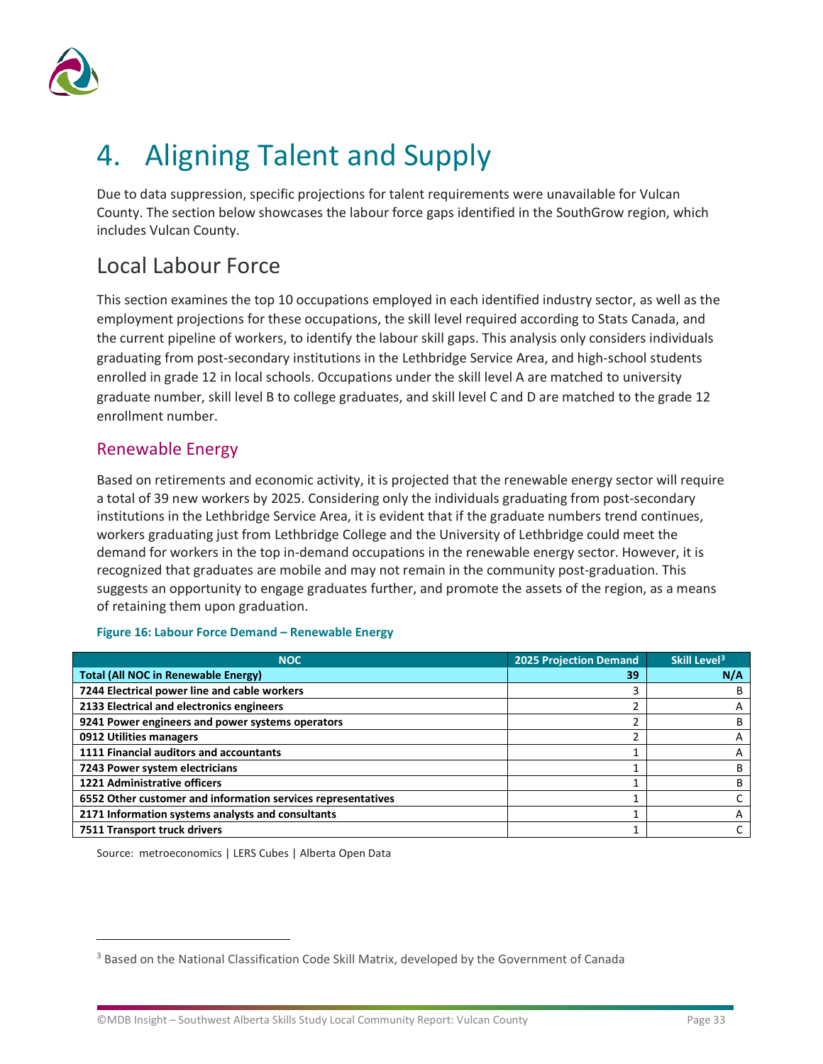# 4. Aligning Talent and Supply

Due to data suppression, specific projections for talent requirements were unavailable for Vulcan County. The section below showcases the labour force gaps identified in the SouthGrow region, which includes Vulcan County.

## Local Labour Force

This section examines the top 10 occupations employed in each identified industry sector, as well as the employment projections for these occupations, the skill level required according to Stats Canada, and the current pipeline of workers, to identify the labour skill gaps. This analysis only considers individuals graduating from post-secondary institutions in the Lethbridge Service Area, and high-school students enrolled in grade 12 in local schools. Occupations under the skill level A are matched to university graduate number, skill level B to college graduates, and skill level C and D are matched to the grade 12 enrollment number.

### Renewable Energy

Based on retirements and economic activity, it is projected that the renewable energy sector will require a total of 39 new workers by 2025. Considering only the individuals graduating from post-secondary institutions in the Lethbridge Service Area, it is evident that if the graduate numbers trend continues, workers graduating just from Lethbridge College and the University of Lethbridge could meet the demand for workers in the top in-demand occupations in the renewable energy sector. However, it is recognized that graduates are mobile and may not remain in the community post-graduation. This suggests an opportunity to engage graduates further, and promote the assets of the region, as a means of retaining them upon graduation.

**Figure 16: Labour Force Demand – Renewable Energy**

| NOC | 2025 Projection Demand | Skill Level[3] |
|---|---|---|
| **Total (All NOC in Renewable Energy)** | **39** | **N/A** |
| **7244 Electrical power line and cable workers** | 3 | B |
| **2133 Electrical and electronics engineers** | 2 | A |
| **9241 Power engineers and power systems operators** | 2 | B |
| **0912 Utilities managers** | 2 | A |
| **1111 Financial auditors and accountants** | 1 | A |
| **7243 Power system electricians** | 1 | B |
| **1221 Administrative officers** | 1 | B |
| **6552 Other customer and information services representatives** | 1 | C |
| **2171 Information systems analysts and consultants** | 1 | A |
| **7511 Transport truck drivers** | 1 | C |

Source: metroeconomics | LERS Cubes | Alberta Open Data

[3] Based on the National Classification Code Skill Matrix, developed by the Government of Canada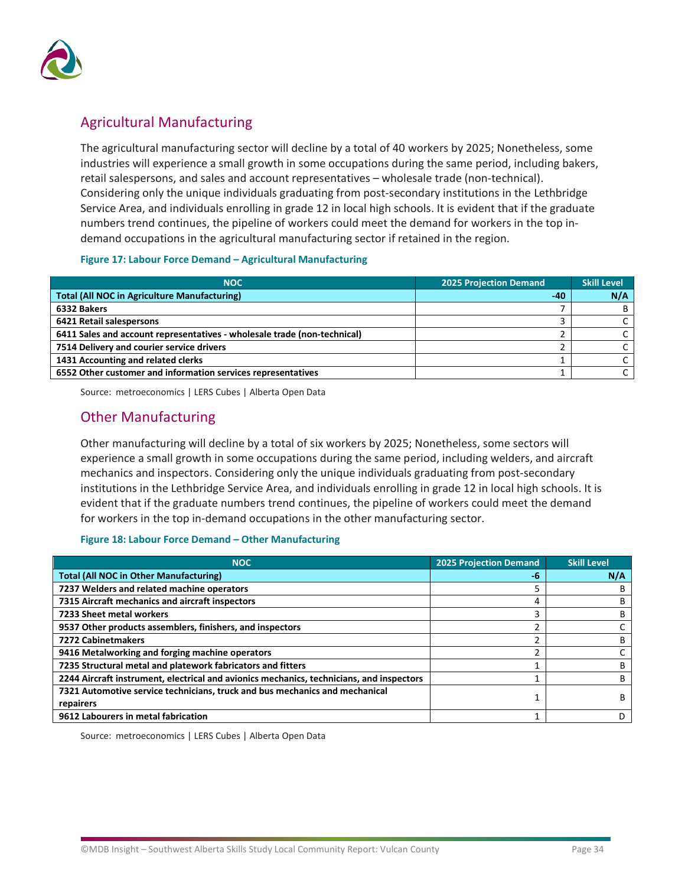## Agricultural Manufacturing

The agricultural manufacturing sector will decline by a total of 40 workers by 2025; Nonetheless, some industries will experience a small growth in some occupations during the same period, including bakers, retail salespersons, and sales and account representatives – wholesale trade (non-technical). Considering only the unique individuals graduating from post-secondary institutions in the Lethbridge Service Area, and individuals enrolling in grade 12 in local high schools. It is evident that if the graduate numbers trend continues, the pipeline of workers could meet the demand for workers in the top in-demand occupations in the agricultural manufacturing sector if retained in the region.

**Figure 17: Labour Force Demand – Agricultural Manufacturing**

| NOC | 2025 Projection Demand | Skill Level |
|---|---|---|
| **Total (All NOC in Agriculture Manufacturing)** | **-40** | **N/A** |
| **6332 Bakers** | 7 | B |
| **6421 Retail salespersons** | 3 | C |
| **6411 Sales and account representatives - wholesale trade (non-technical)** | 2 | C |
| **7514 Delivery and courier service drivers** | 2 | C |
| **1431 Accounting and related clerks** | 1 | C |
| **6552 Other customer and information services representatives** | 1 | C |

Source: metroeconomics | LERS Cubes | Alberta Open Data

## Other Manufacturing

Other manufacturing will decline by a total of six workers by 2025; Nonetheless, some sectors will experience a small growth in some occupations during the same period, including welders, and aircraft mechanics and inspectors. Considering only the unique individuals graduating from post-secondary institutions in the Lethbridge Service Area, and individuals enrolling in grade 12 in local high schools. It is evident that if the graduate numbers trend continues, the pipeline of workers could meet the demand for workers in the top in-demand occupations in the other manufacturing sector.

**Figure 18: Labour Force Demand – Other Manufacturing**

| NOC | 2025 Projection Demand | Skill Level |
|---|---|---|
| **Total (All NOC in Other Manufacturing)** | **-6** | **N/A** |
| **7237 Welders and related machine operators** | 5 | B |
| **7315 Aircraft mechanics and aircraft inspectors** | 4 | B |
| **7233 Sheet metal workers** | 3 | B |
| **9537 Other products assemblers, finishers, and inspectors** | 2 | C |
| **7272 Cabinetmakers** | 2 | B |
| **9416 Metalworking and forging machine operators** | 2 | C |
| **7235 Structural metal and platework fabricators and fitters** | 1 | B |
| **2244 Aircraft instrument, electrical and avionics mechanics, technicians, and inspectors** | 1 | B |
| **7321 Automotive service technicians, truck and bus mechanics and mechanical repairers** | 1 | B |
| **9612 Labourers in metal fabrication** | 1 | D |

Source: metroeconomics | LERS Cubes | Alberta Open Data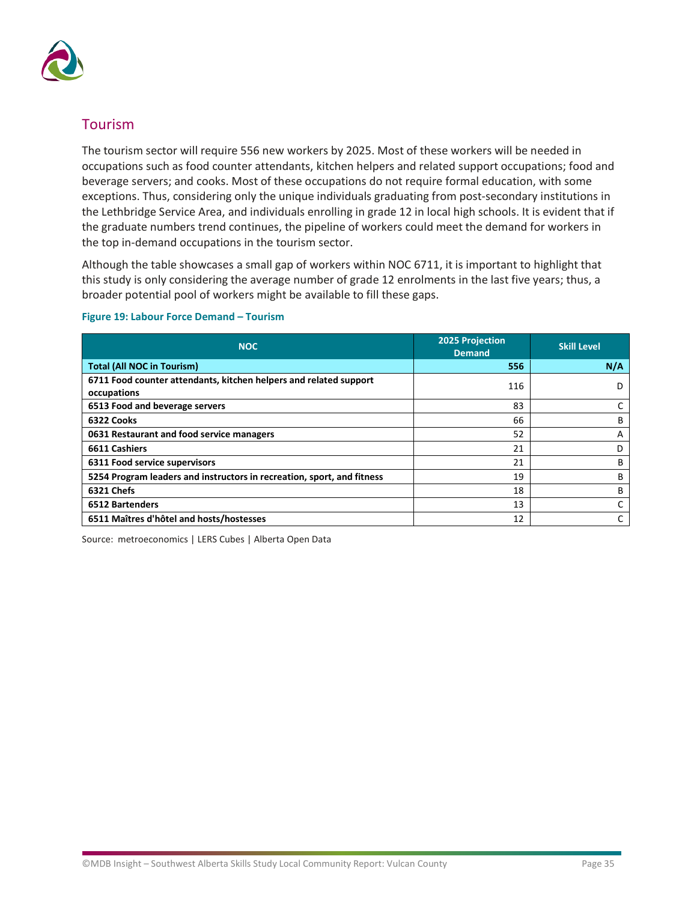## Tourism

The tourism sector will require 556 new workers by 2025. Most of these workers will be needed in occupations such as food counter attendants, kitchen helpers and related support occupations; food and beverage servers; and cooks. Most of these occupations do not require formal education, with some exceptions. Thus, considering only the unique individuals graduating from post-secondary institutions in the Lethbridge Service Area, and individuals enrolling in grade 12 in local high schools. It is evident that if the graduate numbers trend continues, the pipeline of workers could meet the demand for workers in the top in-demand occupations in the tourism sector.

Although the table showcases a small gap of workers within NOC 6711, it is important to highlight that this study is only considering the average number of grade 12 enrolments in the last five years; thus, a broader potential pool of workers might be available to fill these gaps.

**Figure 19: Labour Force Demand – Tourism**

| NOC | 2025 Projection Demand | Skill Level |
|---|---|---|
| **Total (All NOC in Tourism)** | **556** | **N/A** |
| **6711 Food counter attendants, kitchen helpers and related support occupations** | 116 | D |
| **6513 Food and beverage servers** | 83 | C |
| **6322 Cooks** | 66 | B |
| **0631 Restaurant and food service managers** | 52 | A |
| **6611 Cashiers** | 21 | D |
| **6311 Food service supervisors** | 21 | B |
| **5254 Program leaders and instructors in recreation, sport, and fitness** | 19 | B |
| **6321 Chefs** | 18 | B |
| **6512 Bartenders** | 13 | C |
| **6511 Maîtres d'hôtel and hosts/hostesses** | 12 | C |

Source: metroeconomics | LERS Cubes | Alberta Open Data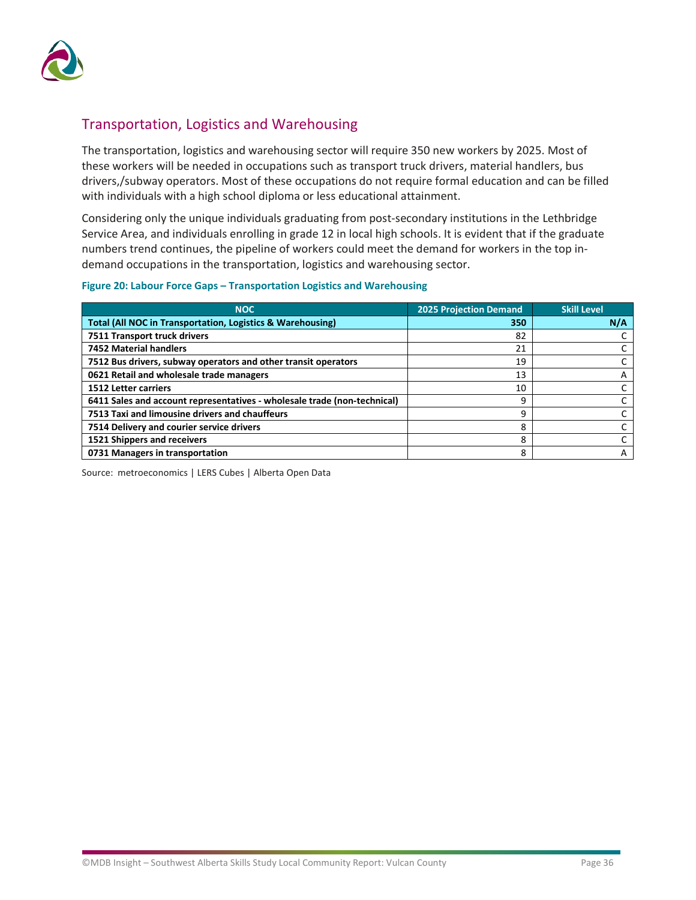## Transportation, Logistics and Warehousing

The transportation, logistics and warehousing sector will require 350 new workers by 2025. Most of these workers will be needed in occupations such as transport truck drivers, material handlers, bus drivers,/subway operators. Most of these occupations do not require formal education and can be filled with individuals with a high school diploma or less educational attainment.

Considering only the unique individuals graduating from post-secondary institutions in the Lethbridge Service Area, and individuals enrolling in grade 12 in local high schools. It is evident that if the graduate numbers trend continues, the pipeline of workers could meet the demand for workers in the top in-demand occupations in the transportation, logistics and warehousing sector.

**Figure 20: Labour Force Gaps – Transportation Logistics and Warehousing**

| NOC | 2025 Projection Demand | Skill Level |
|---|---|---|
| **Total (All NOC in Transportation, Logistics & Warehousing)** | **350** | **N/A** |
| **7511 Transport truck drivers** | 82 | C |
| **7452 Material handlers** | 21 | C |
| **7512 Bus drivers, subway operators and other transit operators** | 19 | C |
| **0621 Retail and wholesale trade managers** | 13 | A |
| **1512 Letter carriers** | 10 | C |
| **6411 Sales and account representatives - wholesale trade (non-technical)** | 9 | C |
| **7513 Taxi and limousine drivers and chauffeurs** | 9 | C |
| **7514 Delivery and courier service drivers** | 8 | C |
| **1521 Shippers and receivers** | 8 | C |
| **0731 Managers in transportation** | 8 | A |

Source: metroeconomics | LERS Cubes | Alberta Open Data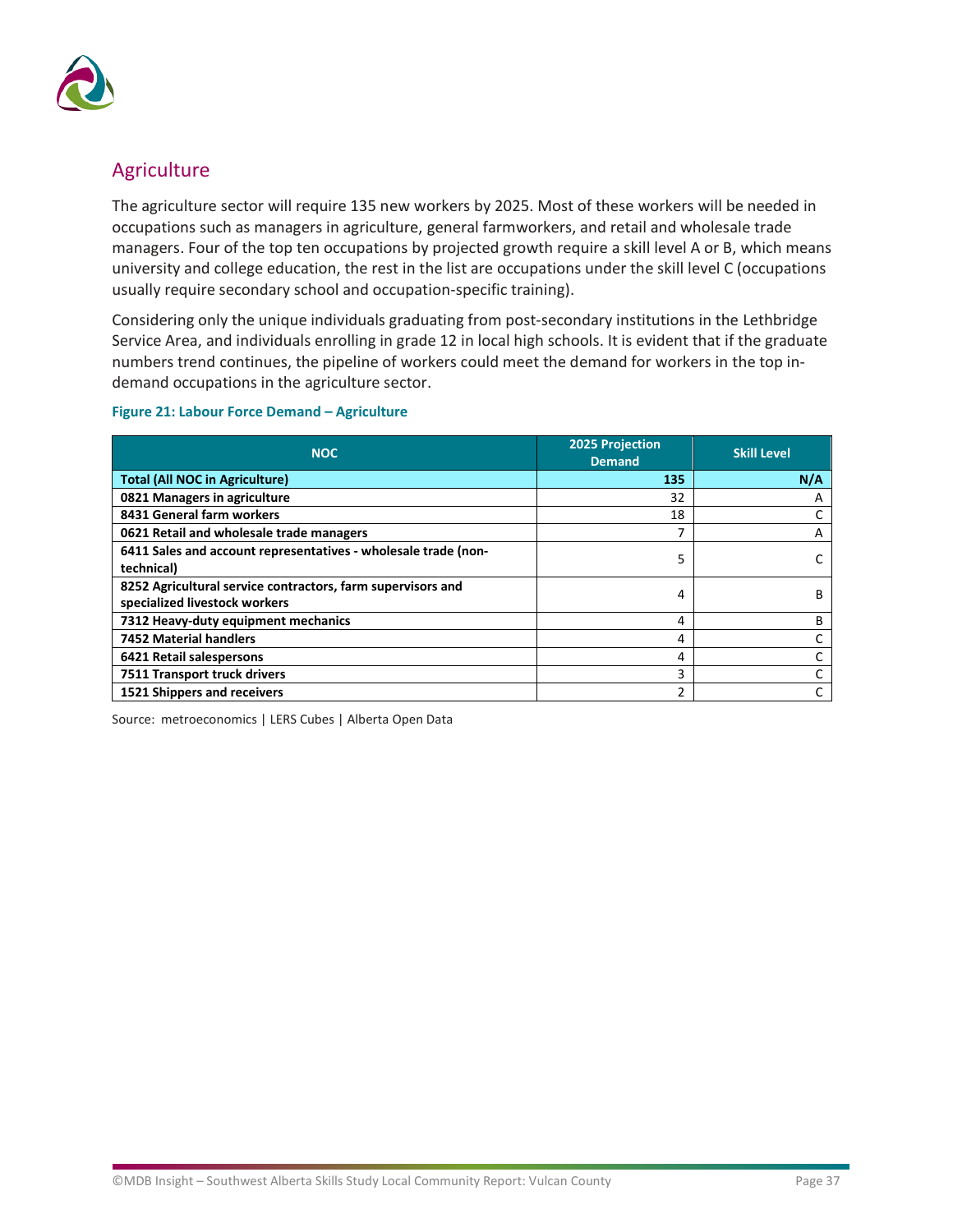## Agriculture

The agriculture sector will require 135 new workers by 2025. Most of these workers will be needed in occupations such as managers in agriculture, general farmworkers, and retail and wholesale trade managers. Four of the top ten occupations by projected growth require a skill level A or B, which means university and college education, the rest in the list are occupations under the skill level C (occupations usually require secondary school and occupation-specific training).

Considering only the unique individuals graduating from post-secondary institutions in the Lethbridge Service Area, and individuals enrolling in grade 12 in local high schools. It is evident that if the graduate numbers trend continues, the pipeline of workers could meet the demand for workers in the top in-demand occupations in the agriculture sector.

**Figure 21: Labour Force Demand – Agriculture**

| NOC | 2025 Projection Demand | Skill Level |
|---|---|---|
| **Total (All NOC in Agriculture)** | **135** | **N/A** |
| **0821 Managers in agriculture** | 32 | A |
| **8431 General farm workers** | 18 | C |
| **0621 Retail and wholesale trade managers** | 7 | A |
| **6411 Sales and account representatives - wholesale trade (non-technical)** | 5 | C |
| **8252 Agricultural service contractors, farm supervisors and specialized livestock workers** | 4 | B |
| **7312 Heavy-duty equipment mechanics** | 4 | B |
| **7452 Material handlers** | 4 | C |
| **6421 Retail salespersons** | 4 | C |
| **7511 Transport truck drivers** | 3 | C |
| **1521 Shippers and receivers** | 2 | C |

Source: metroeconomics | LERS Cubes | Alberta Open Data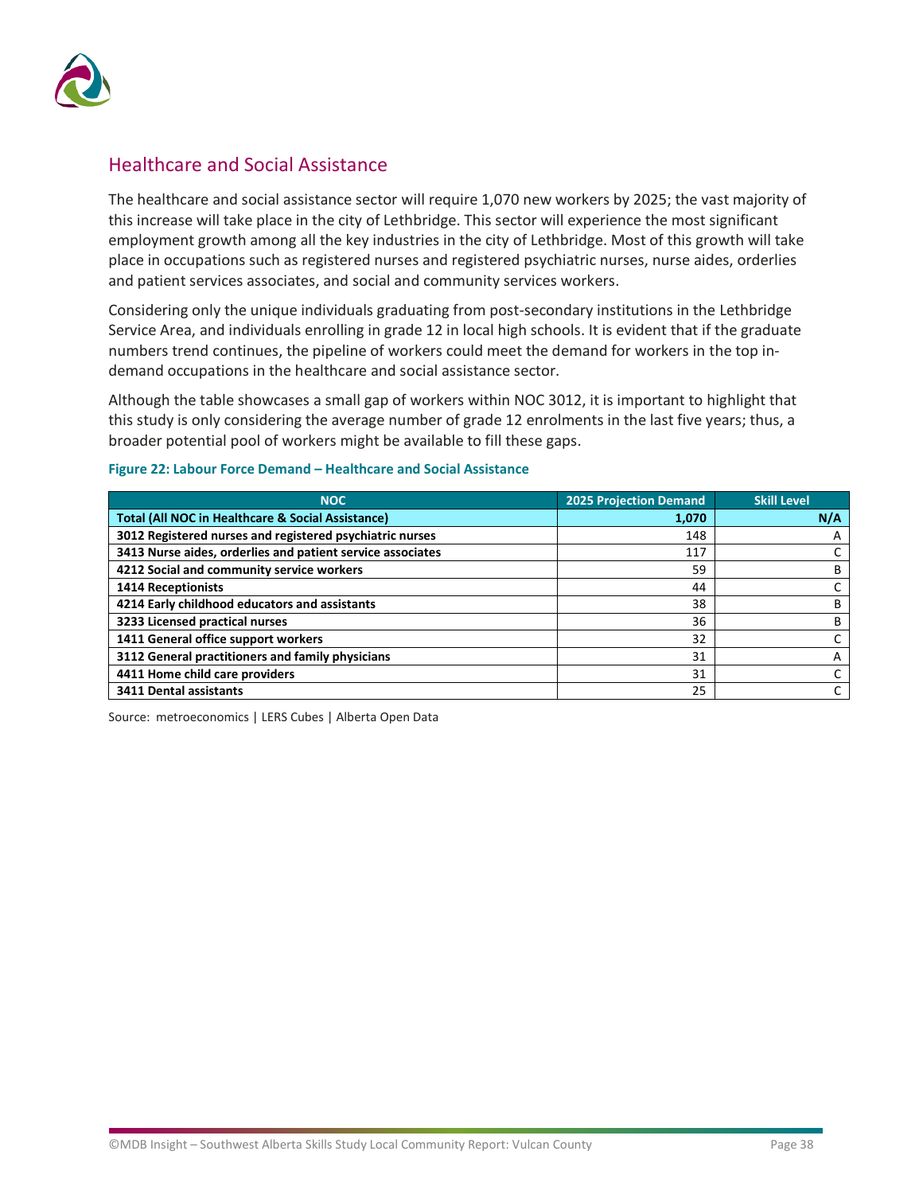## Healthcare and Social Assistance

The healthcare and social assistance sector will require 1,070 new workers by 2025; the vast majority of this increase will take place in the city of Lethbridge. This sector will experience the most significant employment growth among all the key industries in the city of Lethbridge. Most of this growth will take place in occupations such as registered nurses and registered psychiatric nurses, nurse aides, orderlies and patient services associates, and social and community services workers.

Considering only the unique individuals graduating from post-secondary institutions in the Lethbridge Service Area, and individuals enrolling in grade 12 in local high schools. It is evident that if the graduate numbers trend continues, the pipeline of workers could meet the demand for workers in the top in-demand occupations in the healthcare and social assistance sector.

Although the table showcases a small gap of workers within NOC 3012, it is important to highlight that this study is only considering the average number of grade 12 enrolments in the last five years; thus, a broader potential pool of workers might be available to fill these gaps.

**Figure 22: Labour Force Demand – Healthcare and Social Assistance**

| NOC | 2025 Projection Demand | Skill Level |
|---|---|---|
| **Total (All NOC in Healthcare & Social Assistance)** | **1,070** | **N/A** |
| **3012 Registered nurses and registered psychiatric nurses** | 148 | A |
| **3413 Nurse aides, orderlies and patient service associates** | 117 | C |
| **4212 Social and community service workers** | 59 | B |
| **1414 Receptionists** | 44 | C |
| **4214 Early childhood educators and assistants** | 38 | B |
| **3233 Licensed practical nurses** | 36 | B |
| **1411 General office support workers** | 32 | C |
| **3112 General practitioners and family physicians** | 31 | A |
| **4411 Home child care providers** | 31 | C |
| **3411 Dental assistants** | 25 | C |

Source: metroeconomics | LERS Cubes | Alberta Open Data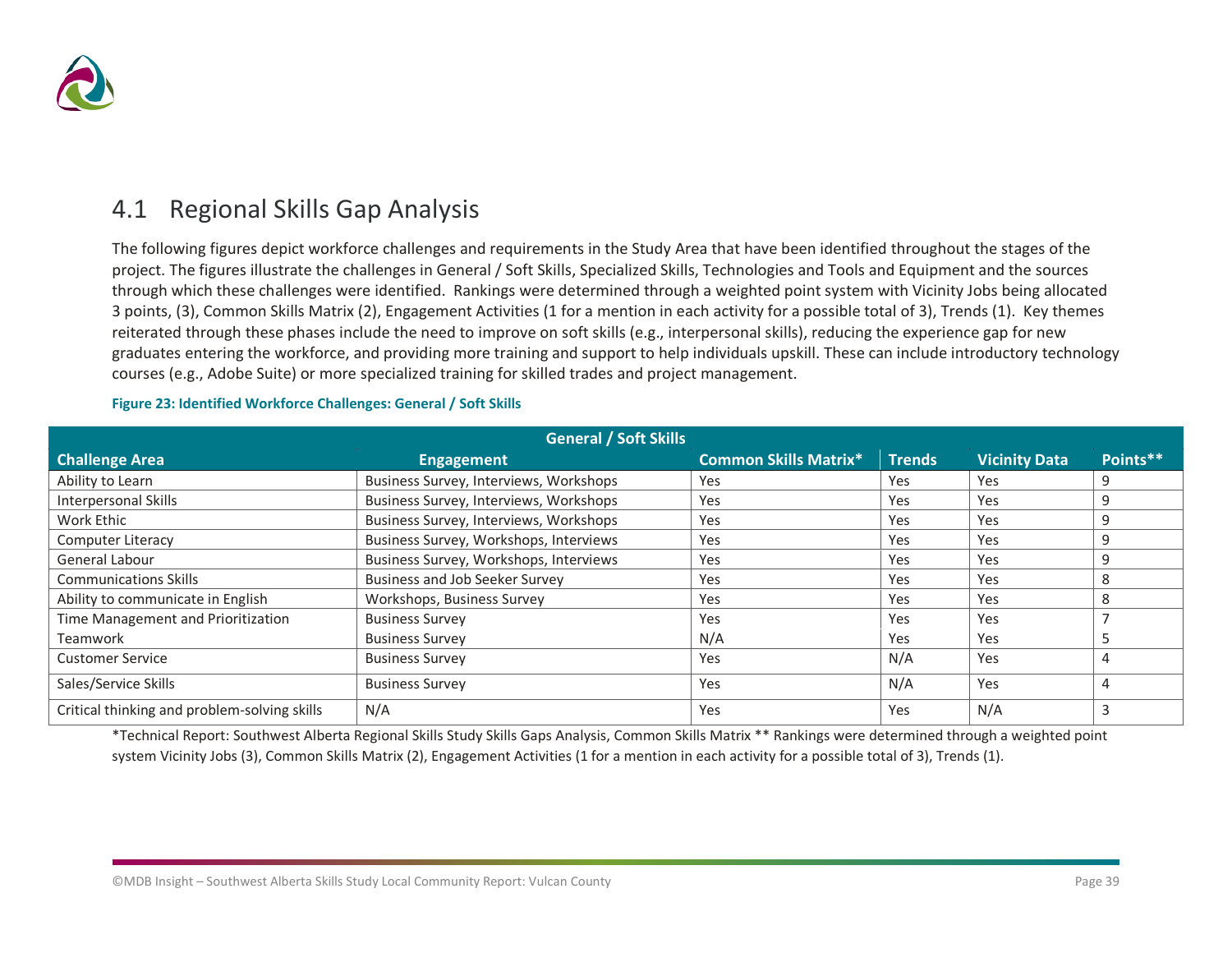## 4.1 Regional Skills Gap Analysis

The following figures depict workforce challenges and requirements in the Study Area that have been identified throughout the stages of the project. The figures illustrate the challenges in General / Soft Skills, Specialized Skills, Technologies and Tools and Equipment and the sources through which these challenges were identified. Rankings were determined through a weighted point system with Vicinity Jobs being allocated 3 points, (3), Common Skills Matrix (2), Engagement Activities (1 for a mention in each activity for a possible total of 3), Trends (1). Key themes reiterated through these phases include the need to improve on soft skills (e.g., interpersonal skills), reducing the experience gap for new graduates entering the workforce, and providing more training and support to help individuals upskill. These can include introductory technology courses (e.g., Adobe Suite) or more specialized training for skilled trades and project management.

**Figure 23: Identified Workforce Challenges: General / Soft Skills**

| General / Soft Skills | | | | | |
|---|---|---|---|---|---|
| **Challenge Area** | **Engagement** | **Common Skills Matrix*** | **Trends** | **Vicinity Data** | **Points**** |
| Ability to Learn | Business Survey, Interviews, Workshops | Yes | Yes | Yes | 9 |
| Interpersonal Skills | Business Survey, Interviews, Workshops | Yes | Yes | Yes | 9 |
| Work Ethic | Business Survey, Interviews, Workshops | Yes | Yes | Yes | 9 |
| Computer Literacy | Business Survey, Workshops, Interviews | Yes | Yes | Yes | 9 |
| General Labour | Business Survey, Workshops, Interviews | Yes | Yes | Yes | 9 |
| Communications Skills | Business and Job Seeker Survey | Yes | Yes | Yes | 8 |
| Ability to communicate in English | Workshops, Business Survey | Yes | Yes | Yes | 8 |
| Time Management and Prioritization | Business Survey | Yes | Yes | Yes | 7 |
| Teamwork | Business Survey | N/A | Yes | Yes | 5 |
| Customer Service | Business Survey | Yes | N/A | Yes | 4 |
| Sales/Service Skills | Business Survey | Yes | N/A | Yes | 4 |
| Critical thinking and problem-solving skills | N/A | Yes | Yes | N/A | 3 |

*Technical Report: Southwest Alberta Regional Skills Study Skills Gaps Analysis, Common Skills Matrix ** Rankings were determined through a weighted point system Vicinity Jobs (3), Common Skills Matrix (2), Engagement Activities (1 for a mention in each activity for a possible total of 3), Trends (1).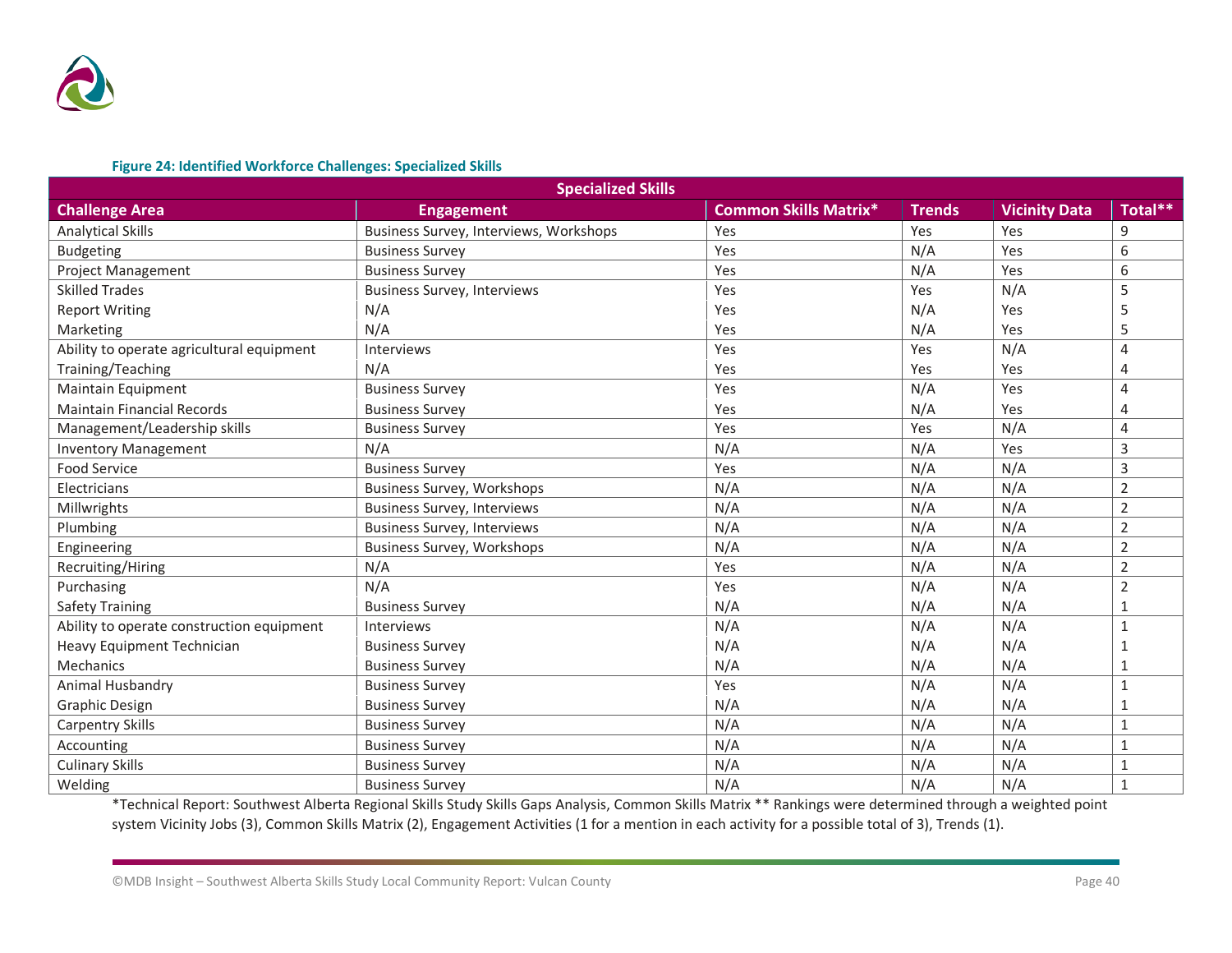**Figure 24: Identified Workforce Challenges: Specialized Skills**

| Specialized Skills | | | | | |
|---|---|---|---|---|---|
| **Challenge Area** | **Engagement** | **Common Skills Matrix*** | **Trends** | **Vicinity Data** | **Total**** |
| Analytical Skills | Business Survey, Interviews, Workshops | Yes | Yes | Yes | 9 |
| Budgeting | Business Survey | Yes | N/A | Yes | 6 |
| Project Management | Business Survey | Yes | N/A | Yes | 6 |
| Skilled Trades | Business Survey, Interviews | Yes | Yes | N/A | 5 |
| Report Writing | N/A | Yes | N/A | Yes | 5 |
| Marketing | N/A | Yes | N/A | Yes | 5 |
| Ability to operate agricultural equipment | Interviews | Yes | Yes | N/A | 4 |
| Training/Teaching | N/A | Yes | Yes | Yes | 4 |
| Maintain Equipment | Business Survey | Yes | N/A | Yes | 4 |
| Maintain Financial Records | Business Survey | Yes | N/A | Yes | 4 |
| Management/Leadership skills | Business Survey | Yes | Yes | N/A | 4 |
| Inventory Management | N/A | N/A | N/A | Yes | 3 |
| Food Service | Business Survey | Yes | N/A | N/A | 3 |
| Electricians | Business Survey, Workshops | N/A | N/A | N/A | 2 |
| Millwrights | Business Survey, Interviews | N/A | N/A | N/A | 2 |
| Plumbing | Business Survey, Interviews | N/A | N/A | N/A | 2 |
| Engineering | Business Survey, Workshops | N/A | N/A | N/A | 2 |
| Recruiting/Hiring | N/A | Yes | N/A | N/A | 2 |
| Purchasing | N/A | Yes | N/A | N/A | 2 |
| Safety Training | Business Survey | N/A | N/A | N/A | 1 |
| Ability to operate construction equipment | Interviews | N/A | N/A | N/A | 1 |
| Heavy Equipment Technician | Business Survey | N/A | N/A | N/A | 1 |
| Mechanics | Business Survey | N/A | N/A | N/A | 1 |
| Animal Husbandry | Business Survey | Yes | N/A | N/A | 1 |
| Graphic Design | Business Survey | N/A | N/A | N/A | 1 |
| Carpentry Skills | Business Survey | N/A | N/A | N/A | 1 |
| Accounting | Business Survey | N/A | N/A | N/A | 1 |
| Culinary Skills | Business Survey | N/A | N/A | N/A | 1 |
| Welding | Business Survey | N/A | N/A | N/A | 1 |

*Technical Report: Southwest Alberta Regional Skills Study Skills Gaps Analysis, Common Skills Matrix ** Rankings were determined through a weighted point system Vicinity Jobs (3), Common Skills Matrix (2), Engagement Activities (1 for a mention in each activity for a possible total of 3), Trends (1).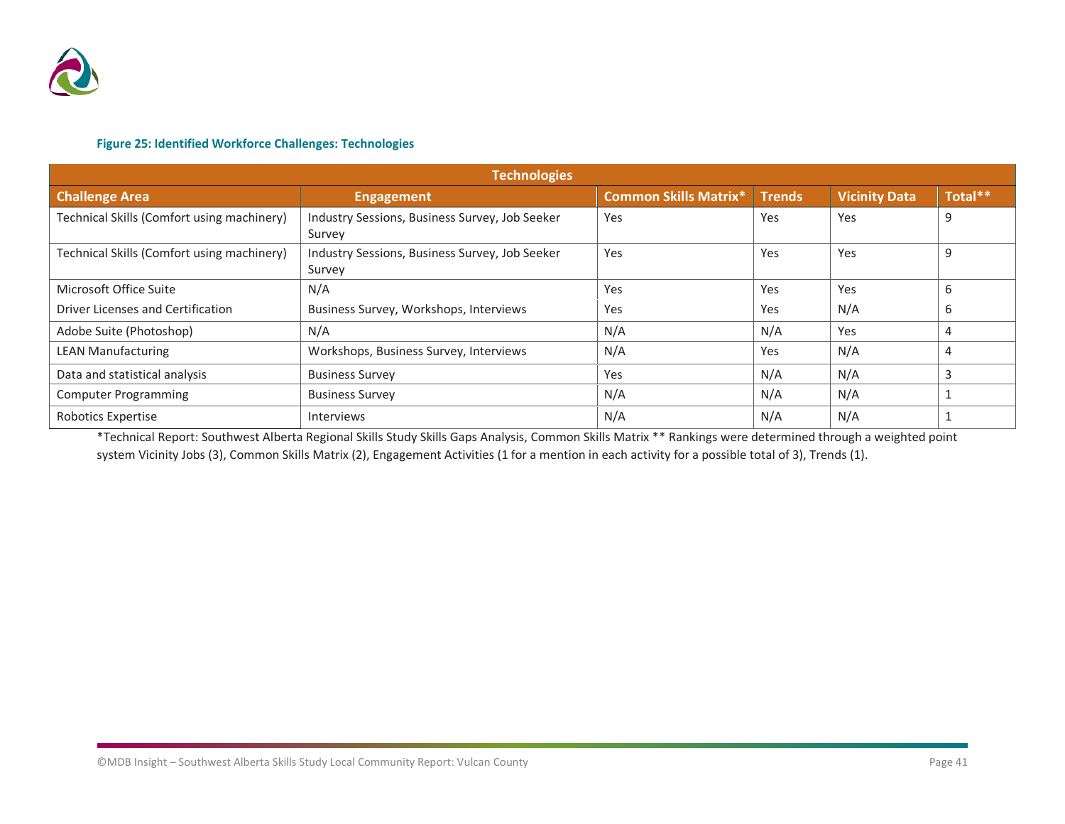**Figure 25: Identified Workforce Challenges: Technologies**

| Technologies | | | | | |
|---|---|---|---|---|---|
| **Challenge Area** | **Engagement** | **Common Skills Matrix*** | **Trends** | **Vicinity Data** | **Total**** |
| Technical Skills (Comfort using machinery) | Industry Sessions, Business Survey, Job Seeker Survey | Yes | Yes | Yes | 9 |
| Technical Skills (Comfort using machinery) | Industry Sessions, Business Survey, Job Seeker Survey | Yes | Yes | Yes | 9 |
| Microsoft Office Suite | N/A | Yes | Yes | Yes | 6 |
| Driver Licenses and Certification | Business Survey, Workshops, Interviews | Yes | Yes | N/A | 6 |
| Adobe Suite (Photoshop) | N/A | N/A | N/A | Yes | 4 |
| LEAN Manufacturing | Workshops, Business Survey, Interviews | N/A | Yes | N/A | 4 |
| Data and statistical analysis | Business Survey | Yes | N/A | N/A | 3 |
| Computer Programming | Business Survey | N/A | N/A | N/A | 1 |
| Robotics Expertise | Interviews | N/A | N/A | N/A | 1 |

*Technical Report: Southwest Alberta Regional Skills Study Skills Gaps Analysis, Common Skills Matrix ** Rankings were determined through a weighted point system Vicinity Jobs (3), Common Skills Matrix (2), Engagement Activities (1 for a mention in each activity for a possible total of 3), Trends (1).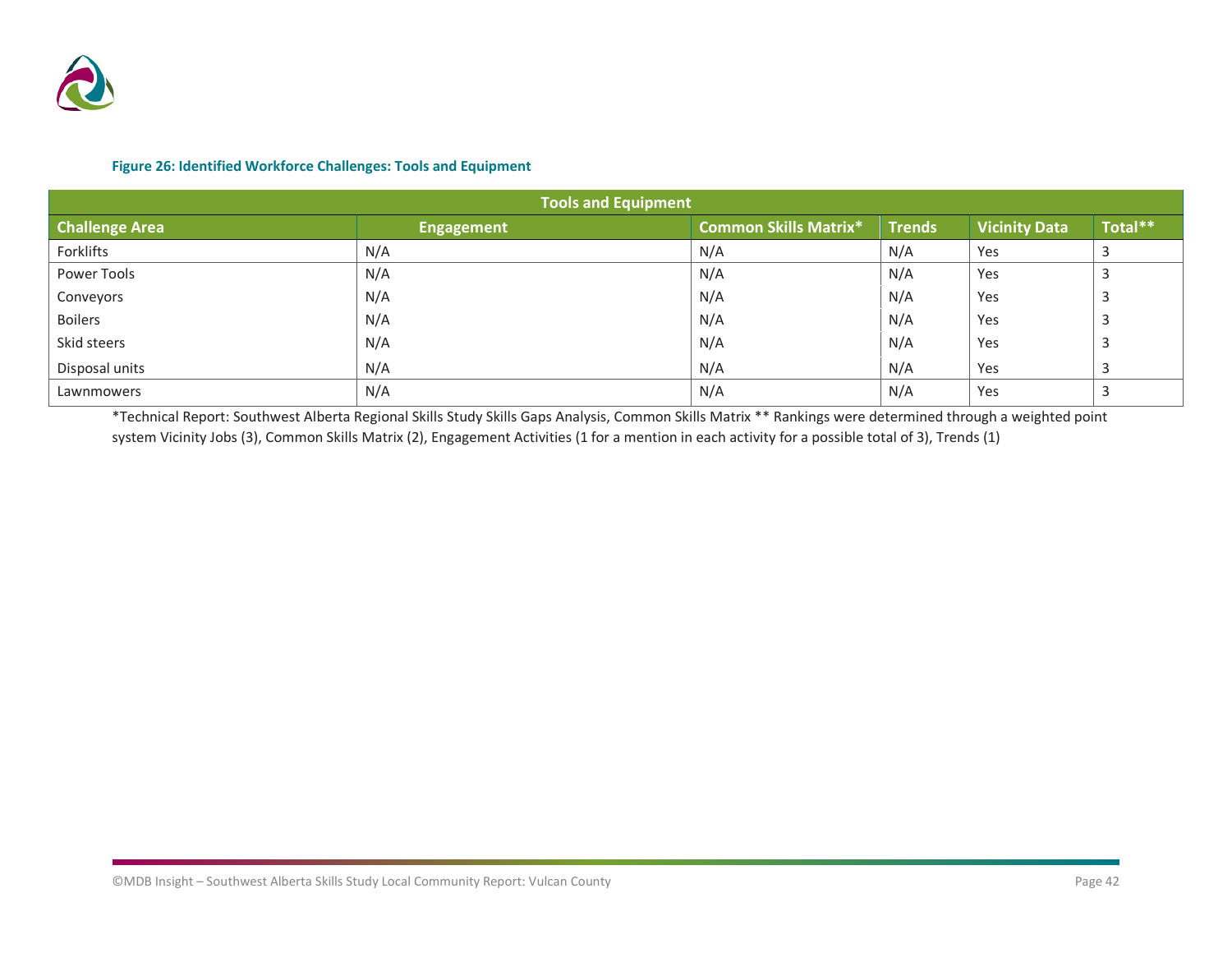**Figure 26: Identified Workforce Challenges: Tools and Equipment**

| Tools and Equipment | | | | | |
|---|---|---|---|---|---|
| **Challenge Area** | **Engagement** | **Common Skills Matrix*** | **Trends** | **Vicinity Data** | **Total**** |
| Forklifts | N/A | N/A | N/A | Yes | 3 |
| Power Tools | N/A | N/A | N/A | Yes | 3 |
| Conveyors | N/A | N/A | N/A | Yes | 3 |
| Boilers | N/A | N/A | N/A | Yes | 3 |
| Skid steers | N/A | N/A | N/A | Yes | 3 |
| Disposal units | N/A | N/A | N/A | Yes | 3 |
| Lawnmowers | N/A | N/A | N/A | Yes | 3 |

*Technical Report: Southwest Alberta Regional Skills Study Skills Gaps Analysis, Common Skills Matrix ** Rankings were determined through a weighted point system Vicinity Jobs (3), Common Skills Matrix (2), Engagement Activities (1 for a mention in each activity for a possible total of 3), Trends (1)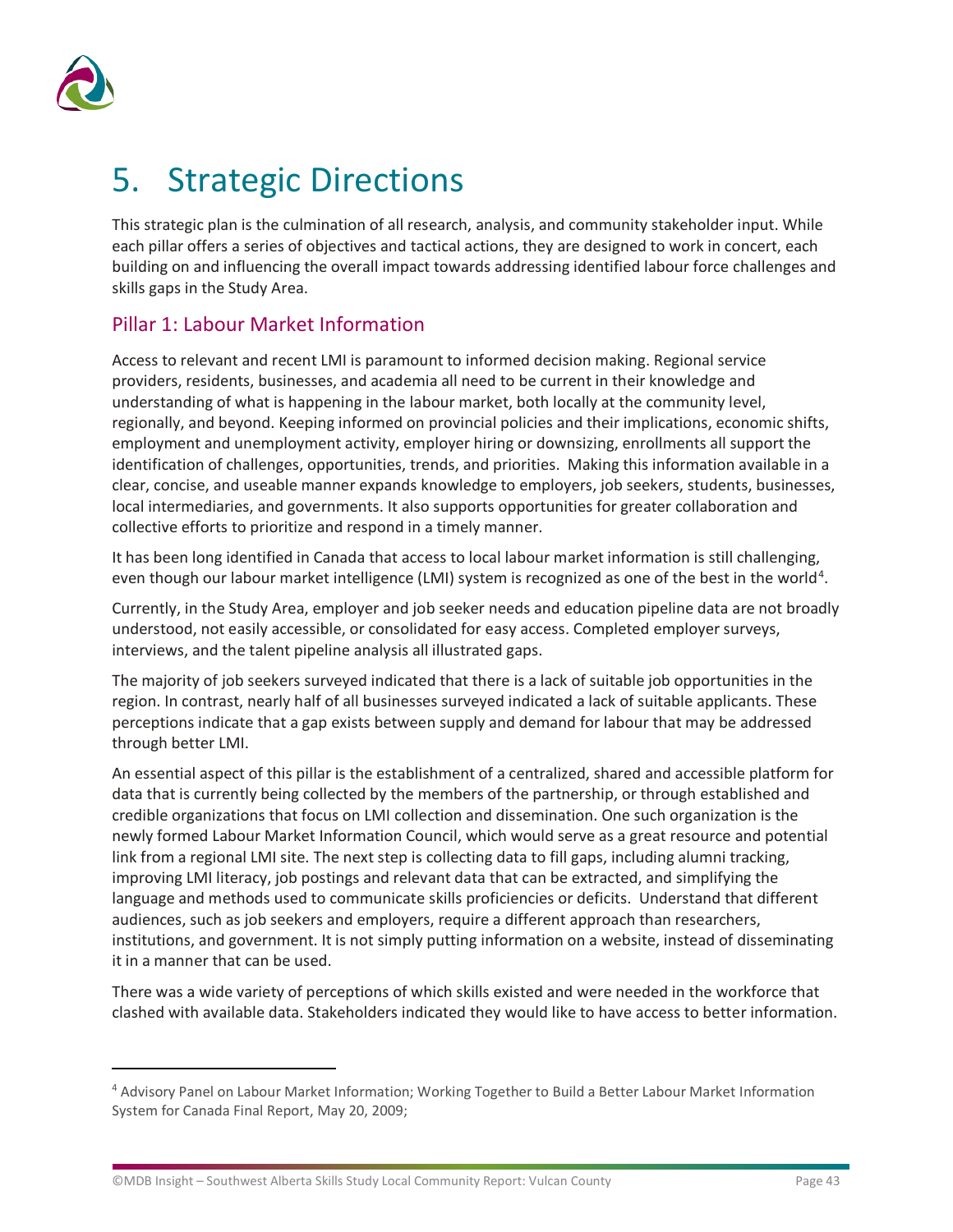# 5. Strategic Directions

This strategic plan is the culmination of all research, analysis, and community stakeholder input. While each pillar offers a series of objectives and tactical actions, they are designed to work in concert, each building on and influencing the overall impact towards addressing identified labour force challenges and skills gaps in the Study Area.

## Pillar 1: Labour Market Information

Access to relevant and recent LMI is paramount to informed decision making. Regional service providers, residents, businesses, and academia all need to be current in their knowledge and understanding of what is happening in the labour market, both locally at the community level, regionally, and beyond. Keeping informed on provincial policies and their implications, economic shifts, employment and unemployment activity, employer hiring or downsizing, enrollments all support the identification of challenges, opportunities, trends, and priorities. Making this information available in a clear, concise, and useable manner expands knowledge to employers, job seekers, students, businesses, local intermediaries, and governments. It also supports opportunities for greater collaboration and collective efforts to prioritize and respond in a timely manner.

It has been long identified in Canada that access to local labour market information is still challenging, even though our labour market intelligence (LMI) system is recognized as one of the best in the world[4].

Currently, in the Study Area, employer and job seeker needs and education pipeline data are not broadly understood, not easily accessible, or consolidated for easy access. Completed employer surveys, interviews, and the talent pipeline analysis all illustrated gaps.

The majority of job seekers surveyed indicated that there is a lack of suitable job opportunities in the region. In contrast, nearly half of all businesses surveyed indicated a lack of suitable applicants. These perceptions indicate that a gap exists between supply and demand for labour that may be addressed through better LMI.

An essential aspect of this pillar is the establishment of a centralized, shared and accessible platform for data that is currently being collected by the members of the partnership, or through established and credible organizations that focus on LMI collection and dissemination. One such organization is the newly formed Labour Market Information Council, which would serve as a great resource and potential link from a regional LMI site. The next step is collecting data to fill gaps, including alumni tracking, improving LMI literacy, job postings and relevant data that can be extracted, and simplifying the language and methods used to communicate skills proficiencies or deficits. Understand that different audiences, such as job seekers and employers, require a different approach than researchers, institutions, and government. It is not simply putting information on a website, instead of disseminating it in a manner that can be used.

There was a wide variety of perceptions of which skills existed and were needed in the workforce that clashed with available data. Stakeholders indicated they would like to have access to better information.

---

[4] Advisory Panel on Labour Market Information; Working Together to Build a Better Labour Market Information System for Canada Final Report, May 20, 2009;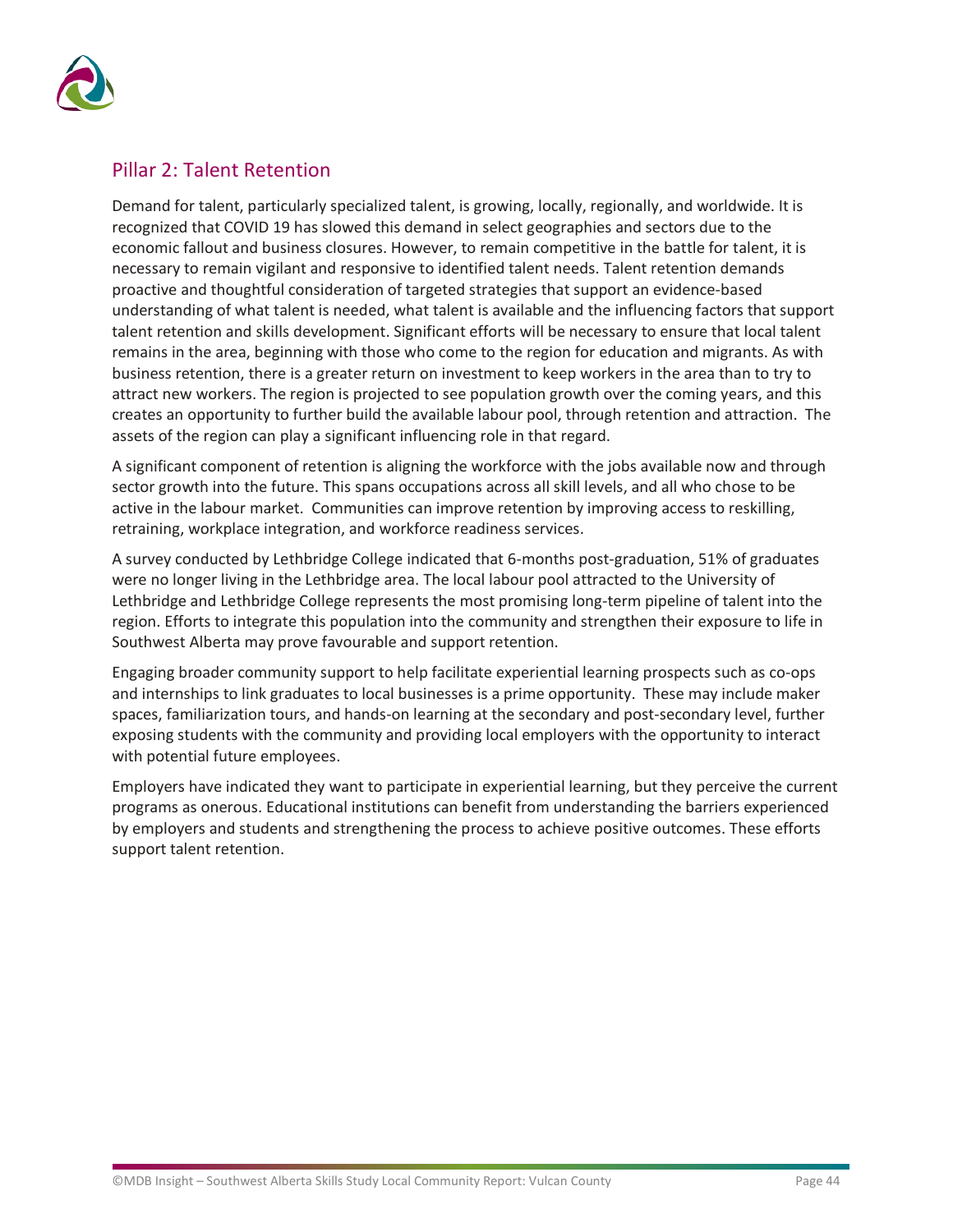## Pillar 2: Talent Retention

Demand for talent, particularly specialized talent, is growing, locally, regionally, and worldwide. It is recognized that COVID 19 has slowed this demand in select geographies and sectors due to the economic fallout and business closures. However, to remain competitive in the battle for talent, it is necessary to remain vigilant and responsive to identified talent needs. Talent retention demands proactive and thoughtful consideration of targeted strategies that support an evidence-based understanding of what talent is needed, what talent is available and the influencing factors that support talent retention and skills development. Significant efforts will be necessary to ensure that local talent remains in the area, beginning with those who come to the region for education and migrants. As with business retention, there is a greater return on investment to keep workers in the area than to try to attract new workers. The region is projected to see population growth over the coming years, and this creates an opportunity to further build the available labour pool, through retention and attraction. The assets of the region can play a significant influencing role in that regard.

A significant component of retention is aligning the workforce with the jobs available now and through sector growth into the future. This spans occupations across all skill levels, and all who chose to be active in the labour market. Communities can improve retention by improving access to reskilling, retraining, workplace integration, and workforce readiness services.

A survey conducted by Lethbridge College indicated that 6-months post-graduation, 51% of graduates were no longer living in the Lethbridge area. The local labour pool attracted to the University of Lethbridge and Lethbridge College represents the most promising long-term pipeline of talent into the region. Efforts to integrate this population into the community and strengthen their exposure to life in Southwest Alberta may prove favourable and support retention.

Engaging broader community support to help facilitate experiential learning prospects such as co-ops and internships to link graduates to local businesses is a prime opportunity. These may include maker spaces, familiarization tours, and hands-on learning at the secondary and post-secondary level, further exposing students with the community and providing local employers with the opportunity to interact with potential future employees.

Employers have indicated they want to participate in experiential learning, but they perceive the current programs as onerous. Educational institutions can benefit from understanding the barriers experienced by employers and students and strengthening the process to achieve positive outcomes. These efforts support talent retention.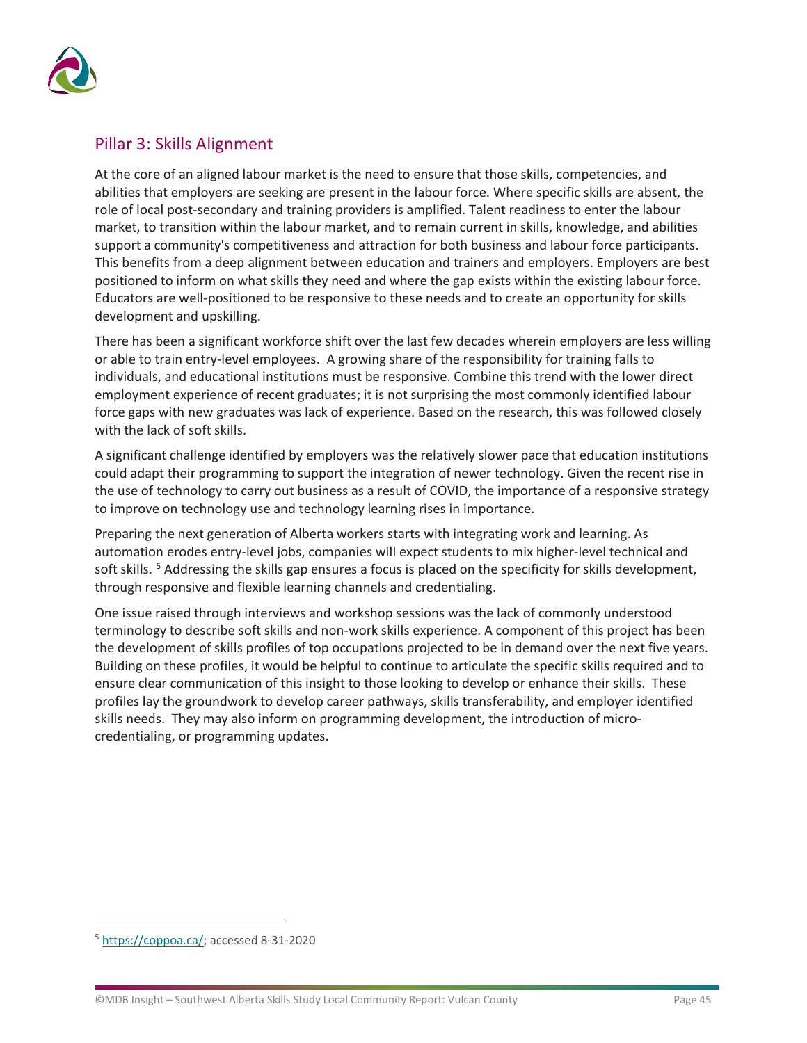## Pillar 3: Skills Alignment

At the core of an aligned labour market is the need to ensure that those skills, competencies, and abilities that employers are seeking are present in the labour force. Where specific skills are absent, the role of local post-secondary and training providers is amplified. Talent readiness to enter the labour market, to transition within the labour market, and to remain current in skills, knowledge, and abilities support a community's competitiveness and attraction for both business and labour force participants. This benefits from a deep alignment between education and trainers and employers. Employers are best positioned to inform on what skills they need and where the gap exists within the existing labour force. Educators are well-positioned to be responsive to these needs and to create an opportunity for skills development and upskilling.

There has been a significant workforce shift over the last few decades wherein employers are less willing or able to train entry-level employees. A growing share of the responsibility for training falls to individuals, and educational institutions must be responsive. Combine this trend with the lower direct employment experience of recent graduates; it is not surprising the most commonly identified labour force gaps with new graduates was lack of experience. Based on the research, this was followed closely with the lack of soft skills.

A significant challenge identified by employers was the relatively slower pace that education institutions could adapt their programming to support the integration of newer technology. Given the recent rise in the use of technology to carry out business as a result of COVID, the importance of a responsive strategy to improve on technology use and technology learning rises in importance.

Preparing the next generation of Alberta workers starts with integrating work and learning. As automation erodes entry-level jobs, companies will expect students to mix higher-level technical and soft skills. [5] Addressing the skills gap ensures a focus is placed on the specificity for skills development, through responsive and flexible learning channels and credentialing.

One issue raised through interviews and workshop sessions was the lack of commonly understood terminology to describe soft skills and non-work skills experience. A component of this project has been the development of skills profiles of top occupations projected to be in demand over the next five years. Building on these profiles, it would be helpful to continue to articulate the specific skills required and to ensure clear communication of this insight to those looking to develop or enhance their skills. These profiles lay the groundwork to develop career pathways, skills transferability, and employer identified skills needs. They may also inform on programming development, the introduction of micro-credentialing, or programming updates.

[5] https://coppoa.ca/; accessed 8-31-2020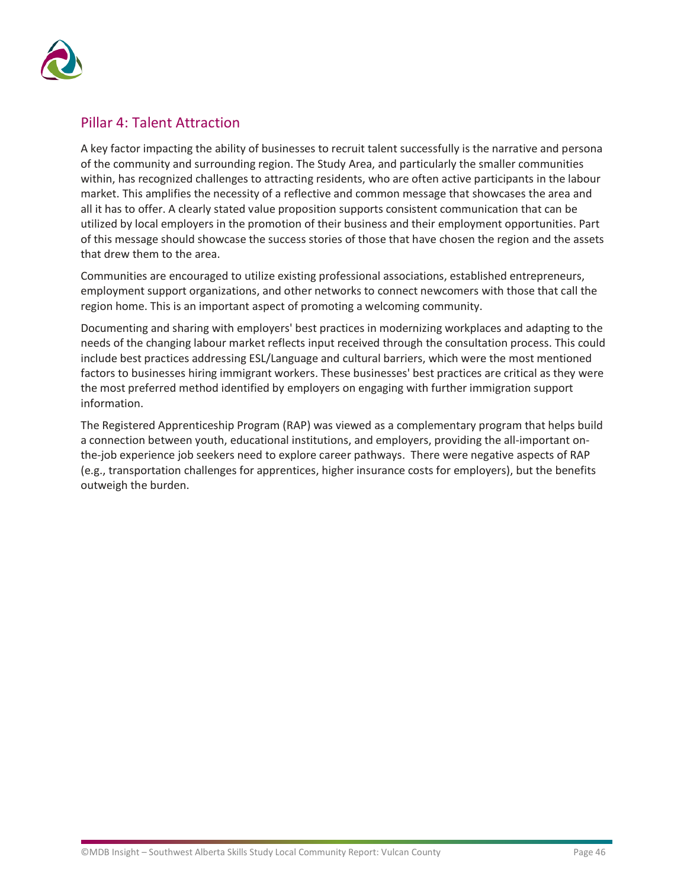## Pillar 4: Talent Attraction

A key factor impacting the ability of businesses to recruit talent successfully is the narrative and persona of the community and surrounding region. The Study Area, and particularly the smaller communities within, has recognized challenges to attracting residents, who are often active participants in the labour market. This amplifies the necessity of a reflective and common message that showcases the area and all it has to offer. A clearly stated value proposition supports consistent communication that can be utilized by local employers in the promotion of their business and their employment opportunities. Part of this message should showcase the success stories of those that have chosen the region and the assets that drew them to the area.

Communities are encouraged to utilize existing professional associations, established entrepreneurs, employment support organizations, and other networks to connect newcomers with those that call the region home. This is an important aspect of promoting a welcoming community.

Documenting and sharing with employers' best practices in modernizing workplaces and adapting to the needs of the changing labour market reflects input received through the consultation process. This could include best practices addressing ESL/Language and cultural barriers, which were the most mentioned factors to businesses hiring immigrant workers. These businesses' best practices are critical as they were the most preferred method identified by employers on engaging with further immigration support information.

The Registered Apprenticeship Program (RAP) was viewed as a complementary program that helps build a connection between youth, educational institutions, and employers, providing the all-important on-the-job experience job seekers need to explore career pathways. There were negative aspects of RAP (e.g., transportation challenges for apprentices, higher insurance costs for employers), but the benefits outweigh the burden.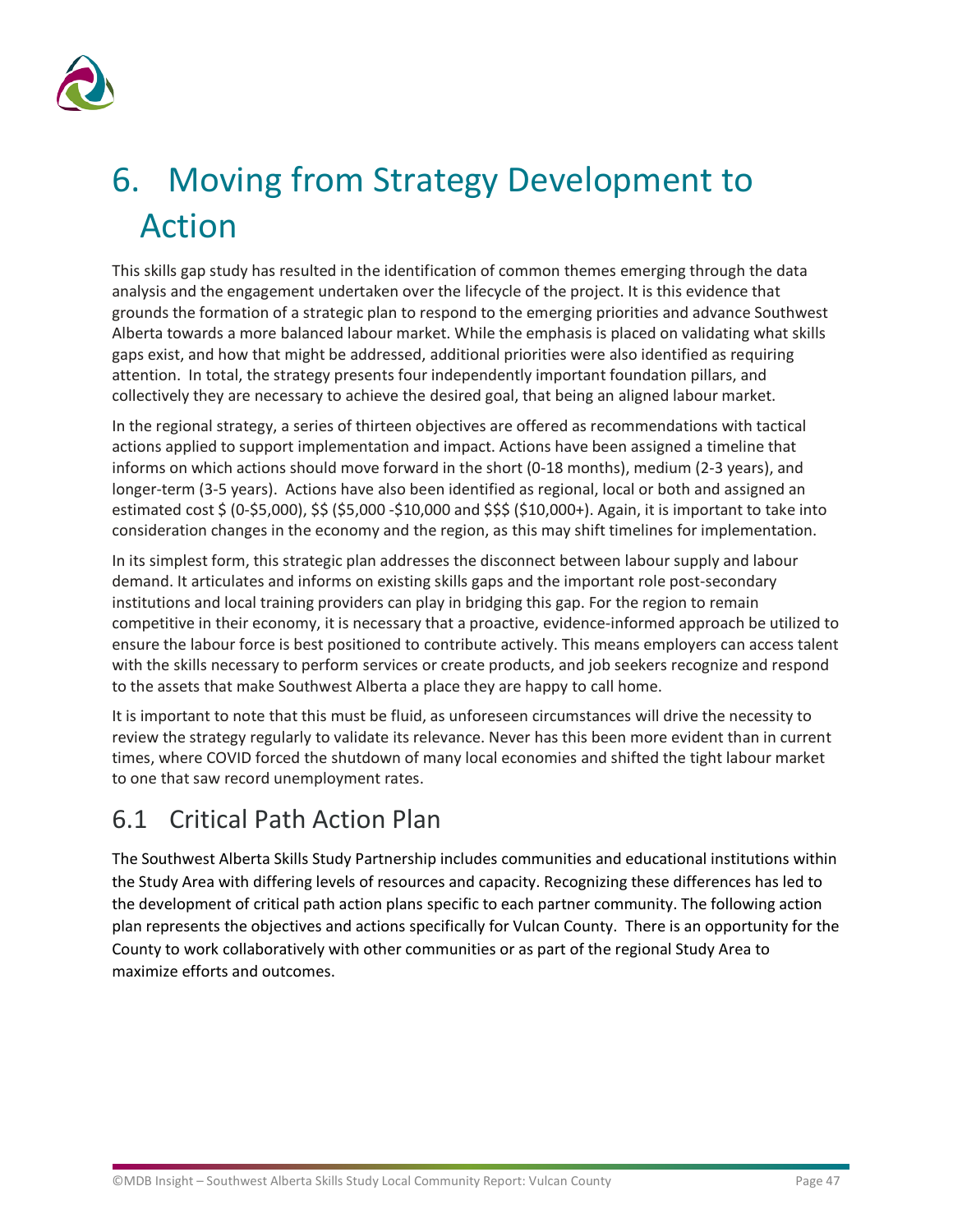# 6. Moving from Strategy Development to Action

This skills gap study has resulted in the identification of common themes emerging through the data analysis and the engagement undertaken over the lifecycle of the project. It is this evidence that grounds the formation of a strategic plan to respond to the emerging priorities and advance Southwest Alberta towards a more balanced labour market. While the emphasis is placed on validating what skills gaps exist, and how that might be addressed, additional priorities were also identified as requiring attention. In total, the strategy presents four independently important foundation pillars, and collectively they are necessary to achieve the desired goal, that being an aligned labour market.

In the regional strategy, a series of thirteen objectives are offered as recommendations with tactical actions applied to support implementation and impact. Actions have been assigned a timeline that informs on which actions should move forward in the short (0-18 months), medium (2-3 years), and longer-term (3-5 years). Actions have also been identified as regional, local or both and assigned an estimated cost $ (0-$5,000), $$ ($5,000 -$10,000 and $$$ ($10,000+). Again, it is important to take into consideration changes in the economy and the region, as this may shift timelines for implementation.

In its simplest form, this strategic plan addresses the disconnect between labour supply and labour demand. It articulates and informs on existing skills gaps and the important role post-secondary institutions and local training providers can play in bridging this gap. For the region to remain competitive in their economy, it is necessary that a proactive, evidence-informed approach be utilized to ensure the labour force is best positioned to contribute actively. This means employers can access talent with the skills necessary to perform services or create products, and job seekers recognize and respond to the assets that make Southwest Alberta a place they are happy to call home.

It is important to note that this must be fluid, as unforeseen circumstances will drive the necessity to review the strategy regularly to validate its relevance. Never has this been more evident than in current times, where COVID forced the shutdown of many local economies and shifted the tight labour market to one that saw record unemployment rates.

## 6.1 Critical Path Action Plan

The Southwest Alberta Skills Study Partnership includes communities and educational institutions within the Study Area with differing levels of resources and capacity. Recognizing these differences has led to the development of critical path action plans specific to each partner community. The following action plan represents the objectives and actions specifically for Vulcan County. There is an opportunity for the County to work collaboratively with other communities or as part of the regional Study Area to maximize efforts and outcomes.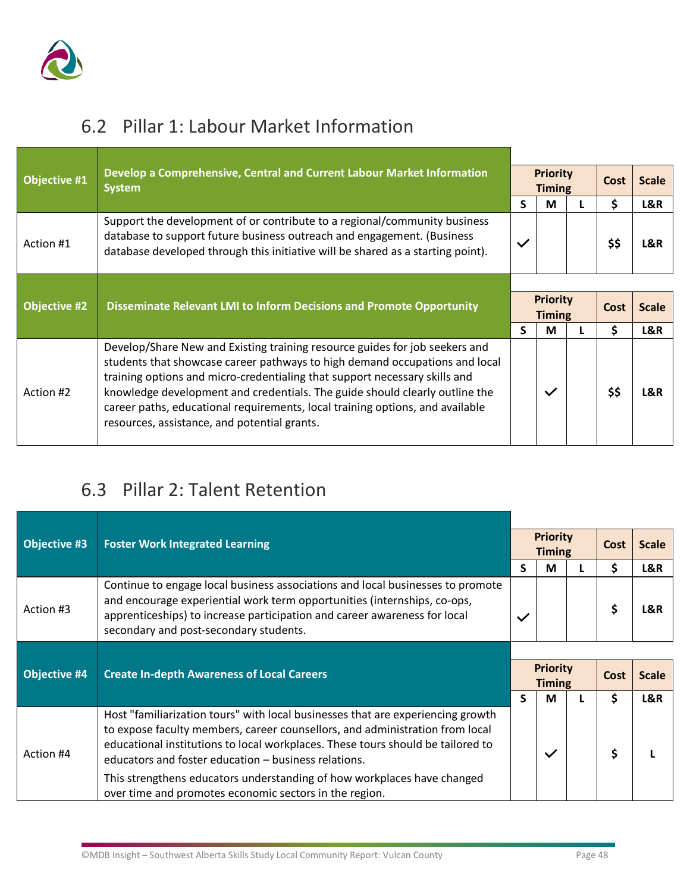## 6.2 Pillar 1: Labour Market Information

| Objective #1 | Develop a Comprehensive, Central and Current Labour Market Information System | Priority Timing | | | Cost | Scale |
|---|---|---|---|---|---|---|
| | | S | M | L | $ | L&R |
| Action #1 | Support the development of or contribute to a regional/community business database to support future business outreach and engagement. (Business database developed through this initiative will be shared as a starting point). | ✓ | | | $$ | L&R |

| Objective #2 | Disseminate Relevant LMI to Inform Decisions and Promote Opportunity | Priority Timing | | | Cost | Scale |
|---|---|---|---|---|---|---|
| | | S | M | L | $ | L&R |
| Action #2 | Develop/Share New and Existing training resource guides for job seekers and students that showcase career pathways to high demand occupations and local training options and micro-credentialing that support necessary skills and knowledge development and credentials. The guide should clearly outline the career paths, educational requirements, local training options, and available resources, assistance, and potential grants. | | ✓ | | $$ | L&R |

## 6.3 Pillar 2: Talent Retention

| Objective #3 | Foster Work Integrated Learning | Priority Timing | | | Cost | Scale |
|---|---|---|---|---|---|---|
| | | S | M | L | $ | L&R |
| Action #3 | Continue to engage local business associations and local businesses to promote and encourage experiential work term opportunities (internships, co-ops, apprenticeships) to increase participation and career awareness for local secondary and post-secondary students. | ✓ | | | $ | L&R |

| Objective #4 | Create In-depth Awareness of Local Careers | Priority Timing | | | Cost | Scale |
|---|---|---|---|---|---|---|
| | | S | M | L | $ | L&R |
| Action #4 | Host "familiarization tours" with local businesses that are experiencing growth to expose faculty members, career counsellors, and administration from local educational institutions to local workplaces. These tours should be tailored to educators and foster education – business relations.<br>This strengthens educators understanding of how workplaces have changed over time and promotes economic sectors in the region. | | ✓ | | $ | L |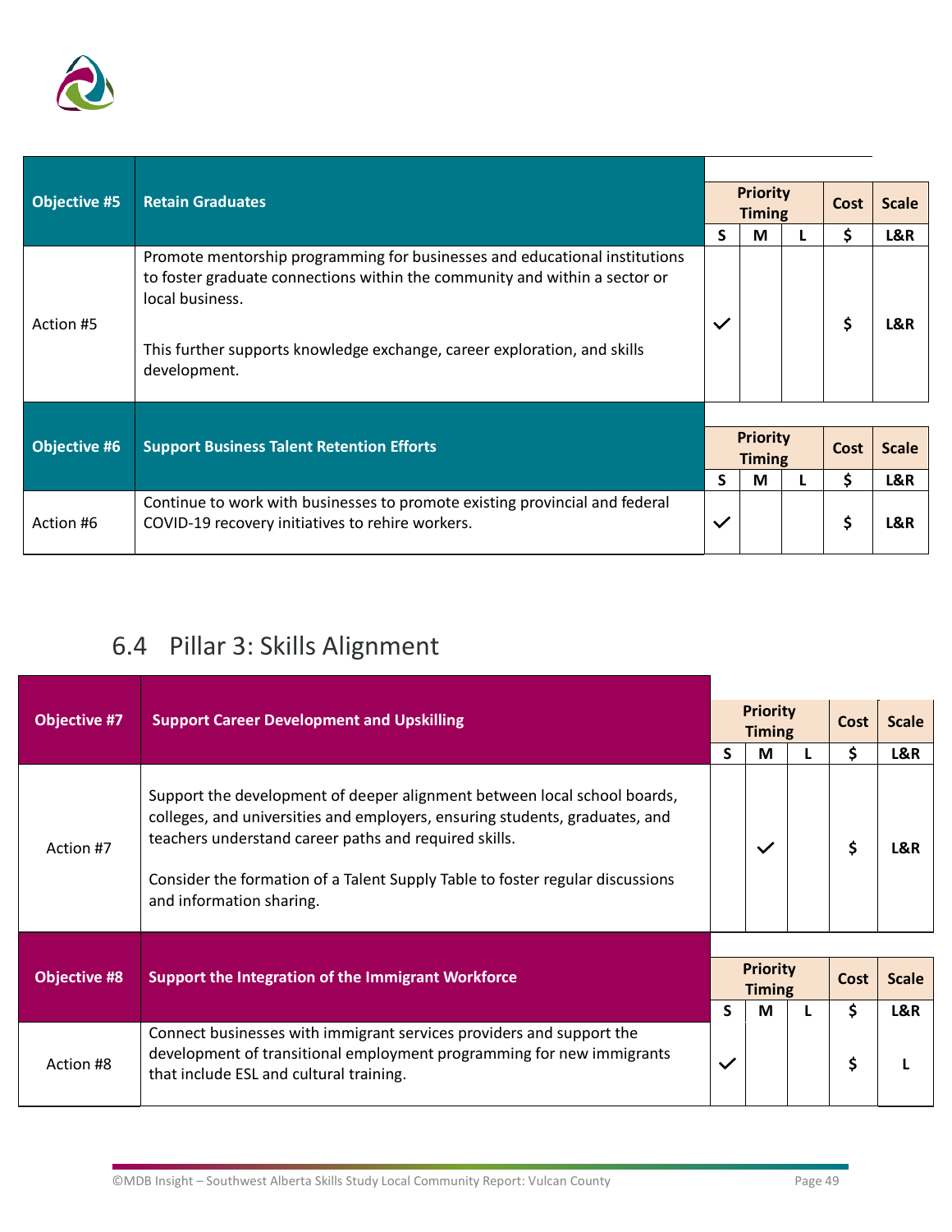| Objective #5 | Retain Graduates | Priority Timing | | | Cost | Scale |
|---|---|---|---|---|---|---|
| | | S | M | L | $ | L&R |
| Action #5 | Promote mentorship programming for businesses and educational institutions to foster graduate connections within the community and within a sector or local business.<br><br>This further supports knowledge exchange, career exploration, and skills development. | ✓ | | | $ | L&R |

| Objective #6 | Support Business Talent Retention Efforts | Priority Timing | | | Cost | Scale |
|---|---|---|---|---|---|---|
| | | S | M | L | $ | L&R |
| Action #6 | Continue to work with businesses to promote existing provincial and federal COVID-19 recovery initiatives to rehire workers. | ✓ | | | $ | L&R |

## 6.4 Pillar 3: Skills Alignment

| Objective #7 | Support Career Development and Upskilling | Priority Timing | | | Cost | Scale |
|---|---|---|---|---|---|---|
| | | S | M | L | $ | L&R |
| Action #7 | Support the development of deeper alignment between local school boards, colleges, and universities and employers, ensuring students, graduates, and teachers understand career paths and required skills.<br><br>Consider the formation of a Talent Supply Table to foster regular discussions and information sharing. | | ✓ | | $ | L&R |

| Objective #8 | Support the Integration of the Immigrant Workforce | Priority Timing | | | Cost | Scale |
|---|---|---|---|---|---|---|
| | | S | M | L | $ | L&R |
| Action #8 | Connect businesses with immigrant services providers and support the development of transitional employment programming for new immigrants that include ESL and cultural training. | ✓ | | | $ | L |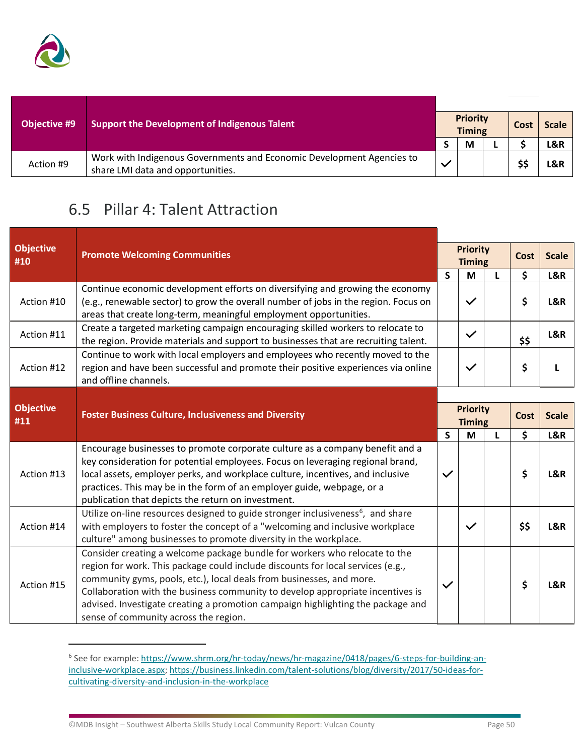| Objective #9 | Support the Development of Indigenous Talent | Priority Timing | | | Cost | Scale |
|---|---|---|---|---|---|---|
| | | S | M | L | $ | L&R |
| Action #9 | Work with Indigenous Governments and Economic Development Agencies to share LMI data and opportunities. | ✓ | | | $$ | L&R |

## 6.5 Pillar 4: Talent Attraction

| Objective #10 | Promote Welcoming Communities | Priority Timing | | | Cost | Scale |
|---|---|---|---|---|---|---|
| | | S | M | L | $ | L&R |
| Action #10 | Continue economic development efforts on diversifying and growing the economy (e.g., renewable sector) to grow the overall number of jobs in the region. Focus on areas that create long-term, meaningful employment opportunities. | | ✓ | | $ | L&R |
| Action #11 | Create a targeted marketing campaign encouraging skilled workers to relocate to the region. Provide materials and support to businesses that are recruiting talent. | | ✓ | | $$ | L&R |
| Action #12 | Continue to work with local employers and employees who recently moved to the region and have been successful and promote their positive experiences via online and offline channels. | | ✓ | | $ | L |

| Objective #11 | Foster Business Culture, Inclusiveness and Diversity | Priority Timing | | | Cost | Scale |
|---|---|---|---|---|---|---|
| | | S | M | L | $ | L&R |
| Action #13 | Encourage businesses to promote corporate culture as a company benefit and a key consideration for potential employees. Focus on leveraging regional brand, local assets, employer perks, and workplace culture, incentives, and inclusive practices. This may be in the form of an employer guide, webpage, or a publication that depicts the return on investment. | ✓ | | | $ | L&R |
| Action #14 | Utilize on-line resources designed to guide stronger inclusiveness[6], and share with employers to foster the concept of a "welcoming and inclusive workplace culture" among businesses to promote diversity in the workplace. | | ✓ | | $$ | L&R |
| Action #15 | Consider creating a welcome package bundle for workers who relocate to the region for work. This package could include discounts for local services (e.g., community gyms, pools, etc.), local deals from businesses, and more. Collaboration with the business community to develop appropriate incentives is advised. Investigate creating a promotion campaign highlighting the package and sense of community across the region. | ✓ | | | $ | L&R |

[6] See for example: https://www.shrm.org/hr-today/news/hr-magazine/0418/pages/6-steps-for-building-an-inclusive-workplace.aspx; https://business.linkedin.com/talent-solutions/blog/diversity/2017/50-ideas-for-cultivating-diversity-and-inclusion-in-the-workplace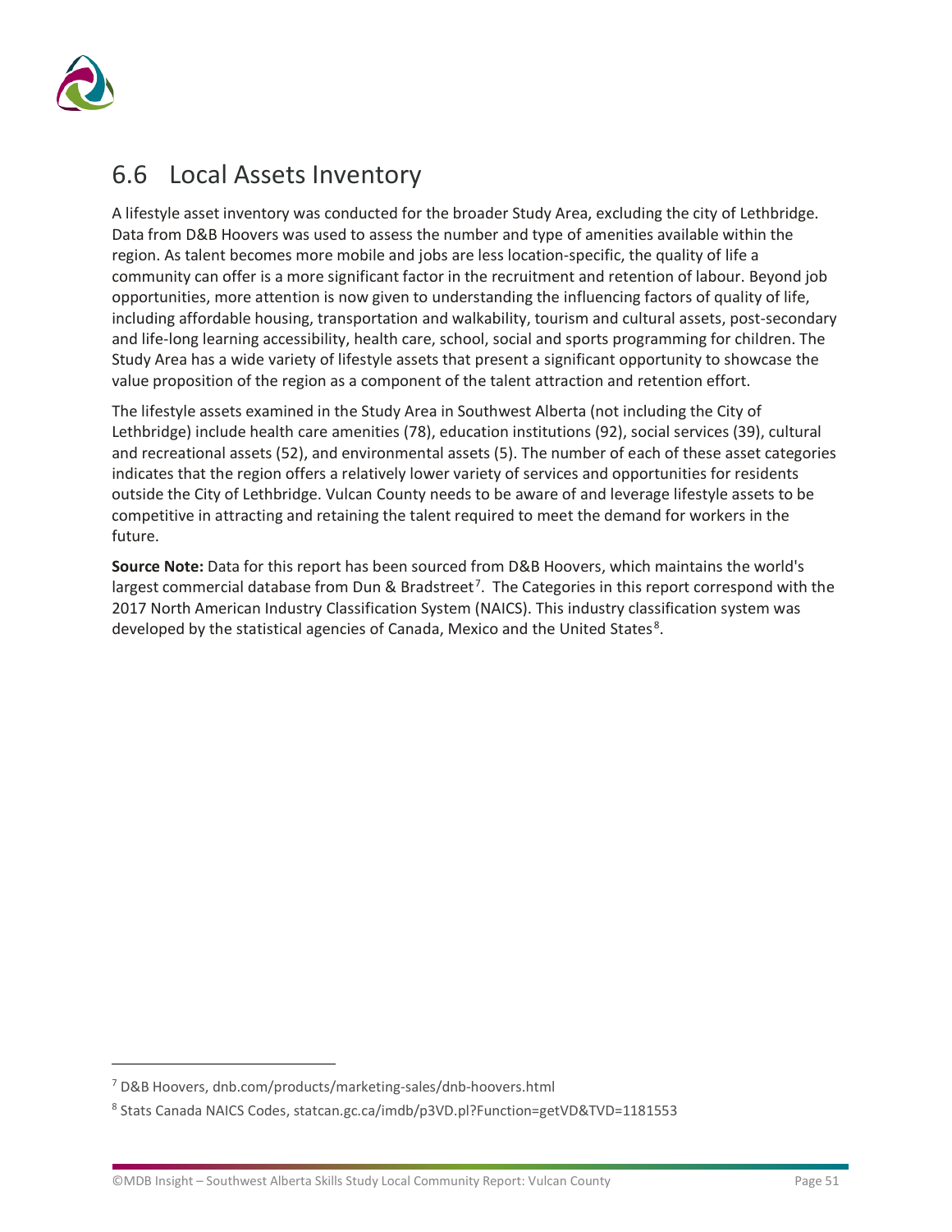## 6.6 Local Assets Inventory

A lifestyle asset inventory was conducted for the broader Study Area, excluding the city of Lethbridge. Data from D&B Hoovers was used to assess the number and type of amenities available within the region. As talent becomes more mobile and jobs are less location-specific, the quality of life a community can offer is a more significant factor in the recruitment and retention of labour. Beyond job opportunities, more attention is now given to understanding the influencing factors of quality of life, including affordable housing, transportation and walkability, tourism and cultural assets, post-secondary and life-long learning accessibility, health care, school, social and sports programming for children. The Study Area has a wide variety of lifestyle assets that present a significant opportunity to showcase the value proposition of the region as a component of the talent attraction and retention effort.

The lifestyle assets examined in the Study Area in Southwest Alberta (not including the City of Lethbridge) include health care amenities (78), education institutions (92), social services (39), cultural and recreational assets (52), and environmental assets (5). The number of each of these asset categories indicates that the region offers a relatively lower variety of services and opportunities for residents outside the City of Lethbridge. Vulcan County needs to be aware of and leverage lifestyle assets to be competitive in attracting and retaining the talent required to meet the demand for workers in the future.

**Source Note:** Data for this report has been sourced from D&B Hoovers, which maintains the world's largest commercial database from Dun & Bradstreet[7]. The Categories in this report correspond with the 2017 North American Industry Classification System (NAICS). This industry classification system was developed by the statistical agencies of Canada, Mexico and the United States[8].

---

[7] D&B Hoovers, dnb.com/products/marketing-sales/dnb-hoovers.html

[8] Stats Canada NAICS Codes, statcan.gc.ca/imdb/p3VD.pl?Function=getVD&TVD=1181553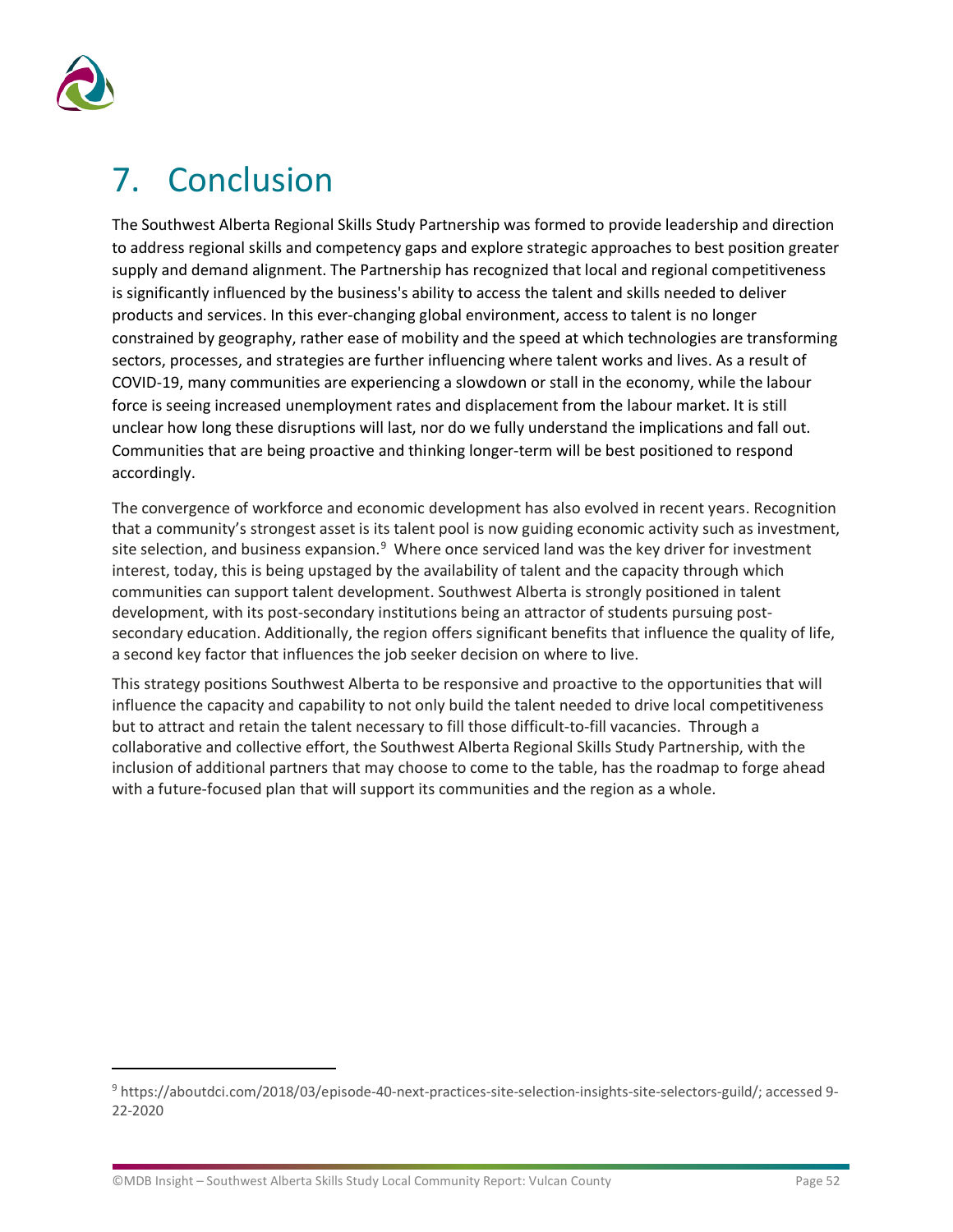# 7. Conclusion

The Southwest Alberta Regional Skills Study Partnership was formed to provide leadership and direction to address regional skills and competency gaps and explore strategic approaches to best position greater supply and demand alignment. The Partnership has recognized that local and regional competitiveness is significantly influenced by the business's ability to access the talent and skills needed to deliver products and services. In this ever-changing global environment, access to talent is no longer constrained by geography, rather ease of mobility and the speed at which technologies are transforming sectors, processes, and strategies are further influencing where talent works and lives. As a result of COVID-19, many communities are experiencing a slowdown or stall in the economy, while the labour force is seeing increased unemployment rates and displacement from the labour market. It is still unclear how long these disruptions will last, nor do we fully understand the implications and fall out. Communities that are being proactive and thinking longer-term will be best positioned to respond accordingly.

The convergence of workforce and economic development has also evolved in recent years. Recognition that a community's strongest asset is its talent pool is now guiding economic activity such as investment, site selection, and business expansion.[9] Where once serviced land was the key driver for investment interest, today, this is being upstaged by the availability of talent and the capacity through which communities can support talent development. Southwest Alberta is strongly positioned in talent development, with its post-secondary institutions being an attractor of students pursuing post-secondary education. Additionally, the region offers significant benefits that influence the quality of life, a second key factor that influences the job seeker decision on where to live.

This strategy positions Southwest Alberta to be responsive and proactive to the opportunities that will influence the capacity and capability to not only build the talent needed to drive local competitiveness but to attract and retain the talent necessary to fill those difficult-to-fill vacancies. Through a collaborative and collective effort, the Southwest Alberta Regional Skills Study Partnership, with the inclusion of additional partners that may choose to come to the table, has the roadmap to forge ahead with a future-focused plan that will support its communities and the region as a whole.

[9] https://aboutdci.com/2018/03/episode-40-next-practices-site-selection-insights-site-selectors-guild/; accessed 9-22-2020